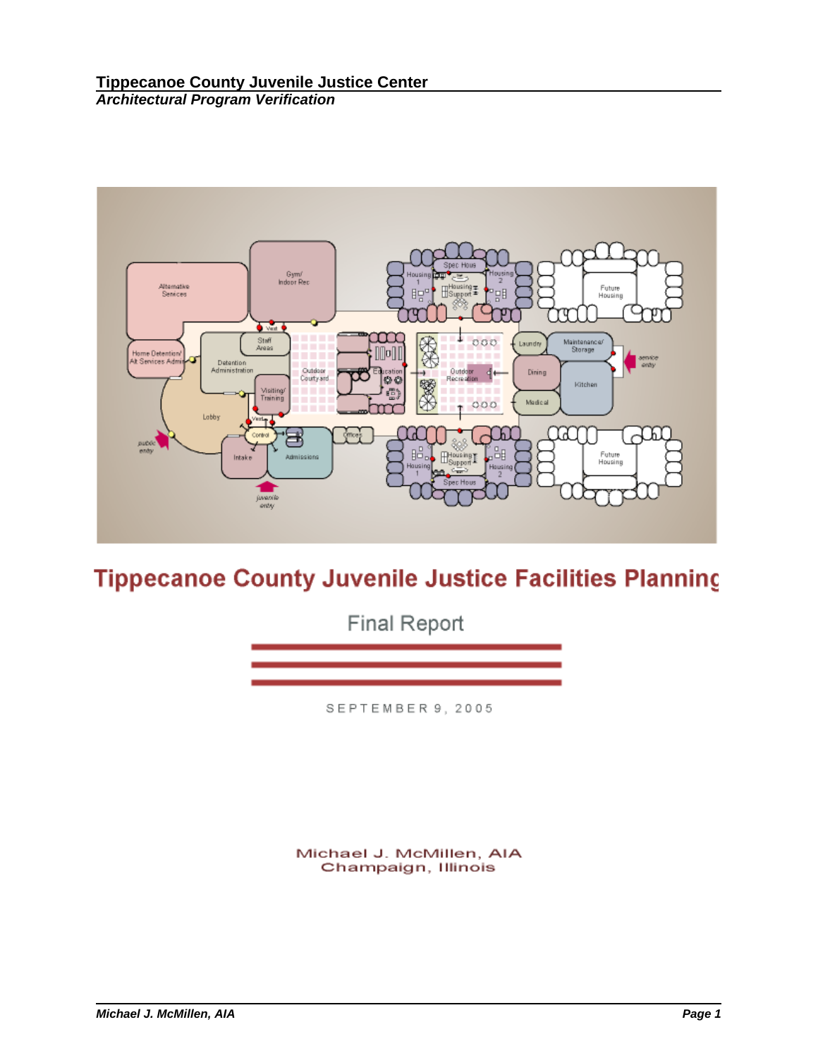# Tippecanoe County Juvenile Justice Facilities Planning

Final Report

SEPTEMBER 9, 2005

Michael J. McMillen, AIA
Champaign, Illinois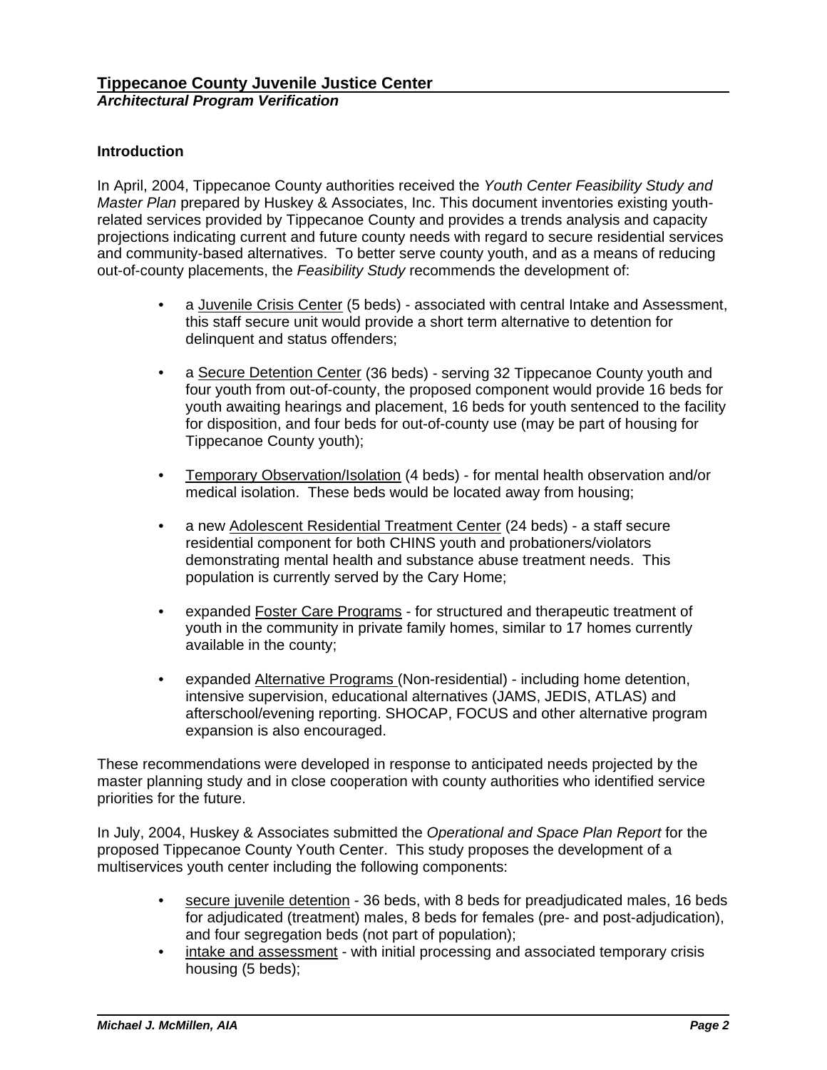## Introduction

In April, 2004, Tippecanoe County authorities received the *Youth Center Feasibility Study and Master Plan* prepared by Huskey & Associates, Inc. This document inventories existing youth-related services provided by Tippecanoe County and provides a trends analysis and capacity projections indicating current and future county needs with regard to secure residential services and community-based alternatives. To better serve county youth, and as a means of reducing out-of-county placements, the *Feasibility Study* recommends the development of:

- a Juvenile Crisis Center (5 beds) - associated with central Intake and Assessment, this staff secure unit would provide a short term alternative to detention for delinquent and status offenders;
- a Secure Detention Center (36 beds) - serving 32 Tippecanoe County youth and four youth from out-of-county, the proposed component would provide 16 beds for youth awaiting hearings and placement, 16 beds for youth sentenced to the facility for disposition, and four beds for out-of-county use (may be part of housing for Tippecanoe County youth);
- Temporary Observation/Isolation (4 beds) - for mental health observation and/or medical isolation. These beds would be located away from housing;
- a new Adolescent Residential Treatment Center (24 beds) - a staff secure residential component for both CHINS youth and probationers/violators demonstrating mental health and substance abuse treatment needs. This population is currently served by the Cary Home;
- expanded Foster Care Programs - for structured and therapeutic treatment of youth in the community in private family homes, similar to 17 homes currently available in the county;
- expanded Alternative Programs (Non-residential) - including home detention, intensive supervision, educational alternatives (JAMS, JEDIS, ATLAS) and afterschool/evening reporting. SHOCAP, FOCUS and other alternative program expansion is also encouraged.

These recommendations were developed in response to anticipated needs projected by the master planning study and in close cooperation with county authorities who identified service priorities for the future.

In July, 2004, Huskey & Associates submitted the *Operational and Space Plan Report* for the proposed Tippecanoe County Youth Center. This study proposes the development of a multiservices youth center including the following components:

- secure juvenile detention - 36 beds, with 8 beds for preadjudicated males, 16 beds for adjudicated (treatment) males, 8 beds for females (pre- and post-adjudication), and four segregation beds (not part of population);
- intake and assessment - with initial processing and associated temporary crisis housing (5 beds);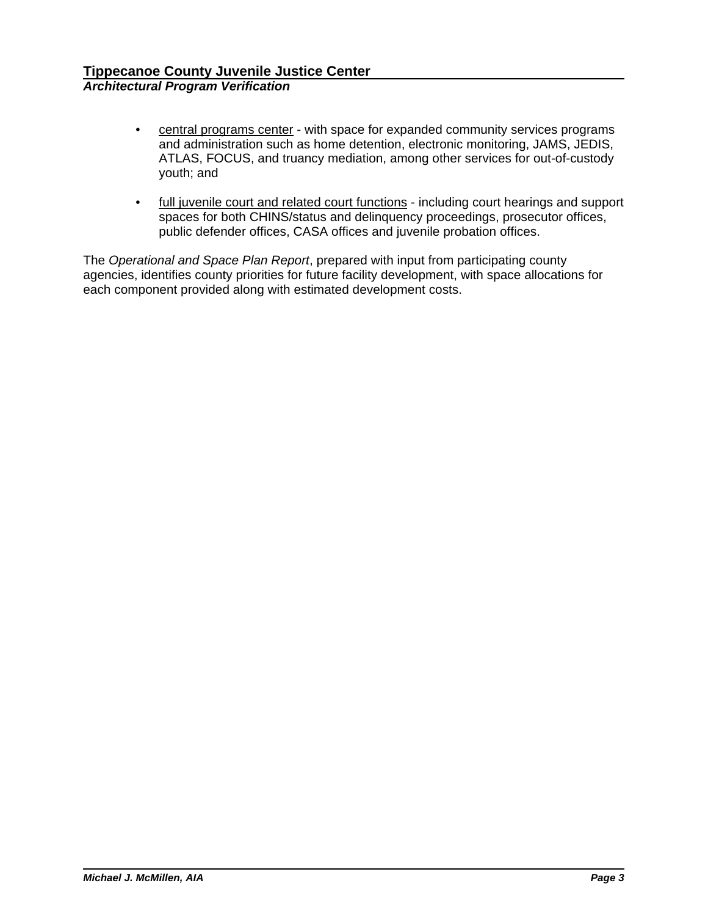- central programs center - with space for expanded community services programs and administration such as home detention, electronic monitoring, JAMS, JEDIS, ATLAS, FOCUS, and truancy mediation, among other services for out-of-custody youth; and

- full juvenile court and related court functions - including court hearings and support spaces for both CHINS/status and delinquency proceedings, prosecutor offices, public defender offices, CASA offices and juvenile probation offices.

The *Operational and Space Plan Report*, prepared with input from participating county agencies, identifies county priorities for future facility development, with space allocations for each component provided along with estimated development costs.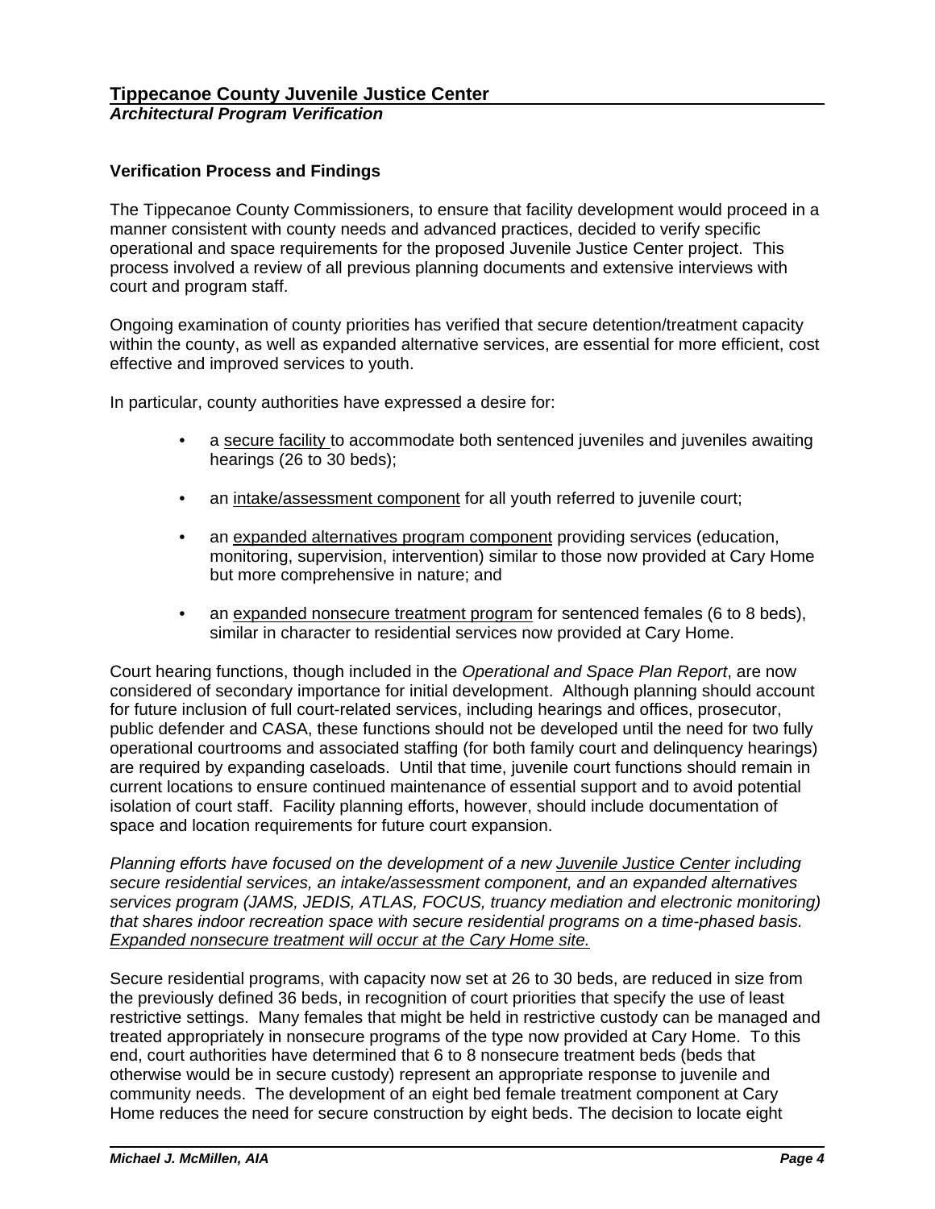### Verification Process and Findings

The Tippecanoe County Commissioners, to ensure that facility development would proceed in a manner consistent with county needs and advanced practices, decided to verify specific operational and space requirements for the proposed Juvenile Justice Center project. This process involved a review of all previous planning documents and extensive interviews with court and program staff.

Ongoing examination of county priorities has verified that secure detention/treatment capacity within the county, as well as expanded alternative services, are essential for more efficient, cost effective and improved services to youth.

In particular, county authorities have expressed a desire for:

- a <u>secure facility</u> to accommodate both sentenced juveniles and juveniles awaiting hearings (26 to 30 beds);
- an <u>intake/assessment component</u> for all youth referred to juvenile court;
- an <u>expanded alternatives program component</u> providing services (education, monitoring, supervision, intervention) similar to those now provided at Cary Home but more comprehensive in nature; and
- an <u>expanded nonsecure treatment program</u> for sentenced females (6 to 8 beds), similar in character to residential services now provided at Cary Home.

Court hearing functions, though included in the *Operational and Space Plan Report*, are now considered of secondary importance for initial development. Although planning should account for future inclusion of full court-related services, including hearings and offices, prosecutor, public defender and CASA, these functions should not be developed until the need for two fully operational courtrooms and associated staffing (for both family court and delinquency hearings) are required by expanding caseloads. Until that time, juvenile court functions should remain in current locations to ensure continued maintenance of essential support and to avoid potential isolation of court staff. Facility planning efforts, however, should include documentation of space and location requirements for future court expansion.

*Planning efforts have focused on the development of a new <u>Juvenile Justice Center</u> including secure residential services, an intake/assessment component, and an expanded alternatives services program (JAMS, JEDIS, ATLAS, FOCUS, truancy mediation and electronic monitoring) that shares indoor recreation space with secure residential programs on a time-phased basis. <u>Expanded nonsecure treatment will occur at the Cary Home site.</u>*

Secure residential programs, with capacity now set at 26 to 30 beds, are reduced in size from the previously defined 36 beds, in recognition of court priorities that specify the use of least restrictive settings. Many females that might be held in restrictive custody can be managed and treated appropriately in nonsecure programs of the type now provided at Cary Home. To this end, court authorities have determined that 6 to 8 nonsecure treatment beds (beds that otherwise would be in secure custody) represent an appropriate response to juvenile and community needs. The development of an eight bed female treatment component at Cary Home reduces the need for secure construction by eight beds. The decision to locate eight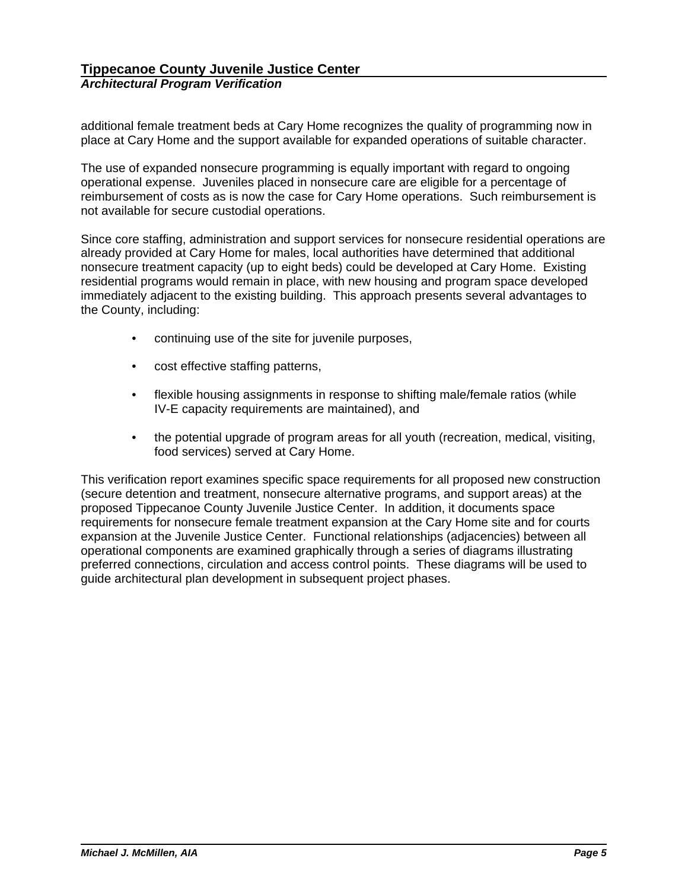additional female treatment beds at Cary Home recognizes the quality of programming now in place at Cary Home and the support available for expanded operations of suitable character.

The use of expanded nonsecure programming is equally important with regard to ongoing operational expense. Juveniles placed in nonsecure care are eligible for a percentage of reimbursement of costs as is now the case for Cary Home operations. Such reimbursement is not available for secure custodial operations.

Since core staffing, administration and support services for nonsecure residential operations are already provided at Cary Home for males, local authorities have determined that additional nonsecure treatment capacity (up to eight beds) could be developed at Cary Home. Existing residential programs would remain in place, with new housing and program space developed immediately adjacent to the existing building. This approach presents several advantages to the County, including:

- continuing use of the site for juvenile purposes,
- cost effective staffing patterns,
- flexible housing assignments in response to shifting male/female ratios (while IV-E capacity requirements are maintained), and
- the potential upgrade of program areas for all youth (recreation, medical, visiting, food services) served at Cary Home.

This verification report examines specific space requirements for all proposed new construction (secure detention and treatment, nonsecure alternative programs, and support areas) at the proposed Tippecanoe County Juvenile Justice Center. In addition, it documents space requirements for nonsecure female treatment expansion at the Cary Home site and for courts expansion at the Juvenile Justice Center. Functional relationships (adjacencies) between all operational components are examined graphically through a series of diagrams illustrating preferred connections, circulation and access control points. These diagrams will be used to guide architectural plan development in subsequent project phases.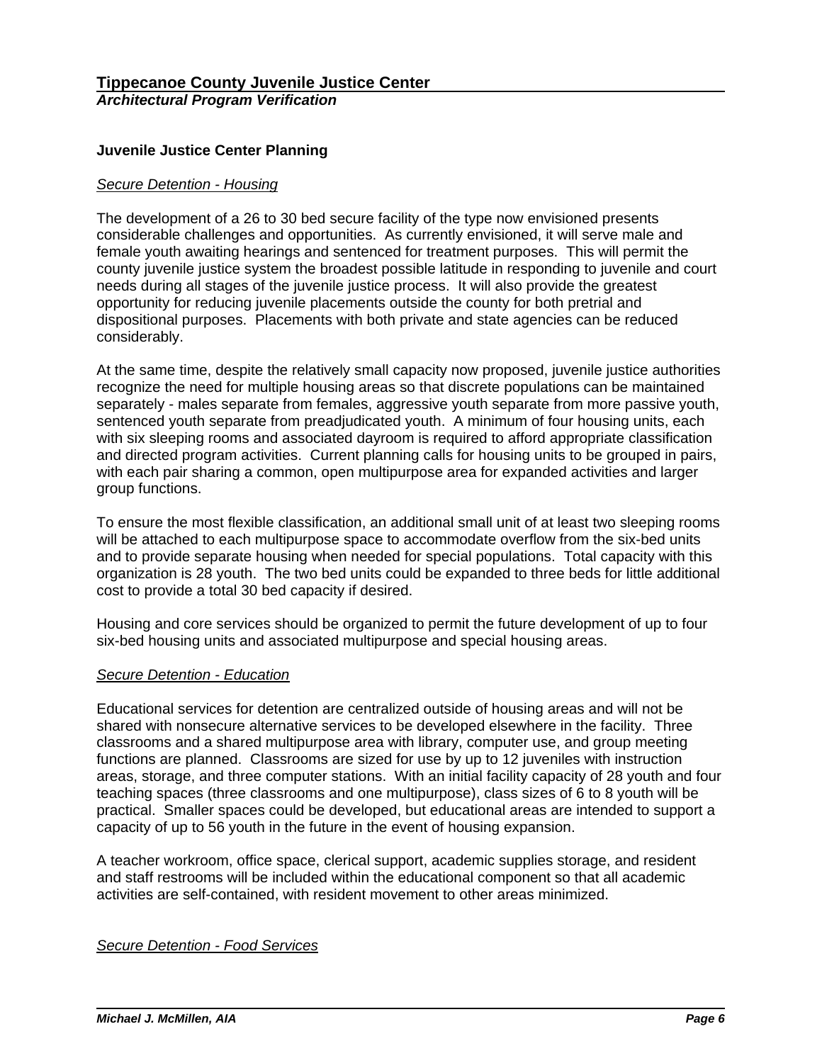## Juvenile Justice Center Planning

*Secure Detention - Housing*

The development of a 26 to 30 bed secure facility of the type now envisioned presents considerable challenges and opportunities. As currently envisioned, it will serve male and female youth awaiting hearings and sentenced for treatment purposes. This will permit the county juvenile justice system the broadest possible latitude in responding to juvenile and court needs during all stages of the juvenile justice process. It will also provide the greatest opportunity for reducing juvenile placements outside the county for both pretrial and dispositional purposes. Placements with both private and state agencies can be reduced considerably.

At the same time, despite the relatively small capacity now proposed, juvenile justice authorities recognize the need for multiple housing areas so that discrete populations can be maintained separately - males separate from females, aggressive youth separate from more passive youth, sentenced youth separate from preadjudicated youth. A minimum of four housing units, each with six sleeping rooms and associated dayroom is required to afford appropriate classification and directed program activities. Current planning calls for housing units to be grouped in pairs, with each pair sharing a common, open multipurpose area for expanded activities and larger group functions.

To ensure the most flexible classification, an additional small unit of at least two sleeping rooms will be attached to each multipurpose space to accommodate overflow from the six-bed units and to provide separate housing when needed for special populations. Total capacity with this organization is 28 youth. The two bed units could be expanded to three beds for little additional cost to provide a total 30 bed capacity if desired.

Housing and core services should be organized to permit the future development of up to four six-bed housing units and associated multipurpose and special housing areas.

*Secure Detention - Education*

Educational services for detention are centralized outside of housing areas and will not be shared with nonsecure alternative services to be developed elsewhere in the facility. Three classrooms and a shared multipurpose area with library, computer use, and group meeting functions are planned. Classrooms are sized for use by up to 12 juveniles with instruction areas, storage, and three computer stations. With an initial facility capacity of 28 youth and four teaching spaces (three classrooms and one multipurpose), class sizes of 6 to 8 youth will be practical. Smaller spaces could be developed, but educational areas are intended to support a capacity of up to 56 youth in the future in the event of housing expansion.

A teacher workroom, office space, clerical support, academic supplies storage, and resident and staff restrooms will be included within the educational component so that all academic activities are self-contained, with resident movement to other areas minimized.

*Secure Detention - Food Services*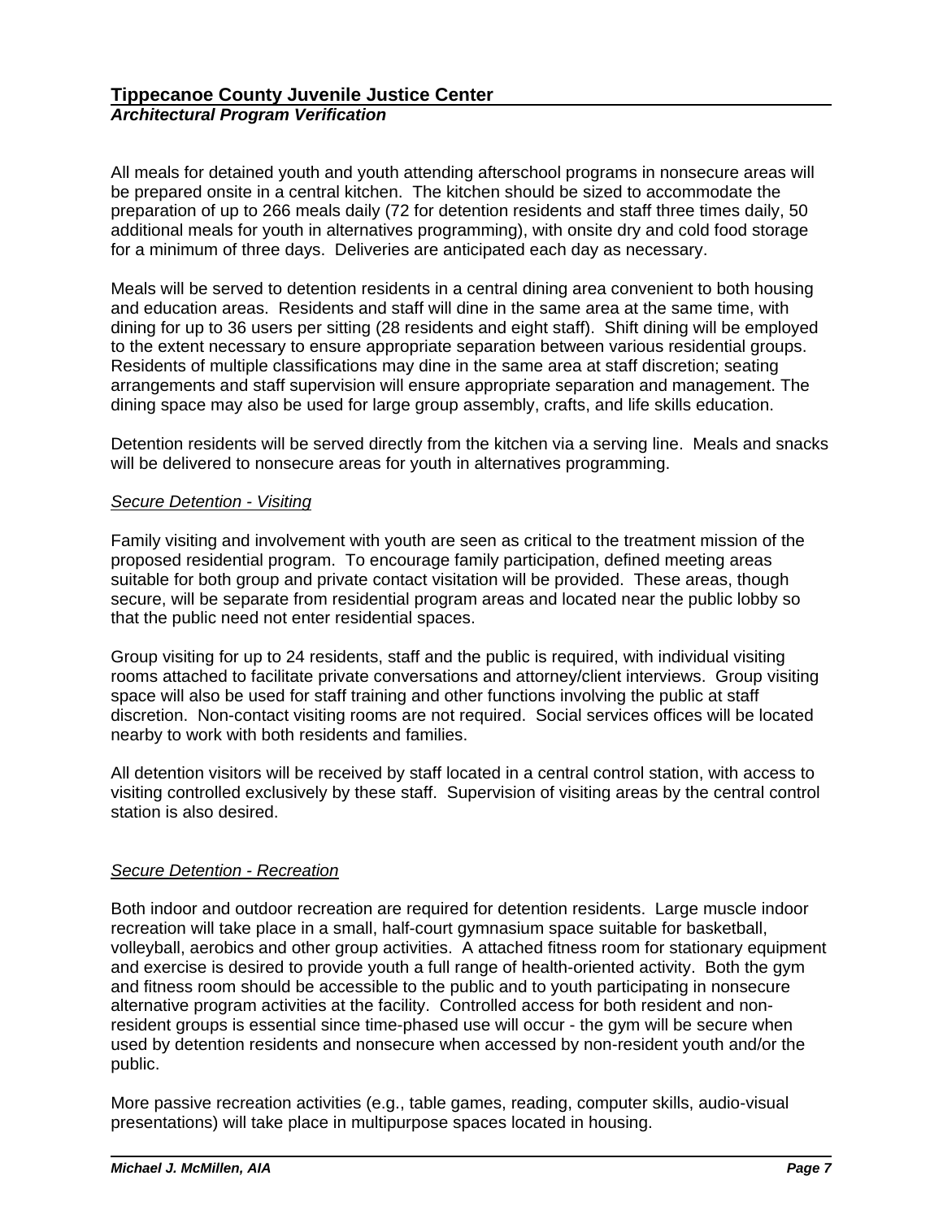All meals for detained youth and youth attending afterschool programs in nonsecure areas will be prepared onsite in a central kitchen. The kitchen should be sized to accommodate the preparation of up to 266 meals daily (72 for detention residents and staff three times daily, 50 additional meals for youth in alternatives programming), with onsite dry and cold food storage for a minimum of three days. Deliveries are anticipated each day as necessary.

Meals will be served to detention residents in a central dining area convenient to both housing and education areas. Residents and staff will dine in the same area at the same time, with dining for up to 36 users per sitting (28 residents and eight staff). Shift dining will be employed to the extent necessary to ensure appropriate separation between various residential groups. Residents of multiple classifications may dine in the same area at staff discretion; seating arrangements and staff supervision will ensure appropriate separation and management. The dining space may also be used for large group assembly, crafts, and life skills education.

Detention residents will be served directly from the kitchen via a serving line. Meals and snacks will be delivered to nonsecure areas for youth in alternatives programming.

*Secure Detention - Visiting*

Family visiting and involvement with youth are seen as critical to the treatment mission of the proposed residential program. To encourage family participation, defined meeting areas suitable for both group and private contact visitation will be provided. These areas, though secure, will be separate from residential program areas and located near the public lobby so that the public need not enter residential spaces.

Group visiting for up to 24 residents, staff and the public is required, with individual visiting rooms attached to facilitate private conversations and attorney/client interviews. Group visiting space will also be used for staff training and other functions involving the public at staff discretion. Non-contact visiting rooms are not required. Social services offices will be located nearby to work with both residents and families.

All detention visitors will be received by staff located in a central control station, with access to visiting controlled exclusively by these staff. Supervision of visiting areas by the central control station is also desired.

*Secure Detention - Recreation*

Both indoor and outdoor recreation are required for detention residents. Large muscle indoor recreation will take place in a small, half-court gymnasium space suitable for basketball, volleyball, aerobics and other group activities. A attached fitness room for stationary equipment and exercise is desired to provide youth a full range of health-oriented activity. Both the gym and fitness room should be accessible to the public and to youth participating in nonsecure alternative program activities at the facility. Controlled access for both resident and non-resident groups is essential since time-phased use will occur - the gym will be secure when used by detention residents and nonsecure when accessed by non-resident youth and/or the public.

More passive recreation activities (e.g., table games, reading, computer skills, audio-visual presentations) will take place in multipurpose spaces located in housing.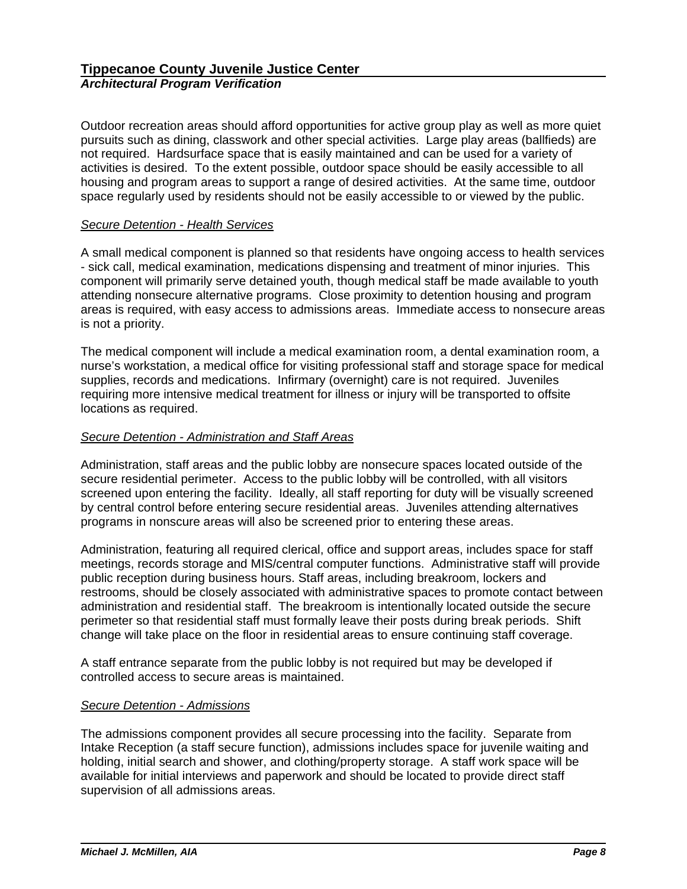Outdoor recreation areas should afford opportunities for active group play as well as more quiet pursuits such as dining, classwork and other special activities. Large play areas (ballfieds) are not required. Hardsurface space that is easily maintained and can be used for a variety of activities is desired. To the extent possible, outdoor space should be easily accessible to all housing and program areas to support a range of desired activities. At the same time, outdoor space regularly used by residents should not be easily accessible to or viewed by the public.

*<u>Secure Detention - Health Services</u>*

A small medical component is planned so that residents have ongoing access to health services - sick call, medical examination, medications dispensing and treatment of minor injuries. This component will primarily serve detained youth, though medical staff be made available to youth attending nonsecure alternative programs. Close proximity to detention housing and program areas is required, with easy access to admissions areas. Immediate access to nonsecure areas is not a priority.

The medical component will include a medical examination room, a dental examination room, a nurse's workstation, a medical office for visiting professional staff and storage space for medical supplies, records and medications. Infirmary (overnight) care is not required. Juveniles requiring more intensive medical treatment for illness or injury will be transported to offsite locations as required.

*<u>Secure Detention - Administration and Staff Areas</u>*

Administration, staff areas and the public lobby are nonsecure spaces located outside of the secure residential perimeter. Access to the public lobby will be controlled, with all visitors screened upon entering the facility. Ideally, all staff reporting for duty will be visually screened by central control before entering secure residential areas. Juveniles attending alternatives programs in nonscure areas will also be screened prior to entering these areas.

Administration, featuring all required clerical, office and support areas, includes space for staff meetings, records storage and MIS/central computer functions. Administrative staff will provide public reception during business hours. Staff areas, including breakroom, lockers and restrooms, should be closely associated with administrative spaces to promote contact between administration and residential staff. The breakroom is intentionally located outside the secure perimeter so that residential staff must formally leave their posts during break periods. Shift change will take place on the floor in residential areas to ensure continuing staff coverage.

A staff entrance separate from the public lobby is not required but may be developed if controlled access to secure areas is maintained.

*<u>Secure Detention - Admissions</u>*

The admissions component provides all secure processing into the facility. Separate from Intake Reception (a staff secure function), admissions includes space for juvenile waiting and holding, initial search and shower, and clothing/property storage. A staff work space will be available for initial interviews and paperwork and should be located to provide direct staff supervision of all admissions areas.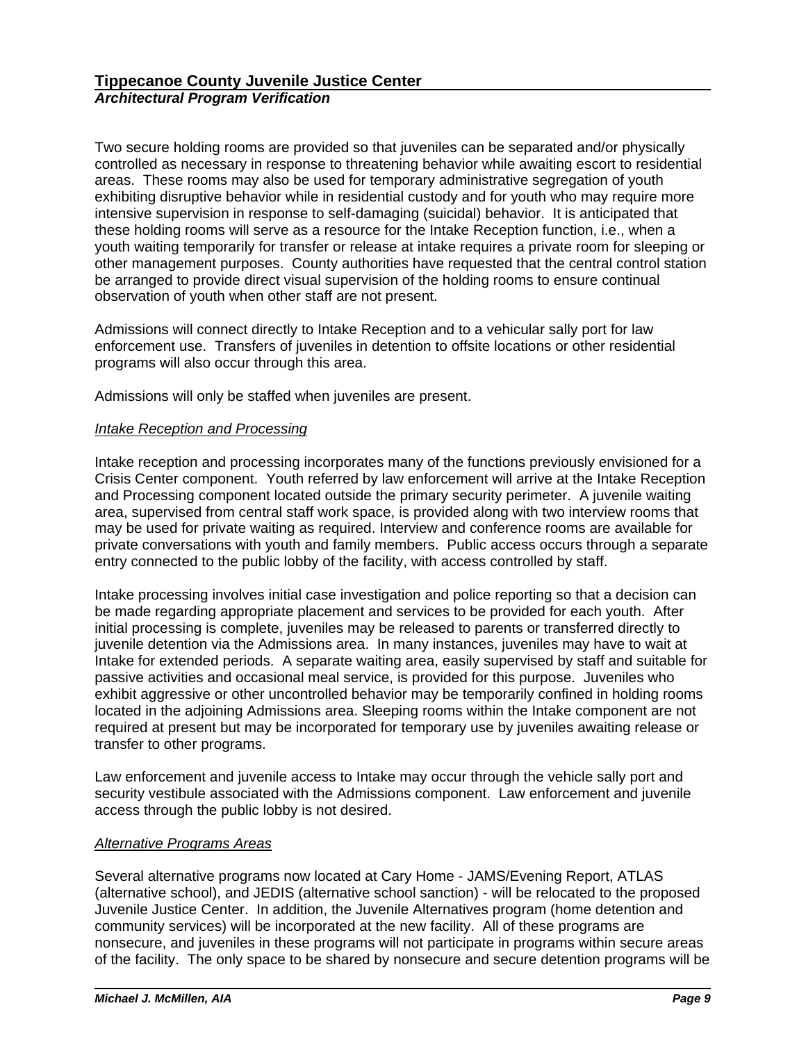Two secure holding rooms are provided so that juveniles can be separated and/or physically controlled as necessary in response to threatening behavior while awaiting escort to residential areas. These rooms may also be used for temporary administrative segregation of youth exhibiting disruptive behavior while in residential custody and for youth who may require more intensive supervision in response to self-damaging (suicidal) behavior. It is anticipated that these holding rooms will serve as a resource for the Intake Reception function, i.e., when a youth waiting temporarily for transfer or release at intake requires a private room for sleeping or other management purposes. County authorities have requested that the central control station be arranged to provide direct visual supervision of the holding rooms to ensure continual observation of youth when other staff are not present.

Admissions will connect directly to Intake Reception and to a vehicular sally port for law enforcement use. Transfers of juveniles in detention to offsite locations or other residential programs will also occur through this area.

Admissions will only be staffed when juveniles are present.

*Intake Reception and Processing*

Intake reception and processing incorporates many of the functions previously envisioned for a Crisis Center component. Youth referred by law enforcement will arrive at the Intake Reception and Processing component located outside the primary security perimeter. A juvenile waiting area, supervised from central staff work space, is provided along with two interview rooms that may be used for private waiting as required. Interview and conference rooms are available for private conversations with youth and family members. Public access occurs through a separate entry connected to the public lobby of the facility, with access controlled by staff.

Intake processing involves initial case investigation and police reporting so that a decision can be made regarding appropriate placement and services to be provided for each youth. After initial processing is complete, juveniles may be released to parents or transferred directly to juvenile detention via the Admissions area. In many instances, juveniles may have to wait at Intake for extended periods. A separate waiting area, easily supervised by staff and suitable for passive activities and occasional meal service, is provided for this purpose. Juveniles who exhibit aggressive or other uncontrolled behavior may be temporarily confined in holding rooms located in the adjoining Admissions area. Sleeping rooms within the Intake component are not required at present but may be incorporated for temporary use by juveniles awaiting release or transfer to other programs.

Law enforcement and juvenile access to Intake may occur through the vehicle sally port and security vestibule associated with the Admissions component. Law enforcement and juvenile access through the public lobby is not desired.

*Alternative Programs Areas*

Several alternative programs now located at Cary Home - JAMS/Evening Report, ATLAS (alternative school), and JEDIS (alternative school sanction) - will be relocated to the proposed Juvenile Justice Center. In addition, the Juvenile Alternatives program (home detention and community services) will be incorporated at the new facility. All of these programs are nonsecure, and juveniles in these programs will not participate in programs within secure areas of the facility. The only space to be shared by nonsecure and secure detention programs will be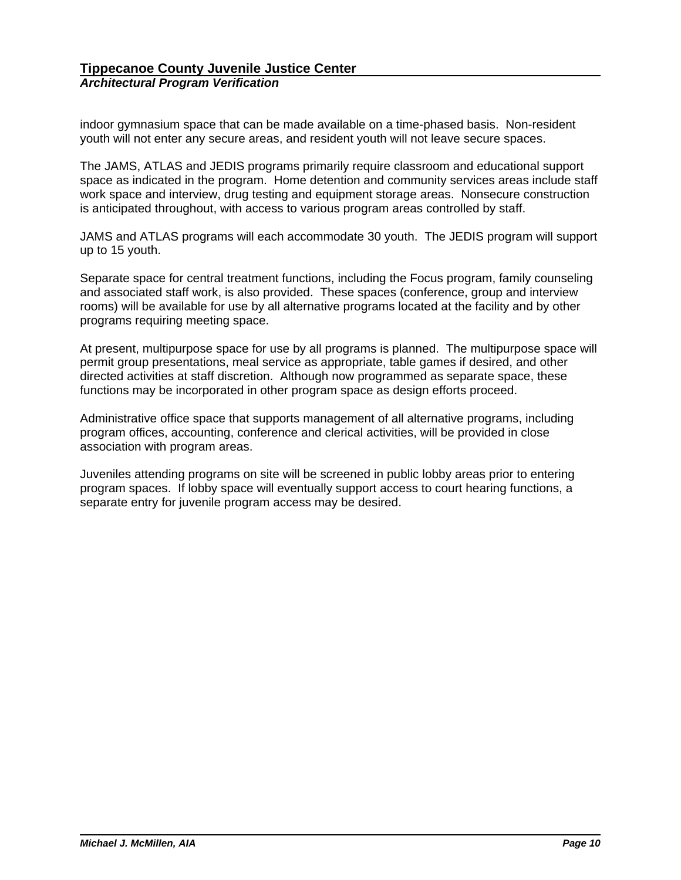indoor gymnasium space that can be made available on a time-phased basis. Non-resident youth will not enter any secure areas, and resident youth will not leave secure spaces.

The JAMS, ATLAS and JEDIS programs primarily require classroom and educational support space as indicated in the program. Home detention and community services areas include staff work space and interview, drug testing and equipment storage areas. Nonsecure construction is anticipated throughout, with access to various program areas controlled by staff.

JAMS and ATLAS programs will each accommodate 30 youth. The JEDIS program will support up to 15 youth.

Separate space for central treatment functions, including the Focus program, family counseling and associated staff work, is also provided. These spaces (conference, group and interview rooms) will be available for use by all alternative programs located at the facility and by other programs requiring meeting space.

At present, multipurpose space for use by all programs is planned. The multipurpose space will permit group presentations, meal service as appropriate, table games if desired, and other directed activities at staff discretion. Although now programmed as separate space, these functions may be incorporated in other program space as design efforts proceed.

Administrative office space that supports management of all alternative programs, including program offices, accounting, conference and clerical activities, will be provided in close association with program areas.

Juveniles attending programs on site will be screened in public lobby areas prior to entering program spaces. If lobby space will eventually support access to court hearing functions, a separate entry for juvenile program access may be desired.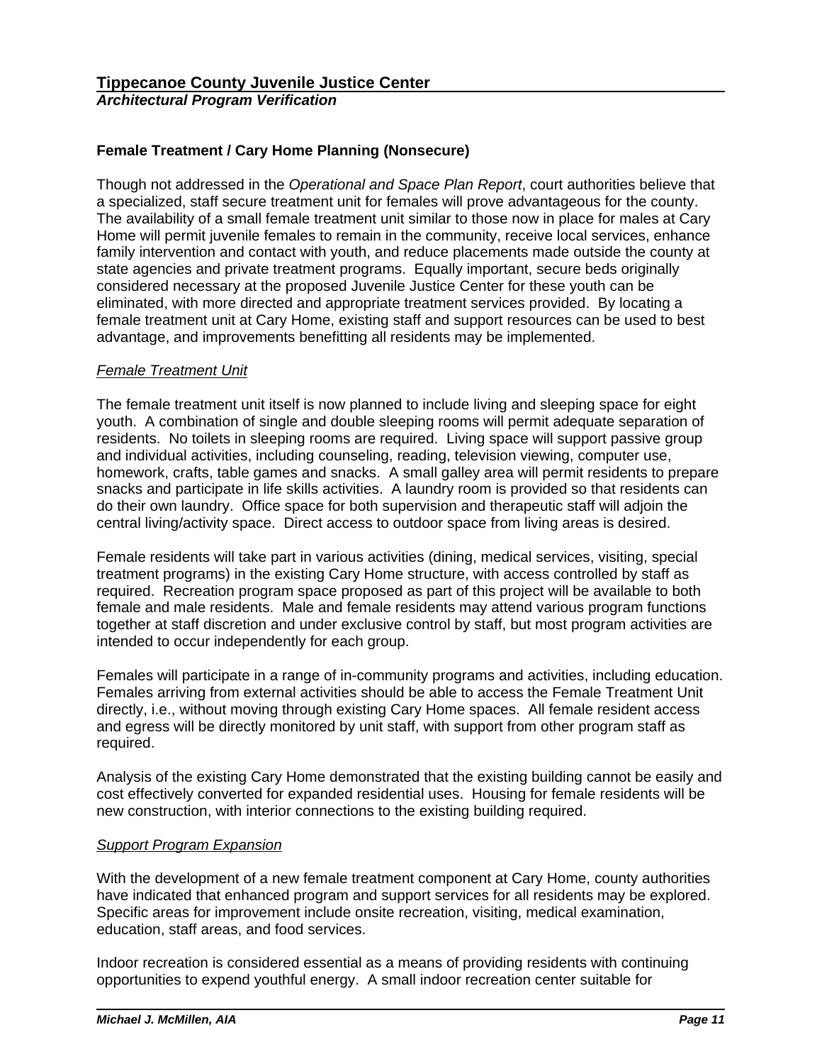## Female Treatment / Cary Home Planning (Nonsecure)

Though not addressed in the *Operational and Space Plan Report*, court authorities believe that a specialized, staff secure treatment unit for females will prove advantageous for the county. The availability of a small female treatment unit similar to those now in place for males at Cary Home will permit juvenile females to remain in the community, receive local services, enhance family intervention and contact with youth, and reduce placements made outside the county at state agencies and private treatment programs. Equally important, secure beds originally considered necessary at the proposed Juvenile Justice Center for these youth can be eliminated, with more directed and appropriate treatment services provided. By locating a female treatment unit at Cary Home, existing staff and support resources can be used to best advantage, and improvements benefitting all residents may be implemented.

### *Female Treatment Unit*

The female treatment unit itself is now planned to include living and sleeping space for eight youth. A combination of single and double sleeping rooms will permit adequate separation of residents. No toilets in sleeping rooms are required. Living space will support passive group and individual activities, including counseling, reading, television viewing, computer use, homework, crafts, table games and snacks. A small galley area will permit residents to prepare snacks and participate in life skills activities. A laundry room is provided so that residents can do their own laundry. Office space for both supervision and therapeutic staff will adjoin the central living/activity space. Direct access to outdoor space from living areas is desired.

Female residents will take part in various activities (dining, medical services, visiting, special treatment programs) in the existing Cary Home structure, with access controlled by staff as required. Recreation program space proposed as part of this project will be available to both female and male residents. Male and female residents may attend various program functions together at staff discretion and under exclusive control by staff, but most program activities are intended to occur independently for each group.

Females will participate in a range of in-community programs and activities, including education. Females arriving from external activities should be able to access the Female Treatment Unit directly, i.e., without moving through existing Cary Home spaces. All female resident access and egress will be directly monitored by unit staff, with support from other program staff as required.

Analysis of the existing Cary Home demonstrated that the existing building cannot be easily and cost effectively converted for expanded residential uses. Housing for female residents will be new construction, with interior connections to the existing building required.

### *Support Program Expansion*

With the development of a new female treatment component at Cary Home, county authorities have indicated that enhanced program and support services for all residents may be explored. Specific areas for improvement include onsite recreation, visiting, medical examination, education, staff areas, and food services.

Indoor recreation is considered essential as a means of providing residents with continuing opportunities to expend youthful energy. A small indoor recreation center suitable for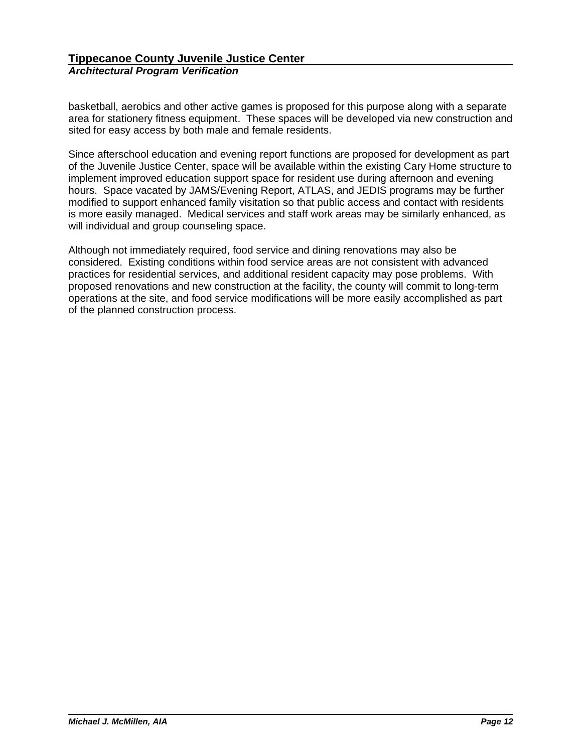basketball, aerobics and other active games is proposed for this purpose along with a separate area for stationery fitness equipment.  These spaces will be developed via new construction and sited for easy access by both male and female residents.

Since afterschool education and evening report functions are proposed for development as part of the Juvenile Justice Center, space will be available within the existing Cary Home structure to implement improved education support space for resident use during afternoon and evening hours.  Space vacated by JAMS/Evening Report, ATLAS, and JEDIS programs may be further modified to support enhanced family visitation so that public access and contact with residents is more easily managed.  Medical services and staff work areas may be similarly enhanced, as will individual and group counseling space.

Although not immediately required, food service and dining renovations may also be considered.  Existing conditions within food service areas are not consistent with advanced practices for residential services, and additional resident capacity may pose problems.  With proposed renovations and new construction at the facility, the county will commit to long-term operations at the site, and food service modifications will be more easily accomplished as part of the planned construction process.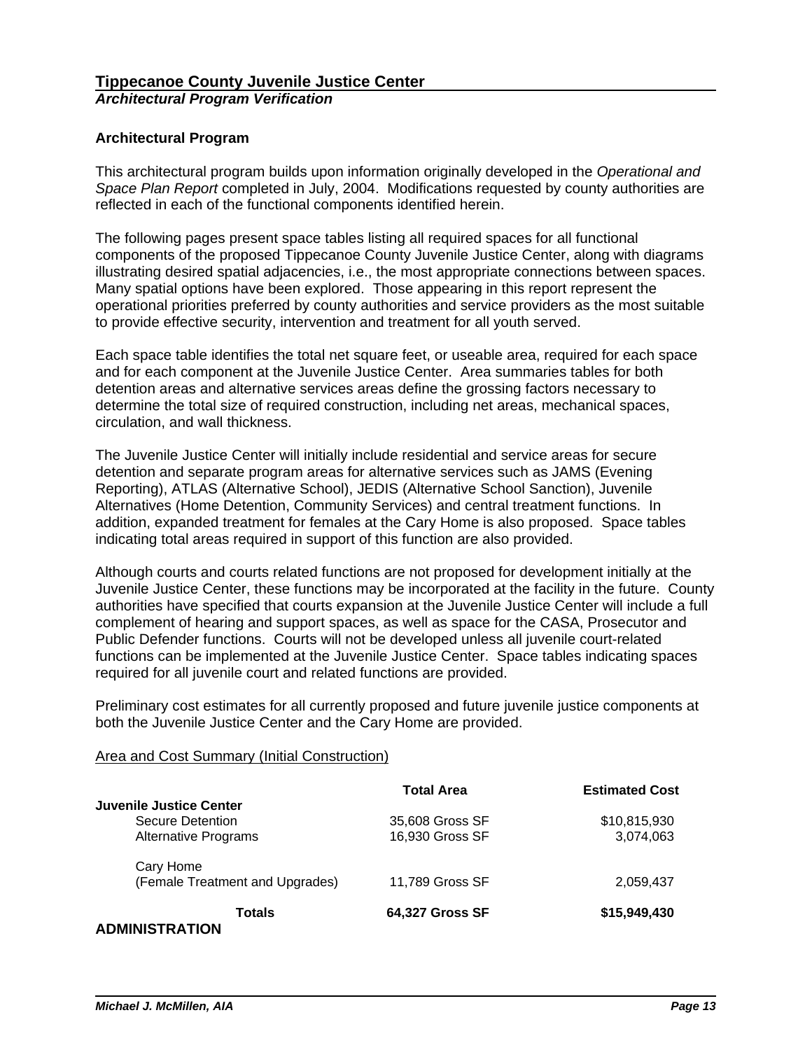## Architectural Program

This architectural program builds upon information originally developed in the *Operational and Space Plan Report* completed in July, 2004. Modifications requested by county authorities are reflected in each of the functional components identified herein.

The following pages present space tables listing all required spaces for all functional components of the proposed Tippecanoe County Juvenile Justice Center, along with diagrams illustrating desired spatial adjacencies, i.e., the most appropriate connections between spaces. Many spatial options have been explored. Those appearing in this report represent the operational priorities preferred by county authorities and service providers as the most suitable to provide effective security, intervention and treatment for all youth served.

Each space table identifies the total net square feet, or useable area, required for each space and for each component at the Juvenile Justice Center. Area summaries tables for both detention areas and alternative services areas define the grossing factors necessary to determine the total size of required construction, including net areas, mechanical spaces, circulation, and wall thickness.

The Juvenile Justice Center will initially include residential and service areas for secure detention and separate program areas for alternative services such as JAMS (Evening Reporting), ATLAS (Alternative School), JEDIS (Alternative School Sanction), Juvenile Alternatives (Home Detention, Community Services) and central treatment functions. In addition, expanded treatment for females at the Cary Home is also proposed. Space tables indicating total areas required in support of this function are also provided.

Although courts and courts related functions are not proposed for development initially at the Juvenile Justice Center, these functions may be incorporated at the facility in the future. County authorities have specified that courts expansion at the Juvenile Justice Center will include a full complement of hearing and support spaces, as well as space for the CASA, Prosecutor and Public Defender functions. Courts will not be developed unless all juvenile court-related functions can be implemented at the Juvenile Justice Center. Space tables indicating spaces required for all juvenile court and related functions are provided.

Preliminary cost estimates for all currently proposed and future juvenile justice components at both the Juvenile Justice Center and the Cary Home are provided.

<u>Area and Cost Summary (Initial Construction)</u>

| | Total Area | Estimated Cost |
|---|---|---|
| **Juvenile Justice Center** | | |
| Secure Detention | 35,608 Gross SF | $10,815,930 |
| Alternative Programs | 16,930 Gross SF | 3,074,063 |
| Cary Home (Female Treatment and Upgrades) | 11,789 Gross SF | 2,059,437 |
| **Totals** | **64,327 Gross SF** | **$15,949,430** |

## ADMINISTRATION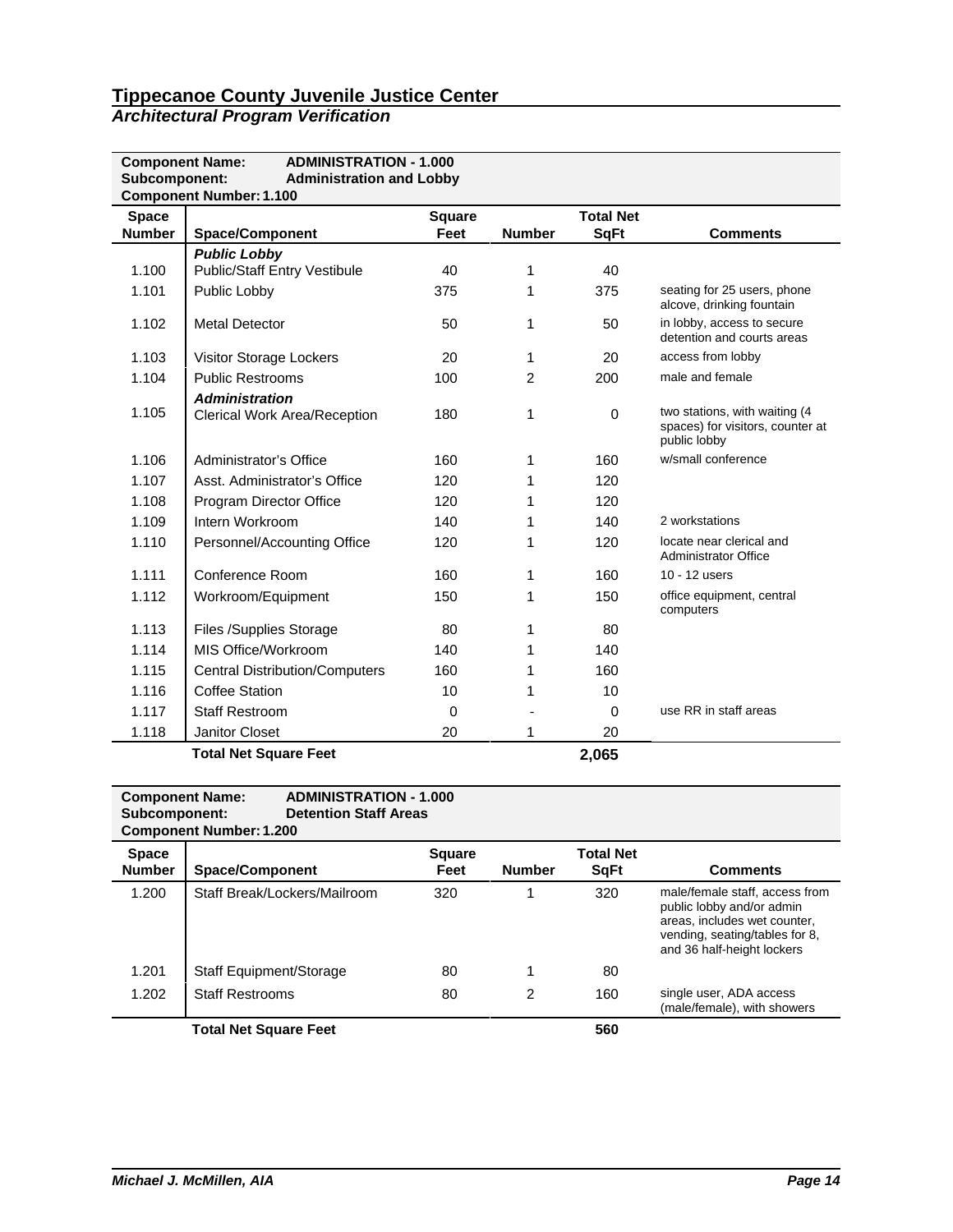# Tippecanoe County Juvenile Justice Center

## *Architectural Program Verification*

**Component Name:** **ADMINISTRATION - 1.000**
**Subcomponent:** **Administration and Lobby**
**Component Number: 1.100**

| Space Number | Space/Component | Square Feet | Number | Total Net SqFt | Comments |
|---|---|---|---|---|---|
| | ***Public Lobby*** | | | | |
| 1.100 | Public/Staff Entry Vestibule | 40 | 1 | 40 | |
| 1.101 | Public Lobby | 375 | 1 | 375 | seating for 25 users, phone alcove, drinking fountain |
| 1.102 | Metal Detector | 50 | 1 | 50 | in lobby, access to secure detention and courts areas |
| 1.103 | Visitor Storage Lockers | 20 | 1 | 20 | access from lobby |
| 1.104 | Public Restrooms | 100 | 2 | 200 | male and female |
| | ***Administration*** | | | | |
| 1.105 | Clerical Work Area/Reception | 180 | 1 | 0 | two stations, with waiting (4 spaces) for visitors, counter at public lobby |
| 1.106 | Administrator's Office | 160 | 1 | 160 | w/small conference |
| 1.107 | Asst. Administrator's Office | 120 | 1 | 120 | |
| 1.108 | Program Director Office | 120 | 1 | 120 | |
| 1.109 | Intern Workroom | 140 | 1 | 140 | 2 workstations |
| 1.110 | Personnel/Accounting Office | 120 | 1 | 120 | locate near clerical and Administrator Office |
| 1.111 | Conference Room | 160 | 1 | 160 | 10 - 12 users |
| 1.112 | Workroom/Equipment | 150 | 1 | 150 | office equipment, central computers |
| 1.113 | Files /Supplies Storage | 80 | 1 | 80 | |
| 1.114 | MIS Office/Workroom | 140 | 1 | 140 | |
| 1.115 | Central Distribution/Computers | 160 | 1 | 160 | |
| 1.116 | Coffee Station | 10 | 1 | 10 | |
| 1.117 | Staff Restroom | 0 | - | 0 | use RR in staff areas |
| 1.118 | Janitor Closet | 20 | 1 | 20 | |
| | **Total Net Square Feet** | | | **2,065** | |

**Component Name:** **ADMINISTRATION - 1.000**
**Subcomponent:** **Detention Staff Areas**
**Component Number: 1.200**

| Space Number | Space/Component | Square Feet | Number | Total Net SqFt | Comments |
|---|---|---|---|---|---|
| 1.200 | Staff Break/Lockers/Mailroom | 320 | 1 | 320 | male/female staff, access from public lobby and/or admin areas, includes wet counter, vending, seating/tables for 8, and 36 half-height lockers |
| 1.201 | Staff Equipment/Storage | 80 | 1 | 80 | |
| 1.202 | Staff Restrooms | 80 | 2 | 160 | single user, ADA access (male/female), with showers |
| | **Total Net Square Feet** | | | **560** | |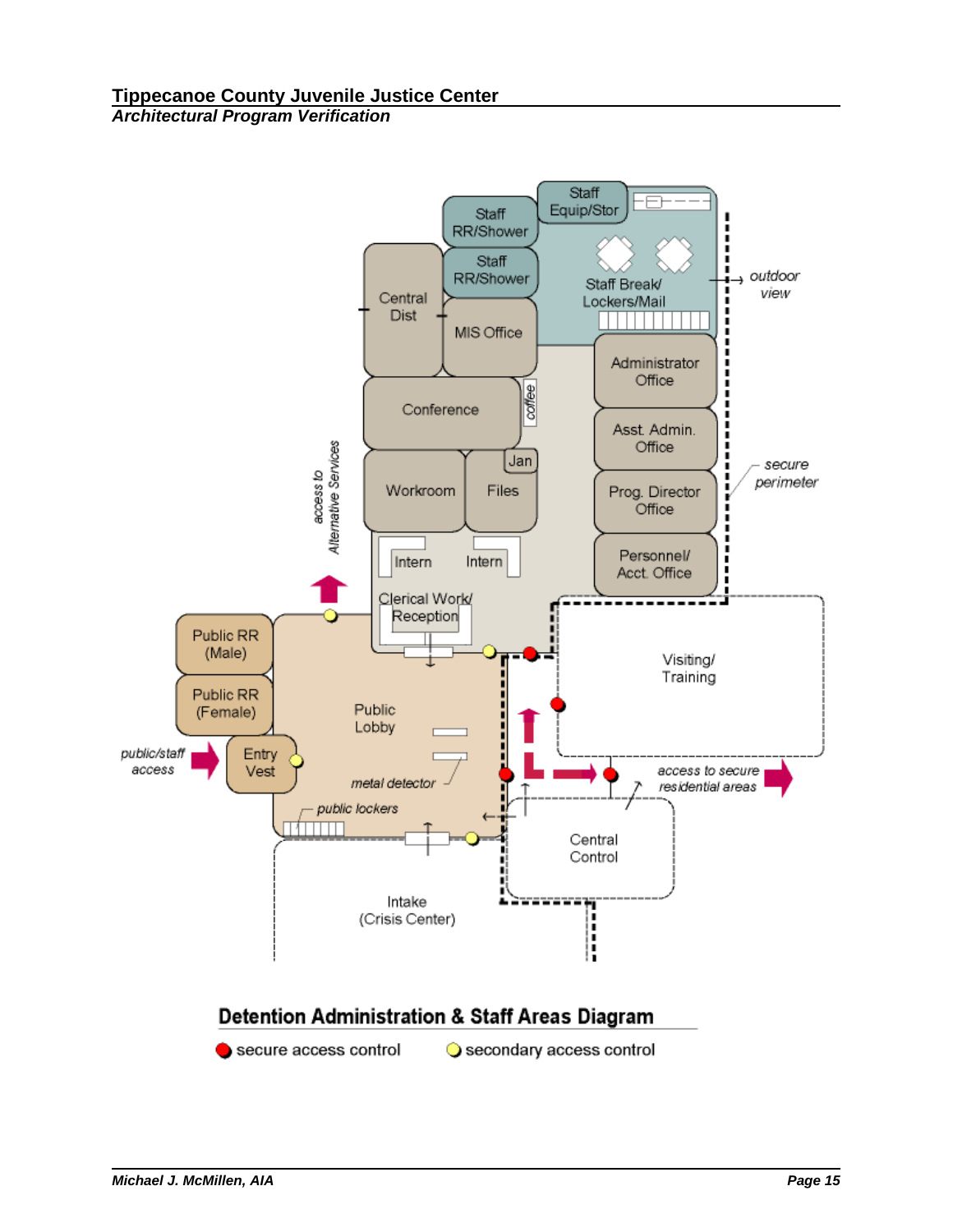**Tippecanoe County Juvenile Justice Center**
***Architectural Program Verification***

Staff Equip/Stor

Staff RR/Shower

Staff RR/Shower

Staff Break/ Lockers/Mail

outdoor view

Central Dist

MIS Office

Conference

coffee

Administrator Office

Asst. Admin. Office

Jan

Workroom

Files

Prog. Director Office

secure perimeter

access to Alternative Services

Intern

Intern

Personnel/ Acct. Office

Clerical Work/ Reception

Public RR (Male)

Public RR (Female)

Public Lobby

Visiting/ Training

public/staff access

Entry Vest

metal detector

access to secure residential areas

public lockers

Central Control

Intake (Crisis Center)

## Detention Administration & Staff Areas Diagram

● secure access control ● secondary access control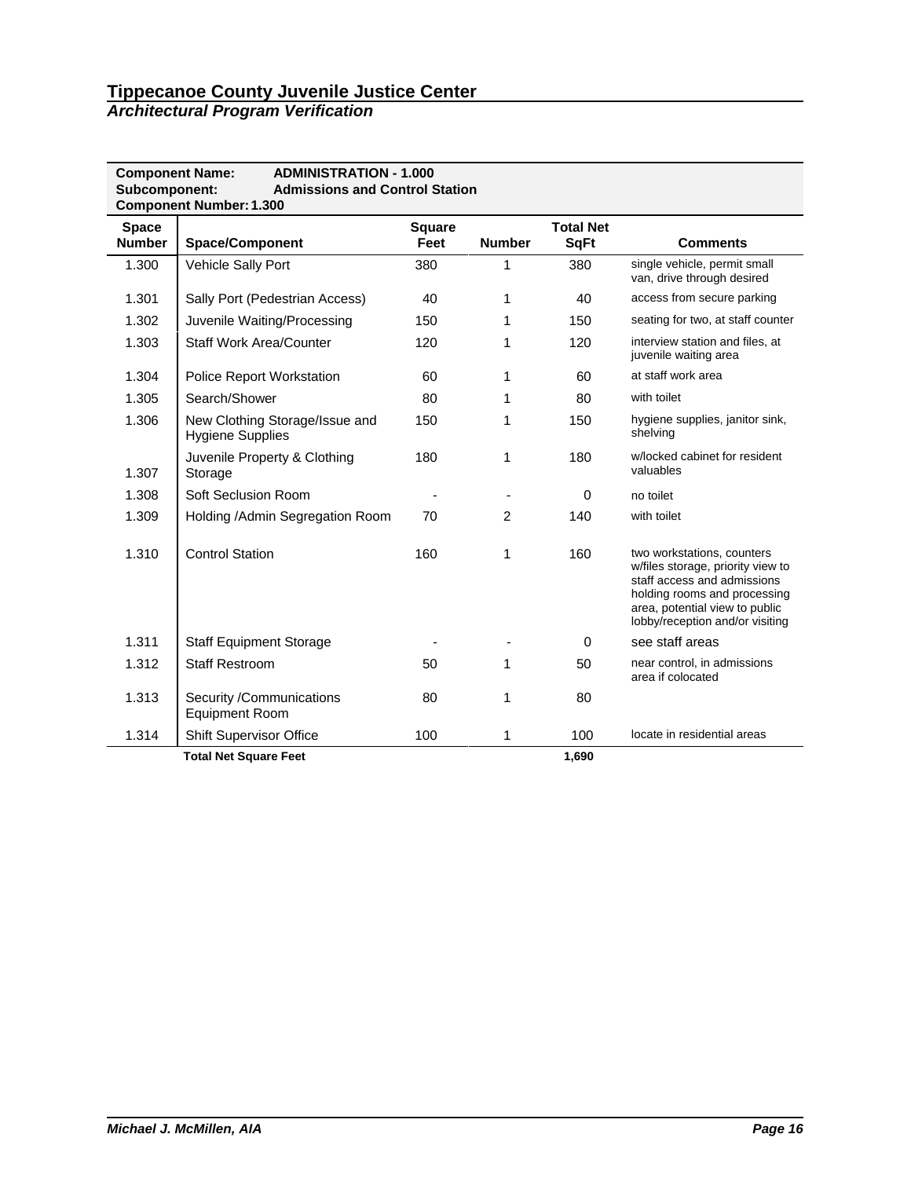# Tippecanoe County Juvenile Justice Center
## *Architectural Program Verification*

**Component Name:** **ADMINISTRATION - 1.000**
**Subcomponent:** **Admissions and Control Station**
**Component Number: 1.300**

| Space Number | Space/Component | Square Feet | Number | Total Net SqFt | Comments |
|---|---|---|---|---|---|
| 1.300 | Vehicle Sally Port | 380 | 1 | 380 | single vehicle, permit small van, drive through desired |
| 1.301 | Sally Port (Pedestrian Access) | 40 | 1 | 40 | access from secure parking |
| 1.302 | Juvenile Waiting/Processing | 150 | 1 | 150 | seating for two, at staff counter |
| 1.303 | Staff Work Area/Counter | 120 | 1 | 120 | interview station and files, at juvenile waiting area |
| 1.304 | Police Report Workstation | 60 | 1 | 60 | at staff work area |
| 1.305 | Search/Shower | 80 | 1 | 80 | with toilet |
| 1.306 | New Clothing Storage/Issue and Hygiene Supplies | 150 | 1 | 150 | hygiene supplies, janitor sink, shelving |
| 1.307 | Juvenile Property & Clothing Storage | 180 | 1 | 180 | w/locked cabinet for resident valuables |
| 1.308 | Soft Seclusion Room | - | - | 0 | no toilet |
| 1.309 | Holding /Admin Segregation Room | 70 | 2 | 140 | with toilet |
| 1.310 | Control Station | 160 | 1 | 160 | two workstations, counters w/files storage, priority view to staff access and admissions holding rooms and processing area, potential view to public lobby/reception and/or visiting |
| 1.311 | Staff Equipment Storage | - | - | 0 | see staff areas |
| 1.312 | Staff Restroom | 50 | 1 | 50 | near control, in admissions area if colocated |
| 1.313 | Security /Communications Equipment Room | 80 | 1 | 80 | |
| 1.314 | Shift Supervisor Office | 100 | 1 | 100 | locate in residential areas |
| | **Total Net Square Feet** | | | **1,690** | |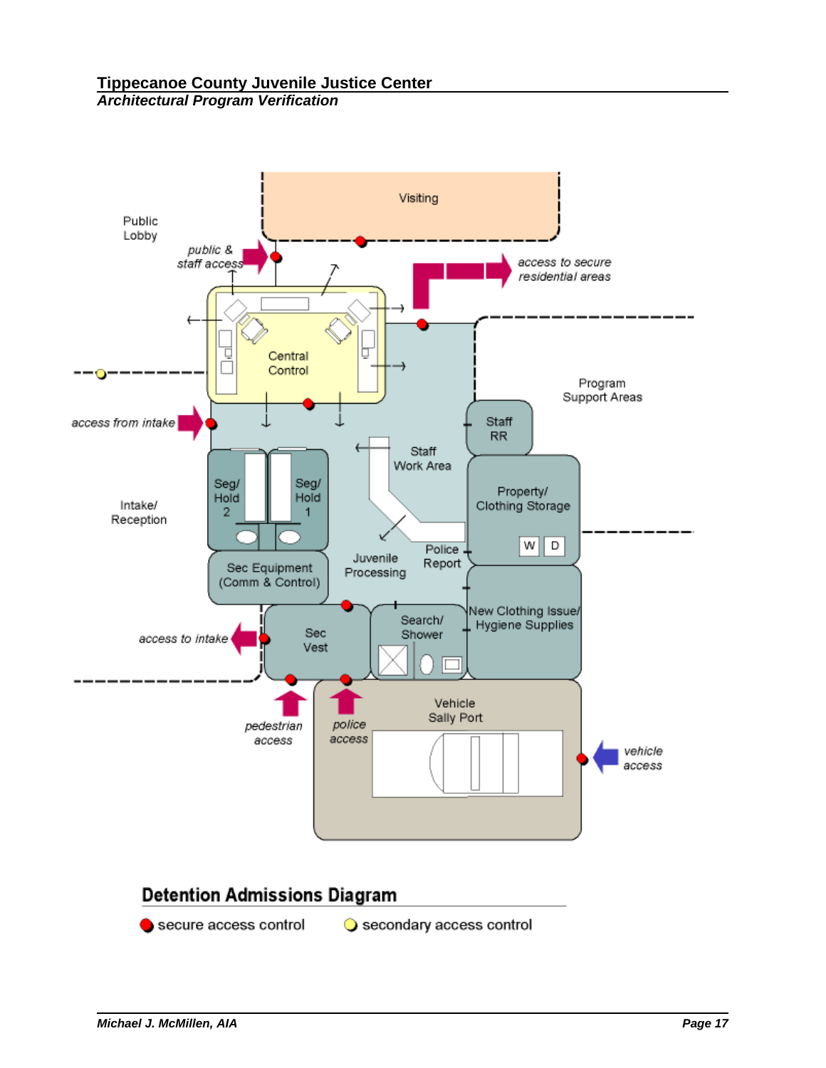Public Lobby

*public & staff access*

Visiting

*access to secure residential areas*

Central Control

Program Support Areas

*access from intake*

Staff RR

Staff Work Area

Seg/ Hold 2

Seg/ Hold 1

Intake/ Reception

Property/ Clothing Storage

W D

Police Report

Juvenile Processing

Sec Equipment (Comm & Control)

New Clothing Issue/ Hygiene Supplies

Search/ Shower

*access to intake*

Sec Vest

Vehicle Sally Port

*pedestrian access*

*police access*

*vehicle access*

## Detention Admissions Diagram

● secure access control ○ secondary access control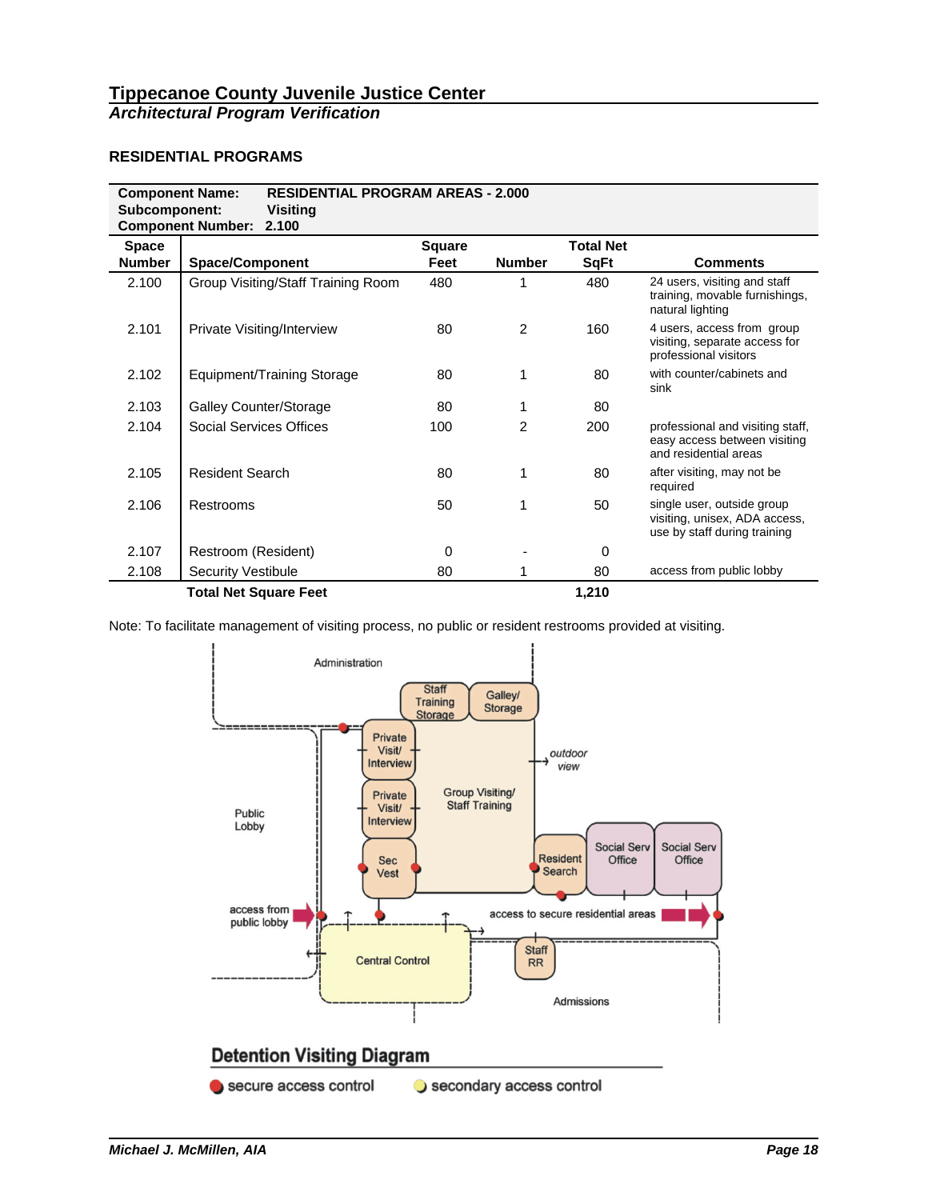## RESIDENTIAL PROGRAMS

**Component Name:** RESIDENTIAL PROGRAM AREAS - 2.000
**Subcomponent:** Visiting
**Component Number:** 2.100

| Space Number | Space/Component | Square Feet | Number | Total Net SqFt | Comments |
|---|---|---|---|---|---|
| 2.100 | Group Visiting/Staff Training Room | 480 | 1 | 480 | 24 users, visiting and staff training, movable furnishings, natural lighting |
| 2.101 | Private Visiting/Interview | 80 | 2 | 160 | 4 users, access from group visiting, separate access for professional visitors |
| 2.102 | Equipment/Training Storage | 80 | 1 | 80 | with counter/cabinets and sink |
| 2.103 | Galley Counter/Storage | 80 | 1 | 80 | |
| 2.104 | Social Services Offices | 100 | 2 | 200 | professional and visiting staff, easy access between visiting and residential areas |
| 2.105 | Resident Search | 80 | 1 | 80 | after visiting, may not be required |
| 2.106 | Restrooms | 50 | 1 | 50 | single user, outside group visiting, unisex, ADA access, use by staff during training |
| 2.107 | Restroom (Resident) | 0 | - | 0 | |
| 2.108 | Security Vestibule | 80 | 1 | 80 | access from public lobby |
| | **Total Net Square Feet** | | | **1,210** | |

Note: To facilitate management of visiting process, no public or resident restrooms provided at visiting.

**Detention Visiting Diagram**

secure access control · secondary access control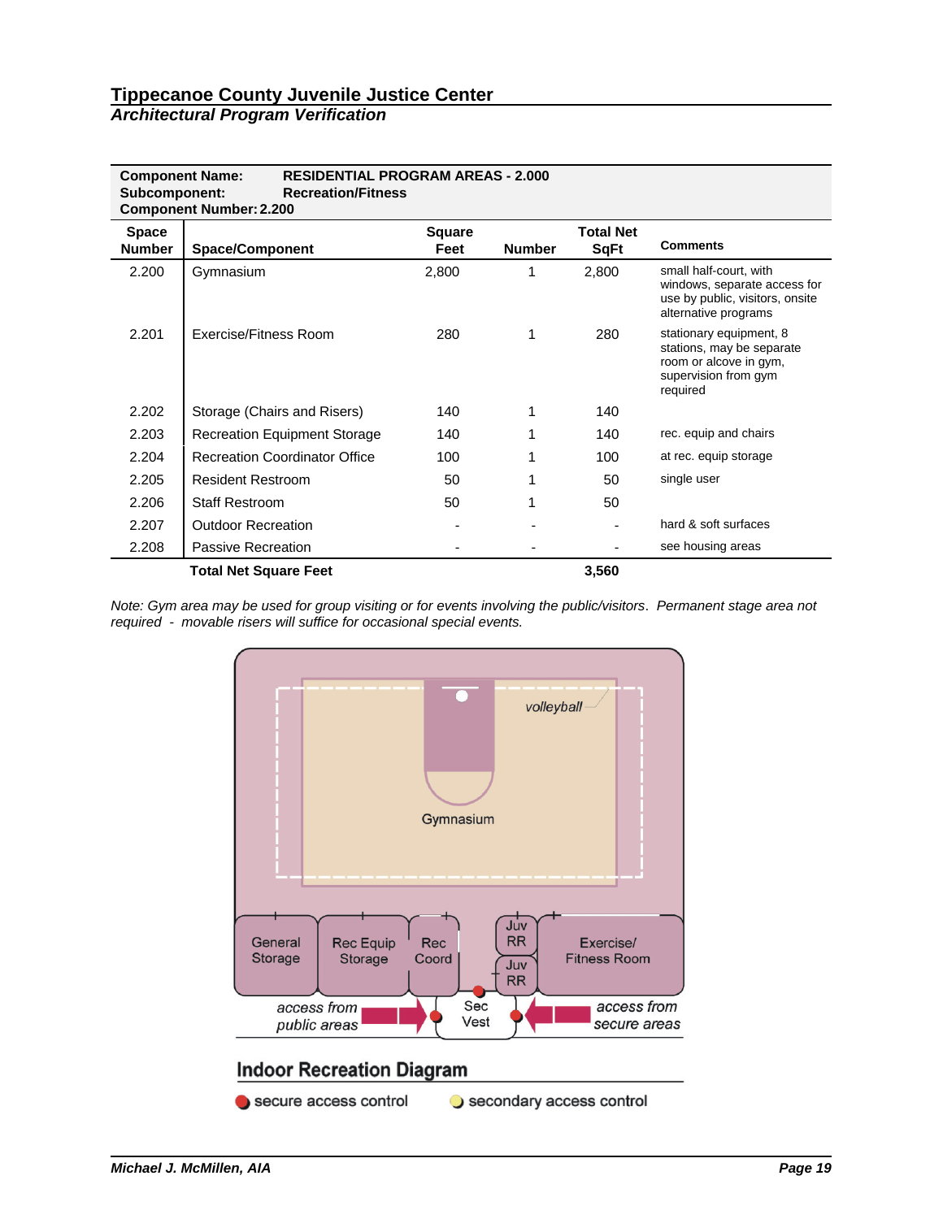## Tippecanoe County Juvenile Justice Center
### *Architectural Program Verification*

**Component Name:** **RESIDENTIAL PROGRAM AREAS - 2.000**
**Subcomponent:** **Recreation/Fitness**
**Component Number: 2.200**

| Space Number | Space/Component | Square Feet | Number | Total Net SqFt | Comments |
|---|---|---|---|---|---|
| 2.200 | Gymnasium | 2,800 | 1 | 2,800 | small half-court, with windows, separate access for use by public, visitors, onsite alternative programs |
| 2.201 | Exercise/Fitness Room | 280 | 1 | 280 | stationary equipment, 8 stations, may be separate room or alcove in gym, supervision from gym required |
| 2.202 | Storage (Chairs and Risers) | 140 | 1 | 140 | |
| 2.203 | Recreation Equipment Storage | 140 | 1 | 140 | rec. equip and chairs |
| 2.204 | Recreation Coordinator Office | 100 | 1 | 100 | at rec. equip storage |
| 2.205 | Resident Restroom | 50 | 1 | 50 | single user |
| 2.206 | Staff Restroom | 50 | 1 | 50 | |
| 2.207 | Outdoor Recreation | - | - | - | hard & soft surfaces |
| 2.208 | Passive Recreation | - | - | - | see housing areas |
| | **Total Net Square Feet** | | | **3,560** | |

*Note: Gym area may be used for group visiting or for events involving the public/visitors. Permanent stage area not required - movable risers will suffice for occasional special events.*

**Indoor Recreation Diagram**

secure access control · secondary access control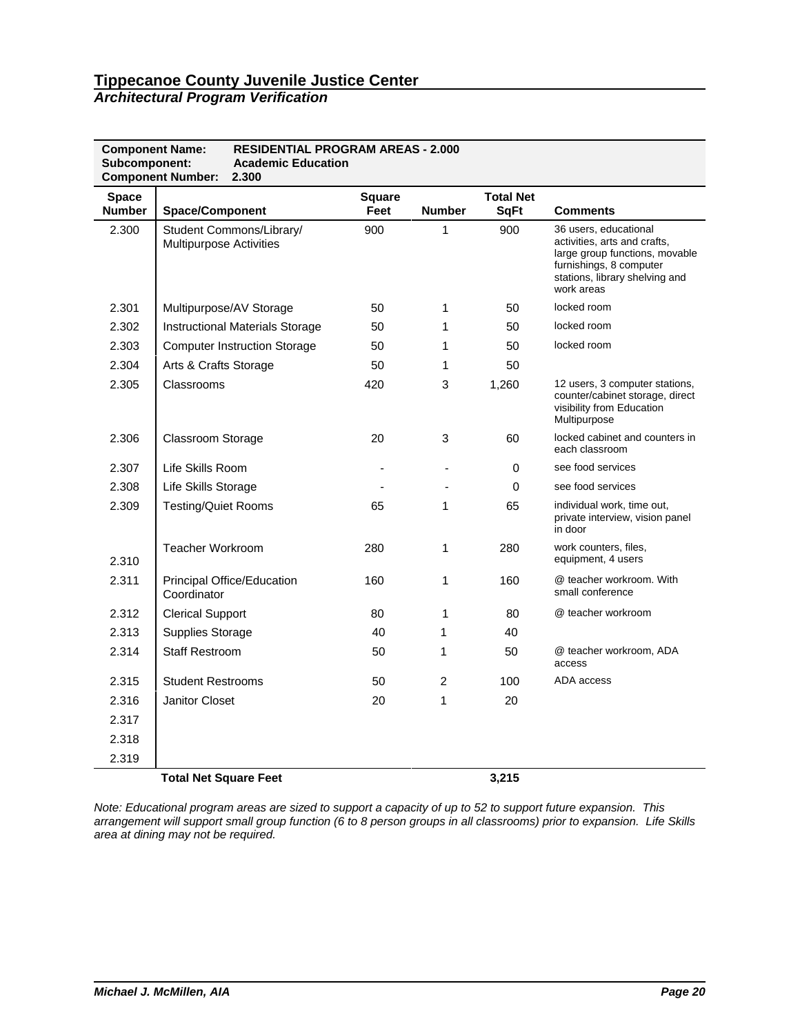# Tippecanoe County Juvenile Justice Center

## *Architectural Program Verification*

**Component Name:** RESIDENTIAL PROGRAM AREAS - 2.000
**Subcomponent:** Academic Education
**Component Number:** 2.300

| Space Number | Space/Component | Square Feet | Number | Total Net SqFt | Comments |
|---|---|---|---|---|---|
| 2.300 | Student Commons/Library/ Multipurpose Activities | 900 | 1 | 900 | 36 users, educational activities, arts and crafts, large group functions, movable furnishings, 8 computer stations, library shelving and work areas |
| 2.301 | Multipurpose/AV Storage | 50 | 1 | 50 | locked room |
| 2.302 | Instructional Materials Storage | 50 | 1 | 50 | locked room |
| 2.303 | Computer Instruction Storage | 50 | 1 | 50 | locked room |
| 2.304 | Arts & Crafts Storage | 50 | 1 | 50 | |
| 2.305 | Classrooms | 420 | 3 | 1,260 | 12 users, 3 computer stations, counter/cabinet storage, direct visibility from Education Multipurpose |
| 2.306 | Classroom Storage | 20 | 3 | 60 | locked cabinet and counters in each classroom |
| 2.307 | Life Skills Room | - | - | 0 | see food services |
| 2.308 | Life Skills Storage | - | - | 0 | see food services |
| 2.309 | Testing/Quiet Rooms | 65 | 1 | 65 | individual work, time out, private interview, vision panel in door |
| 2.310 | Teacher Workroom | 280 | 1 | 280 | work counters, files, equipment, 4 users |
| 2.311 | Principal Office/Education Coordinator | 160 | 1 | 160 | @ teacher workroom. With small conference |
| 2.312 | Clerical Support | 80 | 1 | 80 | @ teacher workroom |
| 2.313 | Supplies Storage | 40 | 1 | 40 | |
| 2.314 | Staff Restroom | 50 | 1 | 50 | @ teacher workroom, ADA access |
| 2.315 | Student Restrooms | 50 | 2 | 100 | ADA access |
| 2.316 | Janitor Closet | 20 | 1 | 20 | |
| 2.317 | | | | | |
| 2.318 | | | | | |
| 2.319 | | | | | |
| | **Total Net Square Feet** | | | **3,215** | |

*Note: Educational program areas are sized to support a capacity of up to 52 to support future expansion. This arrangement will support small group function (6 to 8 person groups in all classrooms) prior to expansion. Life Skills area at dining may not be required.*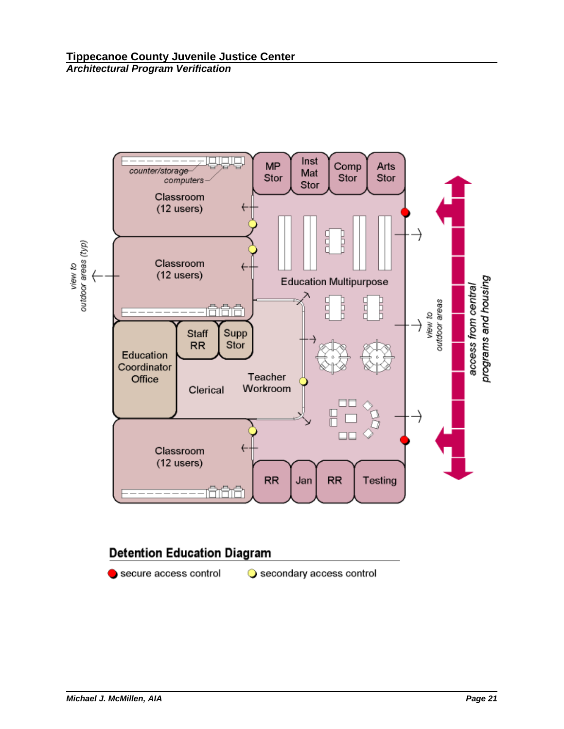**Detention Education Diagram**

● secure access control ○ secondary access control

MP Stor | Inst Mat Stor | Comp Stor | Arts Stor

Classroom (12 users)

counter/storage

computers

Classroom (12 users)

view to outdoor areas (typ)

Education Multipurpose

Staff RR | Supp Stor

Education Coordinator Office

Clerical

Teacher Workroom

view to outdoor areas

access from central programs and housing

Classroom (12 users)

RR | Jan | RR | Testing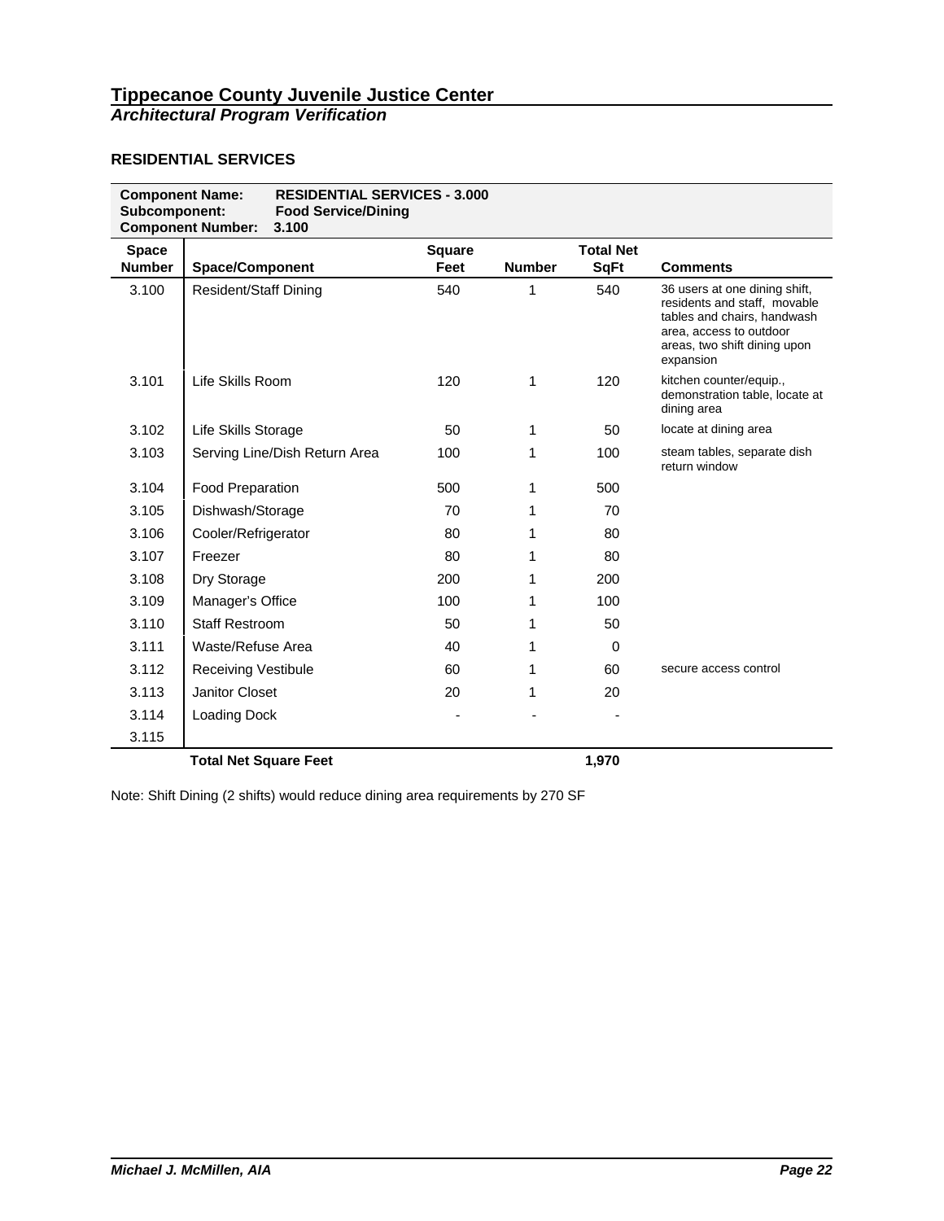# Tippecanoe County Juvenile Justice Center

***Architectural Program Verification***

## RESIDENTIAL SERVICES

**Component Name:** **RESIDENTIAL SERVICES - 3.000**
**Subcomponent:** **Food Service/Dining**
**Component Number:** **3.100**

| Space Number | Space/Component | Square Feet | Number | Total Net SqFt | Comments |
|---|---|---|---|---|---|
| 3.100 | Resident/Staff Dining | 540 | 1 | 540 | 36 users at one dining shift, residents and staff, movable tables and chairs, handwash area, access to outdoor areas, two shift dining upon expansion |
| 3.101 | Life Skills Room | 120 | 1 | 120 | kitchen counter/equip., demonstration table, locate at dining area |
| 3.102 | Life Skills Storage | 50 | 1 | 50 | locate at dining area |
| 3.103 | Serving Line/Dish Return Area | 100 | 1 | 100 | steam tables, separate dish return window |
| 3.104 | Food Preparation | 500 | 1 | 500 | |
| 3.105 | Dishwash/Storage | 70 | 1 | 70 | |
| 3.106 | Cooler/Refrigerator | 80 | 1 | 80 | |
| 3.107 | Freezer | 80 | 1 | 80 | |
| 3.108 | Dry Storage | 200 | 1 | 200 | |
| 3.109 | Manager's Office | 100 | 1 | 100 | |
| 3.110 | Staff Restroom | 50 | 1 | 50 | |
| 3.111 | Waste/Refuse Area | 40 | 1 | 0 | |
| 3.112 | Receiving Vestibule | 60 | 1 | 60 | secure access control |
| 3.113 | Janitor Closet | 20 | 1 | 20 | |
| 3.114 | Loading Dock | - | - | - | |
| 3.115 | | | | | |
| | **Total Net Square Feet** | | | **1,970** | |

Note: Shift Dining (2 shifts) would reduce dining area requirements by 270 SF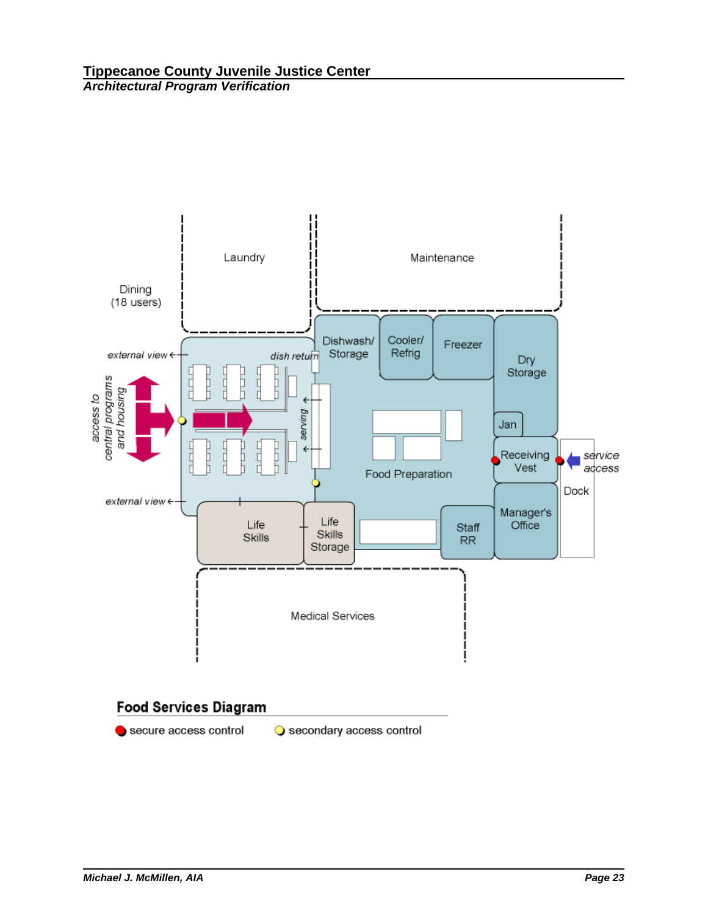## Food Services Diagram

● secure access control ○ secondary access control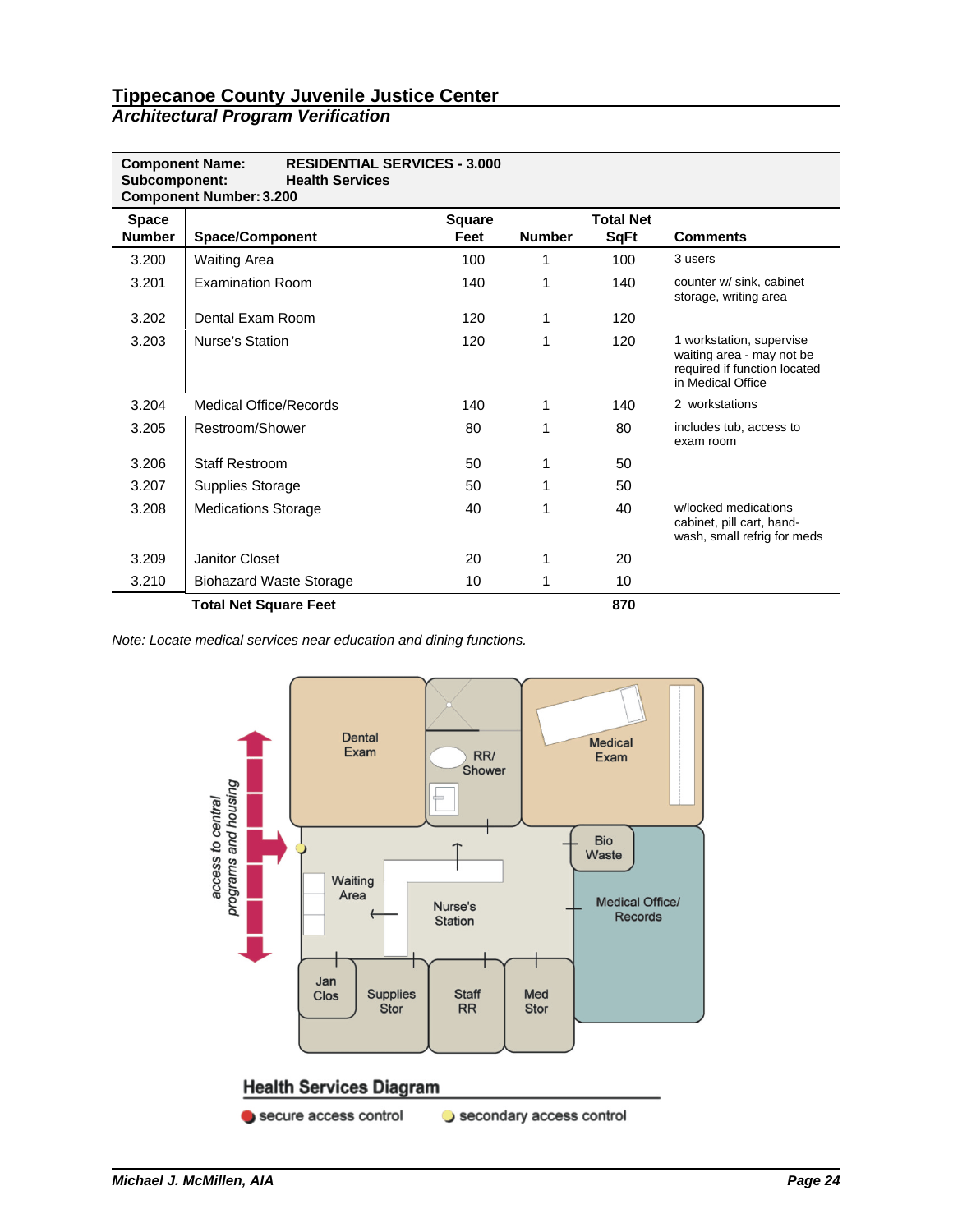## Tippecanoe County Juvenile Justice Center
### *Architectural Program Verification*

**Component Name:** **RESIDENTIAL SERVICES - 3.000**
**Subcomponent:** **Health Services**
**Component Number: 3.200**

| Space Number | Space/Component | Square Feet | Number | Total Net SqFt | Comments |
|---|---|---|---|---|---|
| 3.200 | Waiting Area | 100 | 1 | 100 | 3 users |
| 3.201 | Examination Room | 140 | 1 | 140 | counter w/ sink, cabinet storage, writing area |
| 3.202 | Dental Exam Room | 120 | 1 | 120 | |
| 3.203 | Nurse's Station | 120 | 1 | 120 | 1 workstation, supervise waiting area - may not be required if function located in Medical Office |
| 3.204 | Medical Office/Records | 140 | 1 | 140 | 2 workstations |
| 3.205 | Restroom/Shower | 80 | 1 | 80 | includes tub, access to exam room |
| 3.206 | Staff Restroom | 50 | 1 | 50 | |
| 3.207 | Supplies Storage | 50 | 1 | 50 | |
| 3.208 | Medications Storage | 40 | 1 | 40 | w/locked medications cabinet, pill cart, hand-wash, small refrig for meds |
| 3.209 | Janitor Closet | 20 | 1 | 20 | |
| 3.210 | Biohazard Waste Storage | 10 | 1 | 10 | |
| | **Total Net Square Feet** | | | **870** | |

*Note: Locate medical services near education and dining functions.*

**Health Services Diagram**

secure access control    secondary access control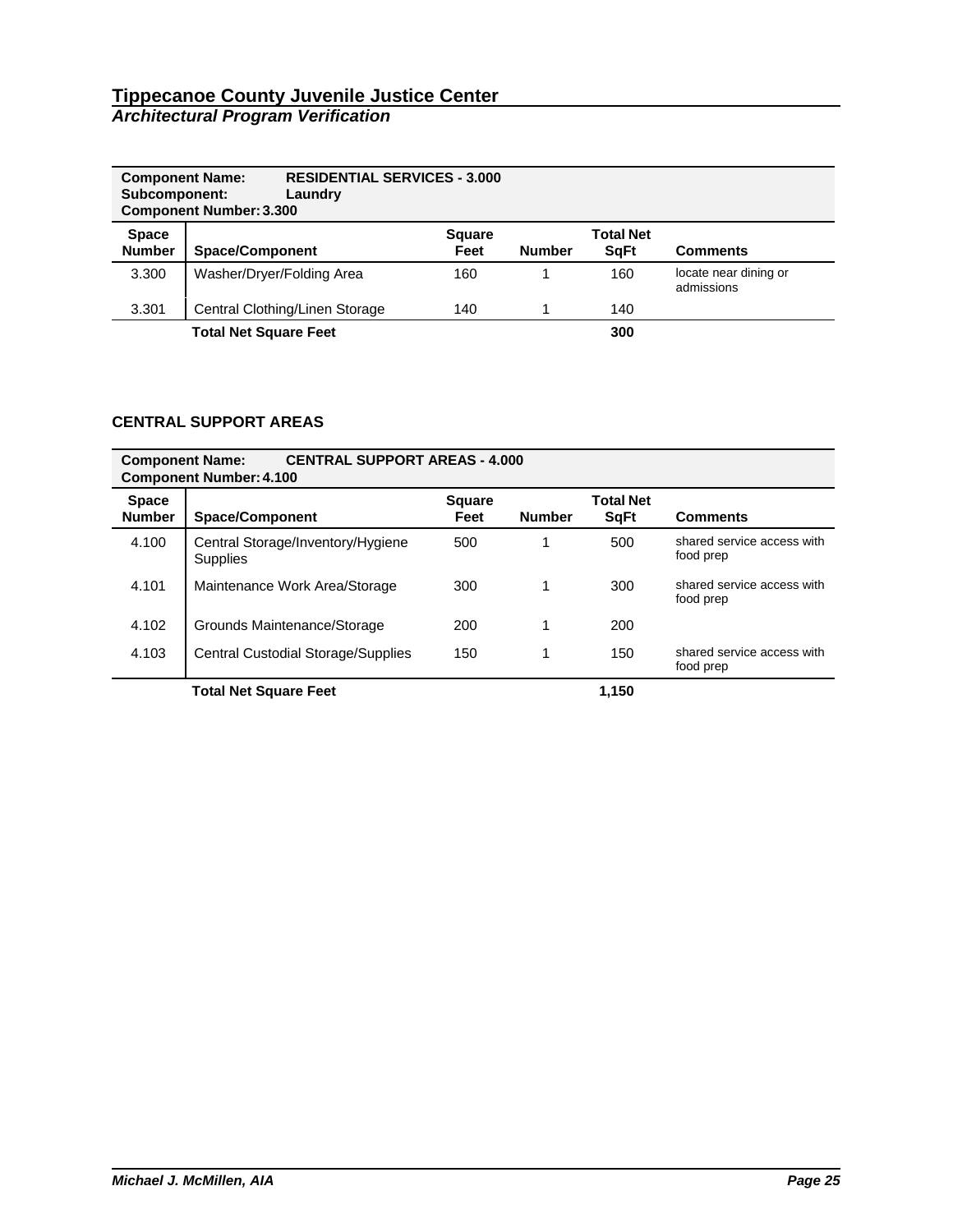**Component Name:** RESIDENTIAL SERVICES - 3.000
**Subcomponent:** Laundry
**Component Number:** 3.300

| Space Number | Space/Component | Square Feet | Number | Total Net SqFt | Comments |
|---|---|---|---|---|---|
| 3.300 | Washer/Dryer/Folding Area | 160 | 1 | 160 | locate near dining or admissions |
| 3.301 | Central Clothing/Linen Storage | 140 | 1 | 140 | |
| | **Total Net Square Feet** | | | **300** | |

## CENTRAL SUPPORT AREAS

**Component Name:** CENTRAL SUPPORT AREAS - 4.000
**Component Number:** 4.100

| Space Number | Space/Component | Square Feet | Number | Total Net SqFt | Comments |
|---|---|---|---|---|---|
| 4.100 | Central Storage/Inventory/Hygiene Supplies | 500 | 1 | 500 | shared service access with food prep |
| 4.101 | Maintenance Work Area/Storage | 300 | 1 | 300 | shared service access with food prep |
| 4.102 | Grounds Maintenance/Storage | 200 | 1 | 200 | |
| 4.103 | Central Custodial Storage/Supplies | 150 | 1 | 150 | shared service access with food prep |
| | **Total Net Square Feet** | | | **1,150** | |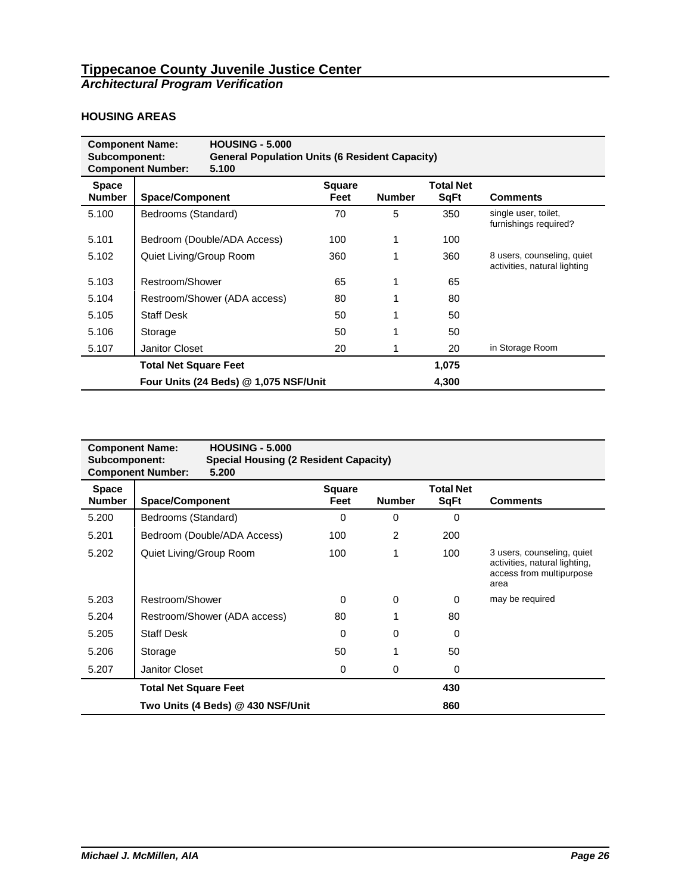# Tippecanoe County Juvenile Justice Center

***Architectural Program Verification***

## HOUSING AREAS

**Component Name:** **HOUSING - 5.000**
**Subcomponent:** **General Population Units (6 Resident Capacity)**
**Component Number:** **5.100**

| Space Number | Space/Component | Square Feet | Number | Total Net SqFt | Comments |
|---|---|---|---|---|---|
| 5.100 | Bedrooms (Standard) | 70 | 5 | 350 | single user, toilet, furnishings required? |
| 5.101 | Bedroom (Double/ADA Access) | 100 | 1 | 100 | |
| 5.102 | Quiet Living/Group Room | 360 | 1 | 360 | 8 users, counseling, quiet activities, natural lighting |
| 5.103 | Restroom/Shower | 65 | 1 | 65 | |
| 5.104 | Restroom/Shower (ADA access) | 80 | 1 | 80 | |
| 5.105 | Staff Desk | 50 | 1 | 50 | |
| 5.106 | Storage | 50 | 1 | 50 | |
| 5.107 | Janitor Closet | 20 | 1 | 20 | in Storage Room |
| | **Total Net Square Feet** | | | **1,075** | |
| | **Four Units (24 Beds) @ 1,075 NSF/Unit** | | | **4,300** | |

**Component Name:** **HOUSING - 5.000**
**Subcomponent:** **Special Housing (2 Resident Capacity)**
**Component Number:** **5.200**

| Space Number | Space/Component | Square Feet | Number | Total Net SqFt | Comments |
|---|---|---|---|---|---|
| 5.200 | Bedrooms (Standard) | 0 | 0 | 0 | |
| 5.201 | Bedroom (Double/ADA Access) | 100 | 2 | 200 | |
| 5.202 | Quiet Living/Group Room | 100 | 1 | 100 | 3 users, counseling, quiet activities, natural lighting, access from multipurpose area |
| 5.203 | Restroom/Shower | 0 | 0 | 0 | may be required |
| 5.204 | Restroom/Shower (ADA access) | 80 | 1 | 80 | |
| 5.205 | Staff Desk | 0 | 0 | 0 | |
| 5.206 | Storage | 50 | 1 | 50 | |
| 5.207 | Janitor Closet | 0 | 0 | 0 | |
| | **Total Net Square Feet** | | | **430** | |
| | **Two Units (4 Beds) @ 430 NSF/Unit** | | | **860** | |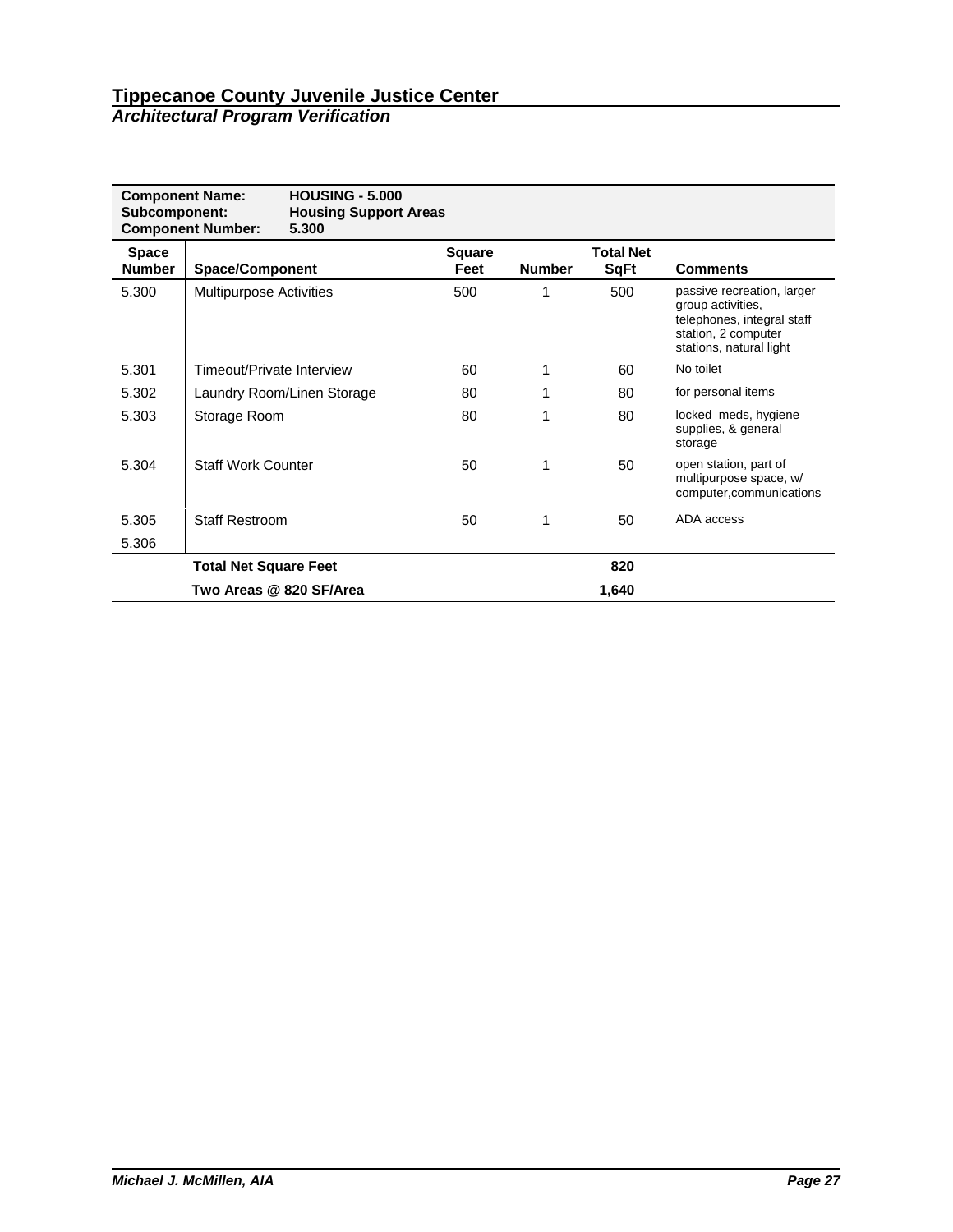# Tippecanoe County Juvenile Justice Center

***Architectural Program Verification***

**Component Name:** **HOUSING - 5.000**
**Subcomponent:** **Housing Support Areas**
**Component Number:** **5.300**

| Space Number | Space/Component | Square Feet | Number | Total Net SqFt | Comments |
|---|---|---|---|---|---|
| 5.300 | Multipurpose Activities | 500 | 1 | 500 | passive recreation, larger group activities, telephones, integral staff station, 2 computer stations, natural light |
| 5.301 | Timeout/Private Interview | 60 | 1 | 60 | No toilet |
| 5.302 | Laundry Room/Linen Storage | 80 | 1 | 80 | for personal items |
| 5.303 | Storage Room | 80 | 1 | 80 | locked meds, hygiene supplies, & general storage |
| 5.304 | Staff Work Counter | 50 | 1 | 50 | open station, part of multipurpose space, w/ computer,communications |
| 5.305 | Staff Restroom | 50 | 1 | 50 | ADA access |
| 5.306 | | | | | |
| | **Total Net Square Feet** | | | **820** | |
| | **Two Areas @ 820 SF/Area** | | | **1,640** | |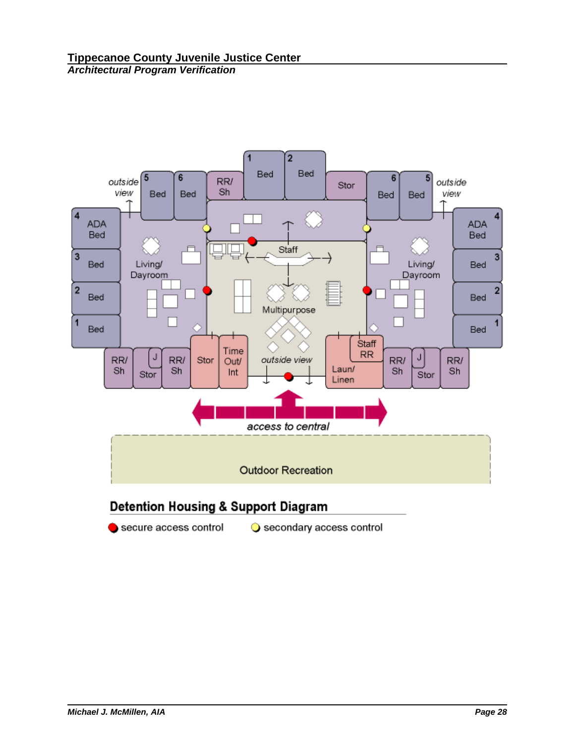Detention Housing & Support Diagram

● secure access control ○ secondary access control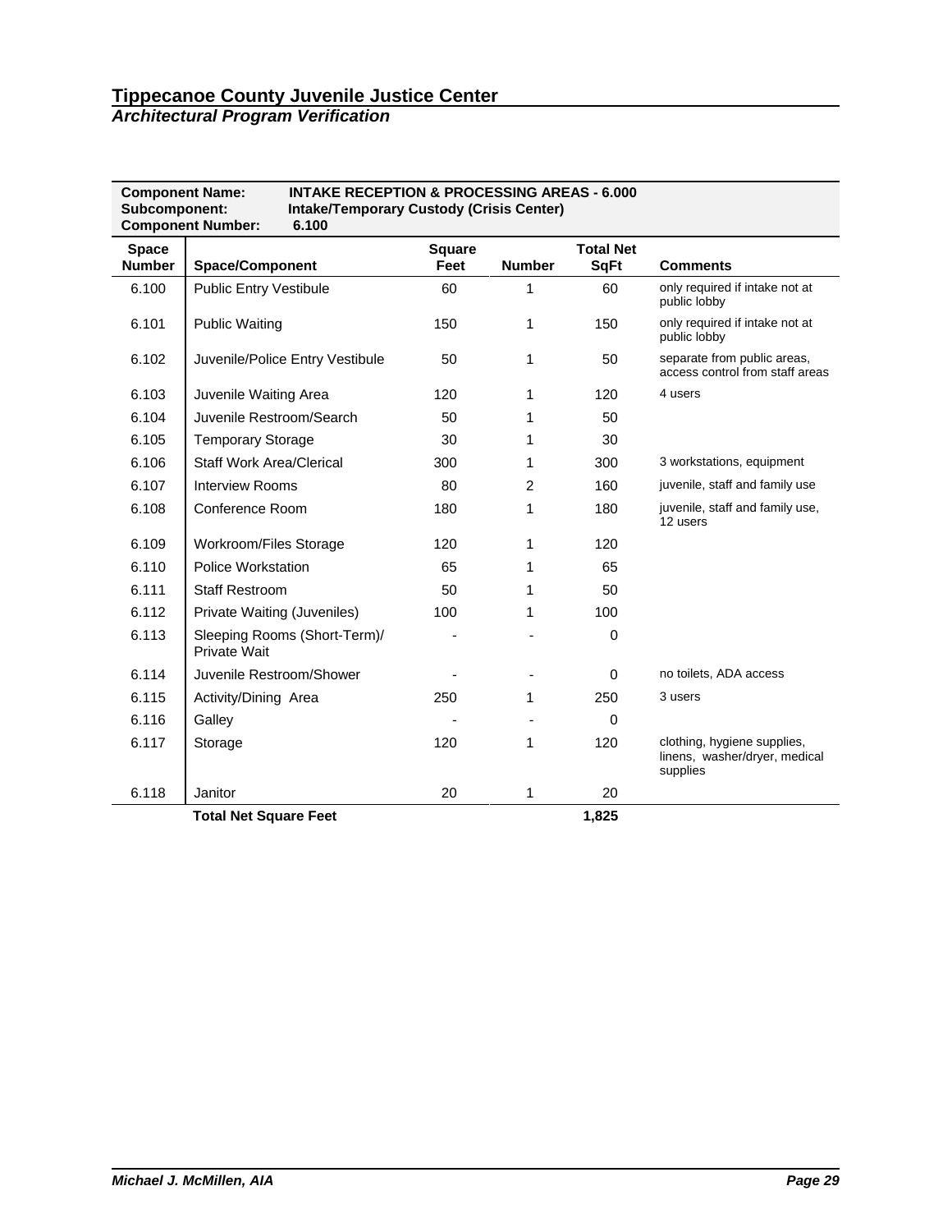# Tippecanoe County Juvenile Justice Center

## *Architectual Program Verification*

**Component Name:** **INTAKE RECEPTION & PROCESSING AREAS - 6.000**
**Subcomponent:** **Intake/Temporary Custody (Crisis Center)**
**Component Number:** **6.100**

| Space Number | Space/Component | Square Feet | Number | Total Net SqFt | Comments |
|---|---|---|---|---|---|
| 6.100 | Public Entry Vestibule | 60 | 1 | 60 | only required if intake not at public lobby |
| 6.101 | Public Waiting | 150 | 1 | 150 | only required if intake not at public lobby |
| 6.102 | Juvenile/Police Entry Vestibule | 50 | 1 | 50 | separate from public areas, access control from staff areas |
| 6.103 | Juvenile Waiting Area | 120 | 1 | 120 | 4 users |
| 6.104 | Juvenile Restroom/Search | 50 | 1 | 50 | |
| 6.105 | Temporary Storage | 30 | 1 | 30 | |
| 6.106 | Staff Work Area/Clerical | 300 | 1 | 300 | 3 workstations, equipment |
| 6.107 | Interview Rooms | 80 | 2 | 160 | juvenile, staff and family use |
| 6.108 | Conference Room | 180 | 1 | 180 | juvenile, staff and family use, 12 users |
| 6.109 | Workroom/Files Storage | 120 | 1 | 120 | |
| 6.110 | Police Workstation | 65 | 1 | 65 | |
| 6.111 | Staff Restroom | 50 | 1 | 50 | |
| 6.112 | Private Waiting (Juveniles) | 100 | 1 | 100 | |
| 6.113 | Sleeping Rooms (Short-Term)/ Private Wait | - | - | 0 | |
| 6.114 | Juvenile Restroom/Shower | - | - | 0 | no toilets, ADA access |
| 6.115 | Activity/Dining Area | 250 | 1 | 250 | 3 users |
| 6.116 | Galley | - | - | 0 | |
| 6.117 | Storage | 120 | 1 | 120 | clothing, hygiene supplies, linens, washer/dryer, medical supplies |
| 6.118 | Janitor | 20 | 1 | 20 | |
| | **Total Net Square Feet** | | | **1,825** | |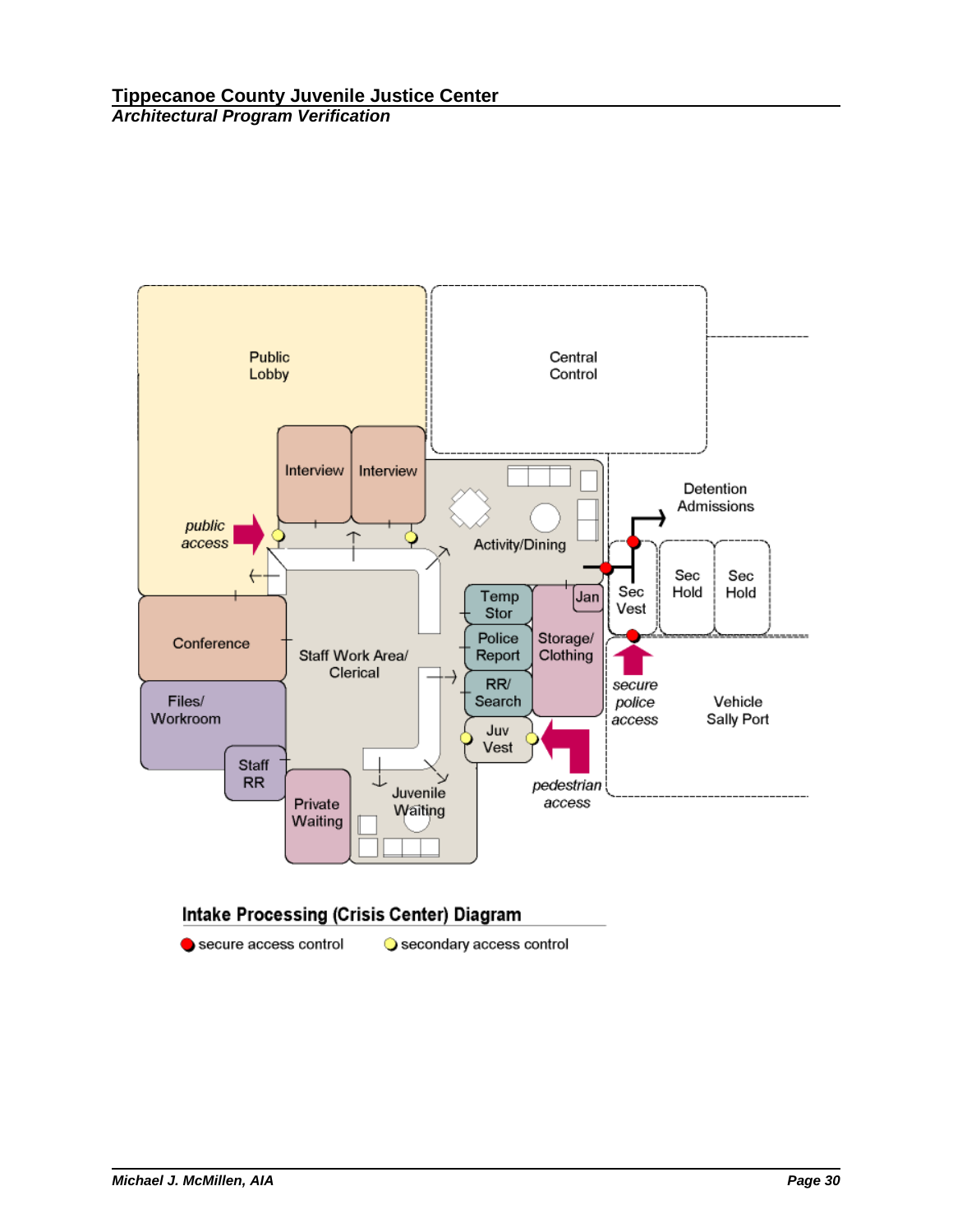Public Lobby

Central Control

Interview

Interview

Activity/Dining

public access

Detention Admissions

Sec Vest

Sec Hold

Sec Hold

Temp Stor

Jan

Conference

Staff Work Area/ Clerical

Police Report

Storage/ Clothing

RR/ Search

secure police access

Vehicle Sally Port

Files/ Workroom

Juv Vest

Staff RR

Private Waiting

Juvenile Waiting

pedestrian access

**Intake Processing (Crisis Center) Diagram**

secure access control    secondary access control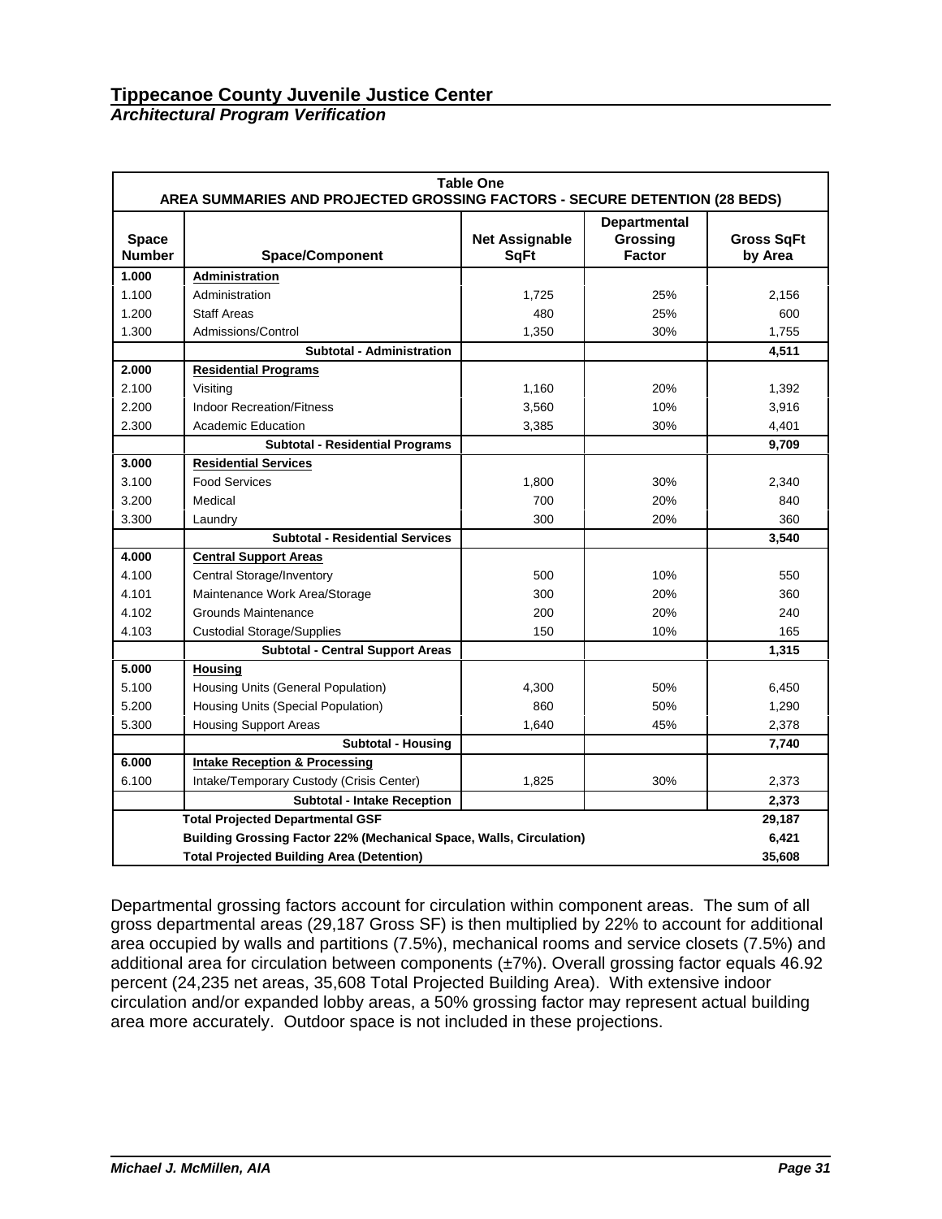# Tippecanoe County Juvenile Justice Center

***Architectural Program Verification***

| Table One<br>AREA SUMMARIES AND PROJECTED GROSSING FACTORS - SECURE DETENTION (28 BEDS) | | | | |
|---|---|---|---|---|
| **Space Number** | **Space/Component** | **Net Assignable SqFt** | **Departmental Grossing Factor** | **Gross SqFt by Area** |
| **1.000** | **Administration** | | | |
| 1.100 | Administration | 1,725 | 25% | 2,156 |
| 1.200 | Staff Areas | 480 | 25% | 600 |
| 1.300 | Admissions/Control | 1,350 | 30% | 1,755 |
| | **Subtotal - Administration** | | | **4,511** |
| **2.000** | **Residential Programs** | | | |
| 2.100 | Visiting | 1,160 | 20% | 1,392 |
| 2.200 | Indoor Recreation/Fitness | 3,560 | 10% | 3,916 |
| 2.300 | Academic Education | 3,385 | 30% | 4,401 |
| | **Subtotal - Residential Programs** | | | **9,709** |
| **3.000** | **Residential Services** | | | |
| 3.100 | Food Services | 1,800 | 30% | 2,340 |
| 3.200 | Medical | 700 | 20% | 840 |
| 3.300 | Laundry | 300 | 20% | 360 |
| | **Subtotal - Residential Services** | | | **3,540** |
| **4.000** | **Central Support Areas** | | | |
| 4.100 | Central Storage/Inventory | 500 | 10% | 550 |
| 4.101 | Maintenance Work Area/Storage | 300 | 20% | 360 |
| 4.102 | Grounds Maintenance | 200 | 20% | 240 |
| 4.103 | Custodial Storage/Supplies | 150 | 10% | 165 |
| | **Subtotal - Central Support Areas** | | | **1,315** |
| **5.000** | **Housing** | | | |
| 5.100 | Housing Units (General Population) | 4,300 | 50% | 6,450 |
| 5.200 | Housing Units (Special Population) | 860 | 50% | 1,290 |
| 5.300 | Housing Support Areas | 1,640 | 45% | 2,378 |
| | **Subtotal - Housing** | | | **7,740** |
| **6.000** | **Intake Reception & Processing** | | | |
| 6.100 | Intake/Temporary Custody (Crisis Center) | 1,825 | 30% | 2,373 |
| | **Subtotal - Intake Reception** | | | **2,373** |
| | **Total Projected Departmental GSF** | | | **29,187** |
| | **Building Grossing Factor 22% (Mechanical Space, Walls, Circulation)** | | | **6,421** |
| | **Total Projected Building Area (Detention)** | | | **35,608** |

Departmental grossing factors account for circulation within component areas. The sum of all gross departmental areas (29,187 Gross SF) is then multiplied by 22% to account for additional area occupied by walls and partitions (7.5%), mechanical rooms and service closets (7.5%) and additional area for circulation between components (±7%). Overall grossing factor equals 46.92 percent (24,235 net areas, 35,608 Total Projected Building Area). With extensive indoor circulation and/or expanded lobby areas, a 50% grossing factor may represent actual building area more accurately. Outdoor space is not included in these projections.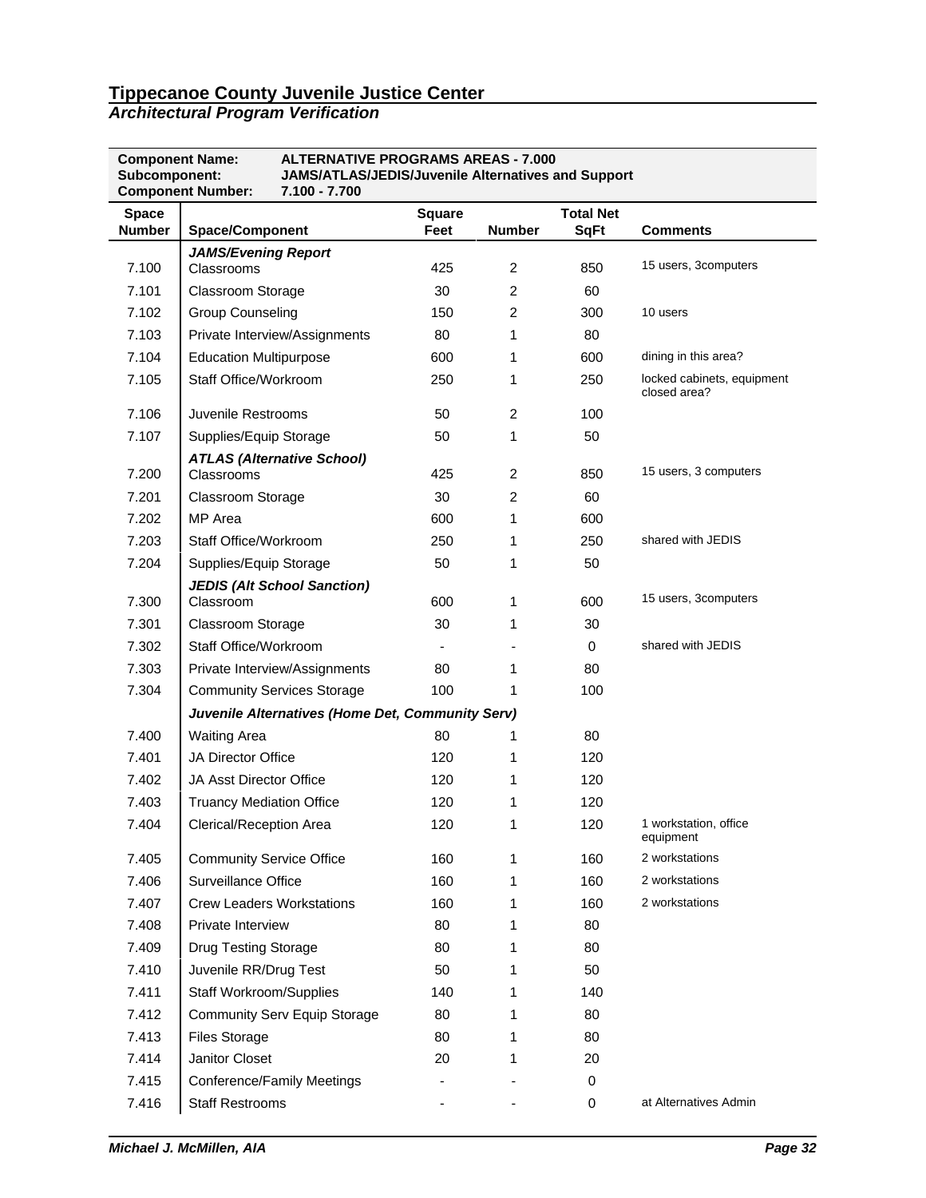# Tippecanoe County Juvenile Justice Center

## *Architectual Program Verification*

**Component Name:** ALTERNATIVE PROGRAMS AREAS - 7.000
**Subcomponent:** JAMS/ATLAS/JEDIS/Juvenile Alternatives and Support
**Component Number:** 7.100 - 7.700

| Space Number | Space/Component | Square Feet | Number | Total Net SqFt | Comments |
|---|---|---|---|---|---|
| | ***JAMS/Evening Report*** | | | | |
| 7.100 | Classrooms | 425 | 2 | 850 | 15 users, 3computers |
| 7.101 | Classroom Storage | 30 | 2 | 60 | |
| 7.102 | Group Counseling | 150 | 2 | 300 | 10 users |
| 7.103 | Private Interview/Assignments | 80 | 1 | 80 | |
| 7.104 | Education Multipurpose | 600 | 1 | 600 | dining in this area? |
| 7.105 | Staff Office/Workroom | 250 | 1 | 250 | locked cabinets, equipment closed area? |
| 7.106 | Juvenile Restrooms | 50 | 2 | 100 | |
| 7.107 | Supplies/Equip Storage | 50 | 1 | 50 | |
| | ***ATLAS (Alternative School)*** | | | | |
| 7.200 | Classrooms | 425 | 2 | 850 | 15 users, 3 computers |
| 7.201 | Classroom Storage | 30 | 2 | 60 | |
| 7.202 | MP Area | 600 | 1 | 600 | |
| 7.203 | Staff Office/Workroom | 250 | 1 | 250 | shared with JEDIS |
| 7.204 | Supplies/Equip Storage | 50 | 1 | 50 | |
| | ***JEDIS (Alt School Sanction)*** | | | | |
| 7.300 | Classroom | 600 | 1 | 600 | 15 users, 3computers |
| 7.301 | Classroom Storage | 30 | 1 | 30 | |
| 7.302 | Staff Office/Workroom | - | - | 0 | shared with JEDIS |
| 7.303 | Private Interview/Assignments | 80 | 1 | 80 | |
| 7.304 | Community Services Storage | 100 | 1 | 100 | |
| | ***Juvenile Alternatives (Home Det, Community Serv)*** | | | | |
| 7.400 | Waiting Area | 80 | 1 | 80 | |
| 7.401 | JA Director Office | 120 | 1 | 120 | |
| 7.402 | JA Asst Director Office | 120 | 1 | 120 | |
| 7.403 | Truancy Mediation Office | 120 | 1 | 120 | |
| 7.404 | Clerical/Reception Area | 120 | 1 | 120 | 1 workstation, office equipment |
| 7.405 | Community Service Office | 160 | 1 | 160 | 2 workstations |
| 7.406 | Surveillance Office | 160 | 1 | 160 | 2 workstations |
| 7.407 | Crew Leaders Workstations | 160 | 1 | 160 | 2 workstations |
| 7.408 | Private Interview | 80 | 1 | 80 | |
| 7.409 | Drug Testing Storage | 80 | 1 | 80 | |
| 7.410 | Juvenile RR/Drug Test | 50 | 1 | 50 | |
| 7.411 | Staff Workroom/Supplies | 140 | 1 | 140 | |
| 7.412 | Community Serv Equip Storage | 80 | 1 | 80 | |
| 7.413 | Files Storage | 80 | 1 | 80 | |
| 7.414 | Janitor Closet | 20 | 1 | 20 | |
| 7.415 | Conference/Family Meetings | - | - | 0 | |
| 7.416 | Staff Restrooms | - | - | 0 | at Alternatives Admin |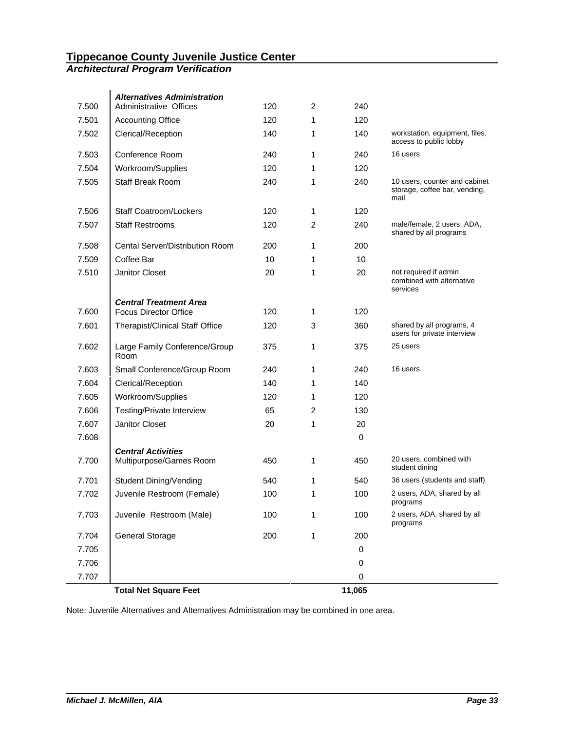# Tippecanoe County Juvenile Justice Center

## *Architectual Program Verification*

| | | | | | |
|---|---|---|---|---|---|
| | ***Alternatives Administration*** | | | | |
| 7.500 | Administrative Offices | 120 | 2 | 240 | |
| 7.501 | Accounting Office | 120 | 1 | 120 | |
| 7.502 | Clerical/Reception | 140 | 1 | 140 | workstation, equipment, files, access to public lobby |
| 7.503 | Conference Room | 240 | 1 | 240 | 16 users |
| 7.504 | Workroom/Supplies | 120 | 1 | 120 | |
| 7.505 | Staff Break Room | 240 | 1 | 240 | 10 users, counter and cabinet storage, coffee bar, vending, mail |
| 7.506 | Staff Coatroom/Lockers | 120 | 1 | 120 | |
| 7.507 | Staff Restrooms | 120 | 2 | 240 | male/female, 2 users, ADA, shared by all programs |
| 7.508 | Cental Server/Distribution Room | 200 | 1 | 200 | |
| 7.509 | Coffee Bar | 10 | 1 | 10 | |
| 7.510 | Janitor Closet | 20 | 1 | 20 | not required if admin combined with alternative services |
| | ***Central Treatment Area*** | | | | |
| 7.600 | Focus Director Office | 120 | 1 | 120 | |
| 7.601 | Therapist/Clinical Staff Office | 120 | 3 | 360 | shared by all programs, 4 users for private interview |
| 7.602 | Large Family Conference/Group Room | 375 | 1 | 375 | 25 users |
| 7.603 | Small Conference/Group Room | 240 | 1 | 240 | 16 users |
| 7.604 | Clerical/Reception | 140 | 1 | 140 | |
| 7.605 | Workroom/Supplies | 120 | 1 | 120 | |
| 7.606 | Testing/Private Interview | 65 | 2 | 130 | |
| 7.607 | Janitor Closet | 20 | 1 | 20 | |
| 7.608 | | | | 0 | |
| | ***Central Activities*** | | | | |
| 7.700 | Multipurpose/Games Room | 450 | 1 | 450 | 20 users, combined with student dining |
| 7.701 | Student Dining/Vending | 540 | 1 | 540 | 36 users (students and staff) |
| 7.702 | Juvenile Restroom (Female) | 100 | 1 | 100 | 2 users, ADA, shared by all programs |
| 7.703 | Juvenile Restroom (Male) | 100 | 1 | 100 | 2 users, ADA, shared by all programs |
| 7.704 | General Storage | 200 | 1 | 200 | |
| 7.705 | | | | 0 | |
| 7.706 | | | | 0 | |
| 7.707 | | | | 0 | |
| | **Total Net Square Feet** | | | **11,065** | |

Note: Juvenile Alternatives and Alternatives Administration may be combined in one area.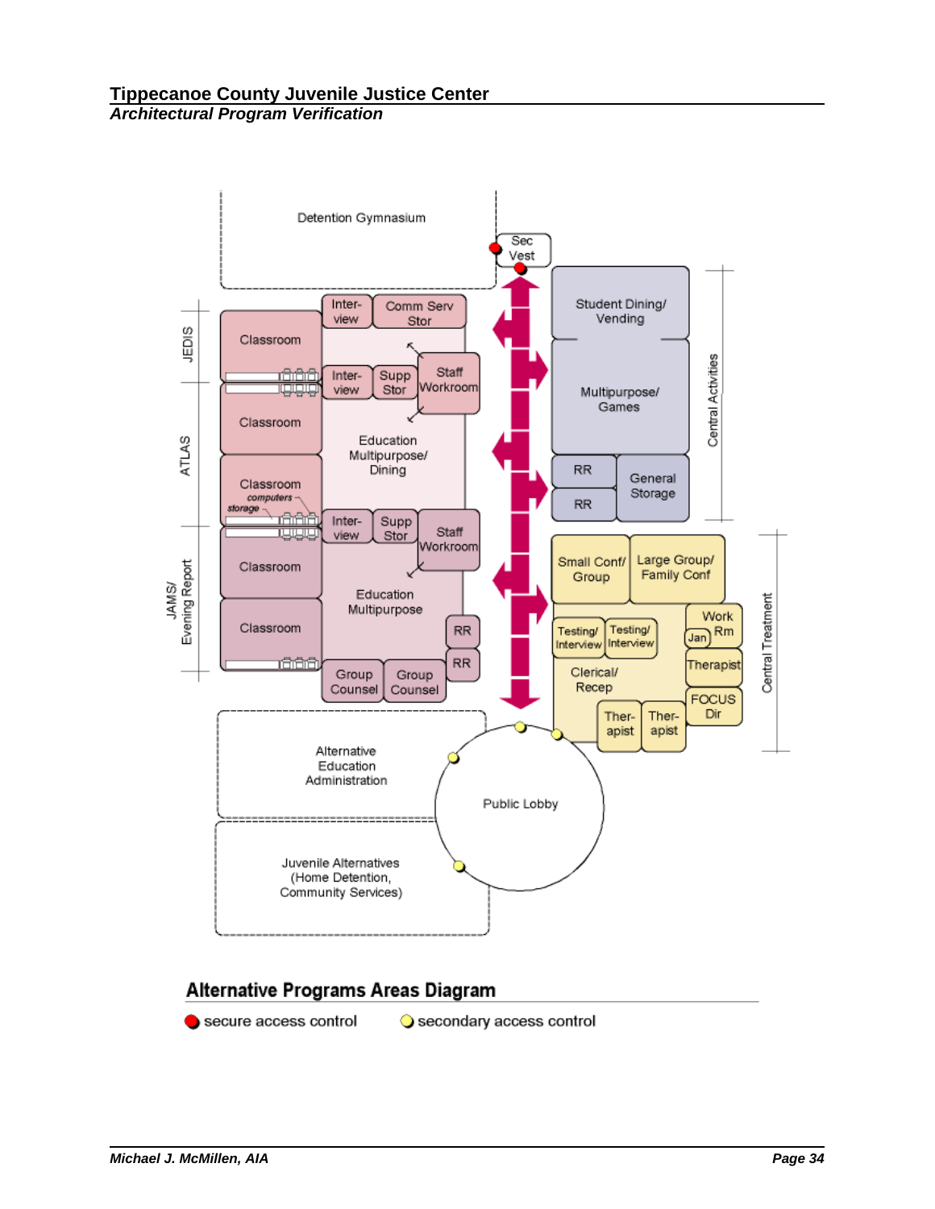Detention Gymnasium

Sec Vest

Inter-view | Comm Serv Stor

Classroom | Inter-view | Supp Stor | Staff Workroom

JEDIS

Classroom

Education Multipurpose/ Dining

ATLAS

Classroom computers storage

Inter-view | Supp Stor | Staff Workroom

Classroom

Education Multipurpose

JAMS/ Evening Report

Classroom

RR

RR

Group Counsel | Group Counsel

Student Dining/ Vending

Multipurpose/ Games

RR | General Storage

RR

Central Activities

Small Conf/ Group | Large Group/ Family Conf

Testing/ Interview | Testing/ Interview | Work Rm | Jan

Therapist

Clerical/ Recep

FOCUS Dir

Ther-apist | Ther-apist

Central Treatment

Alternative Education Administration

Public Lobby

Juvenile Alternatives (Home Detention, Community Services)

## Alternative Programs Areas Diagram

secure access control    secondary access control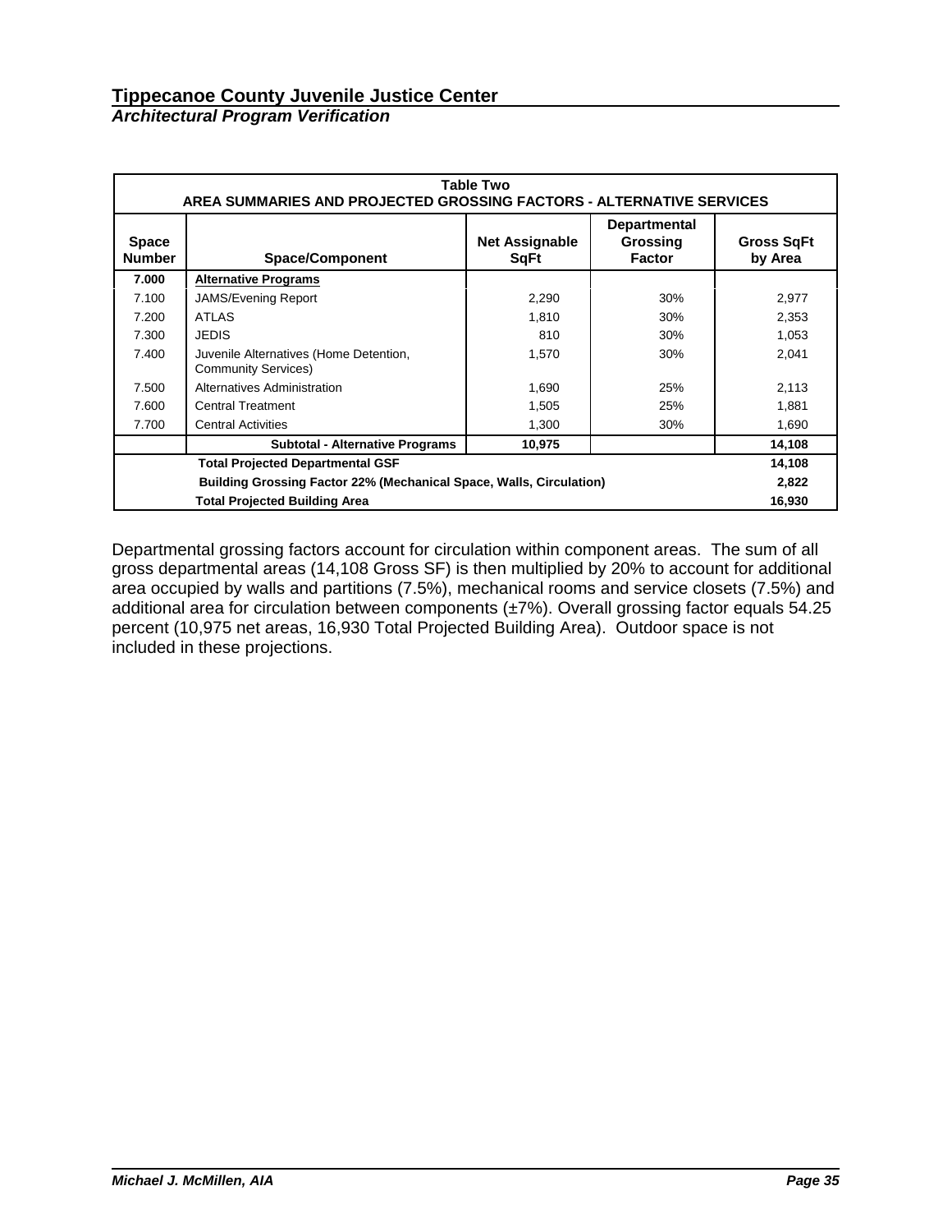## Tippecanoe County Juvenile Justice Center

***Architectural Program Verification***

| Table Two<br>AREA SUMMARIES AND PROJECTED GROSSING FACTORS - ALTERNATIVE SERVICES | | | | |
|---|---|---|---|---|
| **Space Number** | **Space/Component** | **Net Assignable SqFt** | **Departmental Grossing Factor** | **Gross SqFt by Area** |
| **7.000** | **Alternative Programs** | | | |
| 7.100 | JAMS/Evening Report | 2,290 | 30% | 2,977 |
| 7.200 | ATLAS | 1,810 | 30% | 2,353 |
| 7.300 | JEDIS | 810 | 30% | 1,053 |
| 7.400 | Juvenile Alternatives (Home Detention, Community Services) | 1,570 | 30% | 2,041 |
| 7.500 | Alternatives Administration | 1,690 | 25% | 2,113 |
| 7.600 | Central Treatment | 1,505 | 25% | 1,881 |
| 7.700 | Central Activities | 1,300 | 30% | 1,690 |
| | **Subtotal - Alternative Programs** | **10,975** | | **14,108** |
| | **Total Projected Departmental GSF** | | | **14,108** |
| | **Building Grossing Factor 22% (Mechanical Space, Walls, Circulation)** | | | **2,822** |
| | **Total Projected Building Area** | | | **16,930** |

Departmental grossing factors account for circulation within component areas. The sum of all gross departmental areas (14,108 Gross SF) is then multiplied by 20% to account for additional area occupied by walls and partitions (7.5%), mechanical rooms and service closets (7.5%) and additional area for circulation between components (±7%). Overall grossing factor equals 54.25 percent (10,975 net areas, 16,930 Total Projected Building Area). Outdoor space is not included in these projections.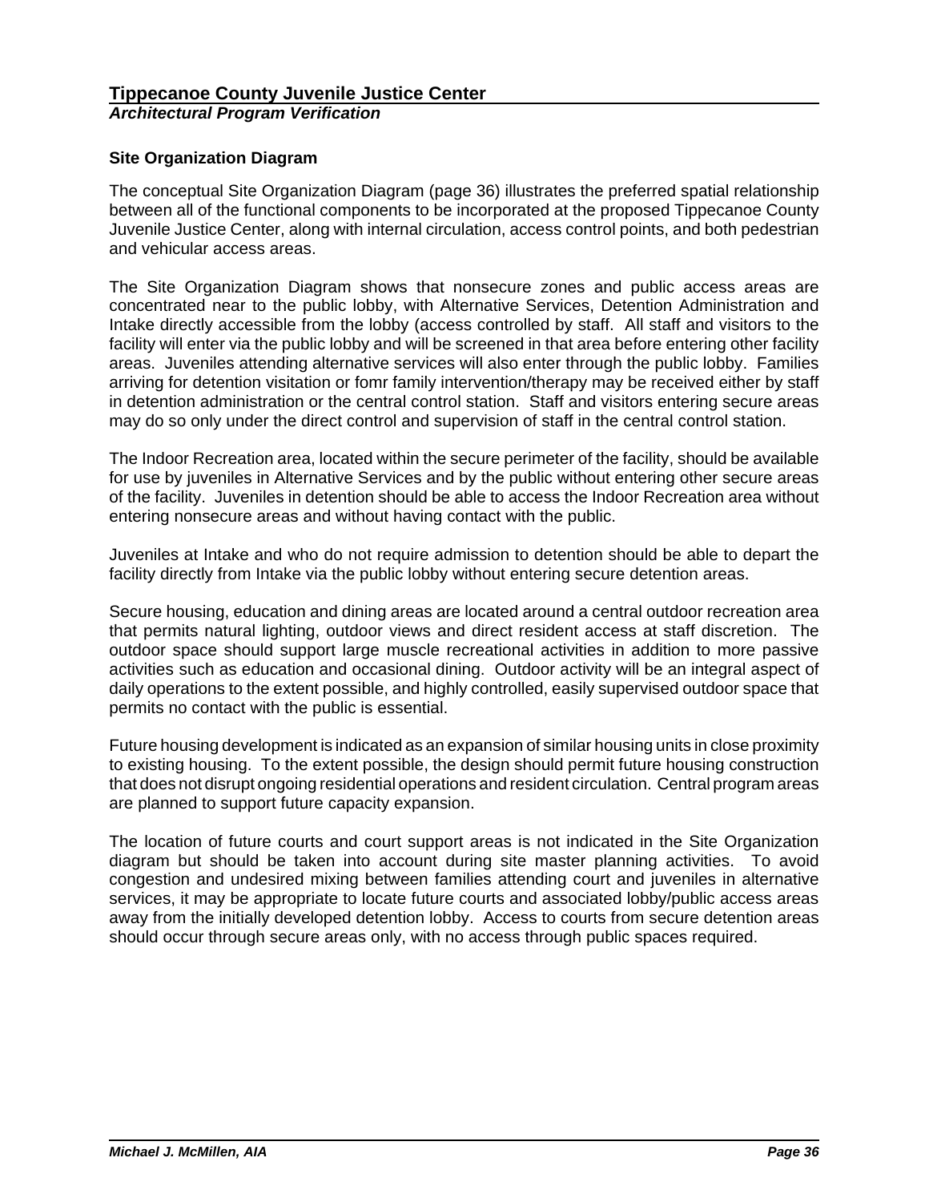## Site Organization Diagram

The conceptual Site Organization Diagram (page 36) illustrates the preferred spatial relationship between all of the functional components to be incorporated at the proposed Tippecanoe County Juvenile Justice Center, along with internal circulation, access control points, and both pedestrian and vehicular access areas.

The Site Organization Diagram shows that nonsecure zones and public access areas are concentrated near to the public lobby, with Alternative Services, Detention Administration and Intake directly accessible from the lobby (access controlled by staff. All staff and visitors to the facility will enter via the public lobby and will be screened in that area before entering other facility areas. Juveniles attending alternative services will also enter through the public lobby. Families arriving for detention visitation or fomr family intervention/therapy may be received either by staff in detention administration or the central control station. Staff and visitors entering secure areas may do so only under the direct control and supervision of staff in the central control station.

The Indoor Recreation area, located within the secure perimeter of the facility, should be available for use by juveniles in Alternative Services and by the public without entering other secure areas of the facility. Juveniles in detention should be able to access the Indoor Recreation area without entering nonsecure areas and without having contact with the public.

Juveniles at Intake and who do not require admission to detention should be able to depart the facility directly from Intake via the public lobby without entering secure detention areas.

Secure housing, education and dining areas are located around a central outdoor recreation area that permits natural lighting, outdoor views and direct resident access at staff discretion. The outdoor space should support large muscle recreational activities in addition to more passive activities such as education and occasional dining. Outdoor activity will be an integral aspect of daily operations to the extent possible, and highly controlled, easily supervised outdoor space that permits no contact with the public is essential.

Future housing development is indicated as an expansion of similar housing units in close proximity to existing housing. To the extent possible, the design should permit future housing construction that does not disrupt ongoing residential operations and resident circulation. Central program areas are planned to support future capacity expansion.

The location of future courts and court support areas is not indicated in the Site Organization diagram but should be taken into account during site master planning activities. To avoid congestion and undesired mixing between families attending court and juveniles in alternative services, it may be appropriate to locate future courts and associated lobby/public access areas away from the initially developed detention lobby. Access to courts from secure detention areas should occur through secure areas only, with no access through public spaces required.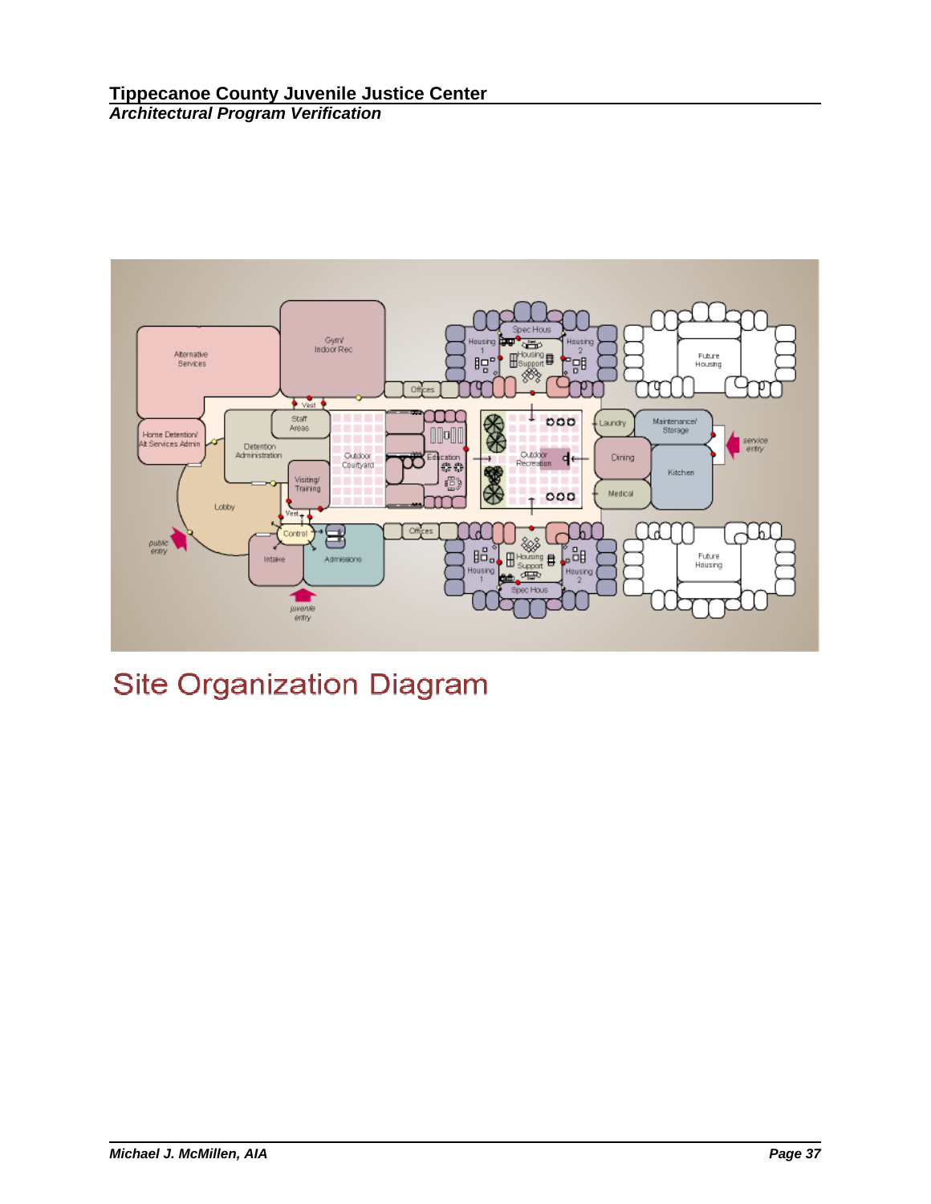Site Organization Diagram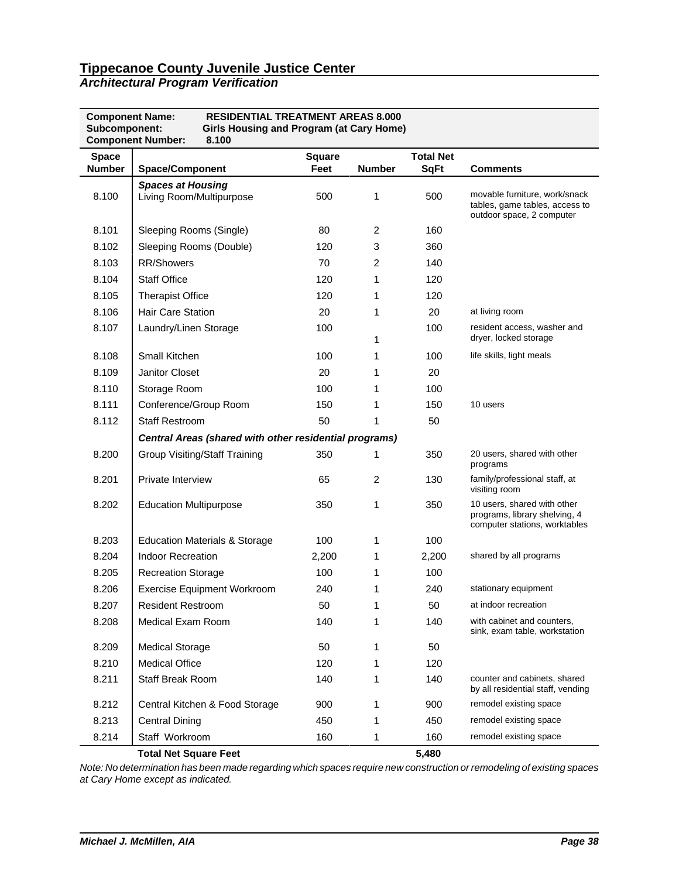# Tippecanoe County Juvenile Justice Center

## *Architectural Program Verification*

**Component Name:** **RESIDENTIAL TREATMENT AREAS 8.000**
**Subcomponent:** **Girls Housing and Program (at Cary Home)**
**Component Number:** **8.100**

| Space Number | Space/Component | Square Feet | Number | Total Net SqFt | Comments |
|---|---|---|---|---|---|
| | ***Spaces at Housing*** | | | | |
| 8.100 | Living Room/Multipurpose | 500 | 1 | 500 | movable furniture, work/snack tables, game tables, access to outdoor space, 2 computer |
| 8.101 | Sleeping Rooms (Single) | 80 | 2 | 160 | |
| 8.102 | Sleeping Rooms (Double) | 120 | 3 | 360 | |
| 8.103 | RR/Showers | 70 | 2 | 140 | |
| 8.104 | Staff Office | 120 | 1 | 120 | |
| 8.105 | Therapist Office | 120 | 1 | 120 | |
| 8.106 | Hair Care Station | 20 | 1 | 20 | at living room |
| 8.107 | Laundry/Linen Storage | 100 | 1 | 100 | resident access, washer and dryer, locked storage |
| 8.108 | Small Kitchen | 100 | 1 | 100 | life skills, light meals |
| 8.109 | Janitor Closet | 20 | 1 | 20 | |
| 8.110 | Storage Room | 100 | 1 | 100 | |
| 8.111 | Conference/Group Room | 150 | 1 | 150 | 10 users |
| 8.112 | Staff Restroom | 50 | 1 | 50 | |
| | ***Central Areas (shared with other residential programs)*** | | | | |
| 8.200 | Group Visiting/Staff Training | 350 | 1 | 350 | 20 users, shared with other programs |
| 8.201 | Private Interview | 65 | 2 | 130 | family/professional staff, at visiting room |
| 8.202 | Education Multipurpose | 350 | 1 | 350 | 10 users, shared with other programs, library shelving, 4 computer stations, worktables |
| 8.203 | Education Materials & Storage | 100 | 1 | 100 | |
| 8.204 | Indoor Recreation | 2,200 | 1 | 2,200 | shared by all programs |
| 8.205 | Recreation Storage | 100 | 1 | 100 | |
| 8.206 | Exercise Equipment Workroom | 240 | 1 | 240 | stationary equipment |
| 8.207 | Resident Restroom | 50 | 1 | 50 | at indoor recreation |
| 8.208 | Medical Exam Room | 140 | 1 | 140 | with cabinet and counters, sink, exam table, workstation |
| 8.209 | Medical Storage | 50 | 1 | 50 | |
| 8.210 | Medical Office | 120 | 1 | 120 | |
| 8.211 | Staff Break Room | 140 | 1 | 140 | counter and cabinets, shared by all residential staff, vending |
| 8.212 | Central Kitchen & Food Storage | 900 | 1 | 900 | remodel existing space |
| 8.213 | Central Dining | 450 | 1 | 450 | remodel existing space |
| 8.214 | Staff Workroom | 160 | 1 | 160 | remodel existing space |
| | **Total Net Square Feet** | | | **5,480** | |

*Note: No determination has been made regarding which spaces require new construction or remodeling of existing spaces at Cary Home except as indicated.*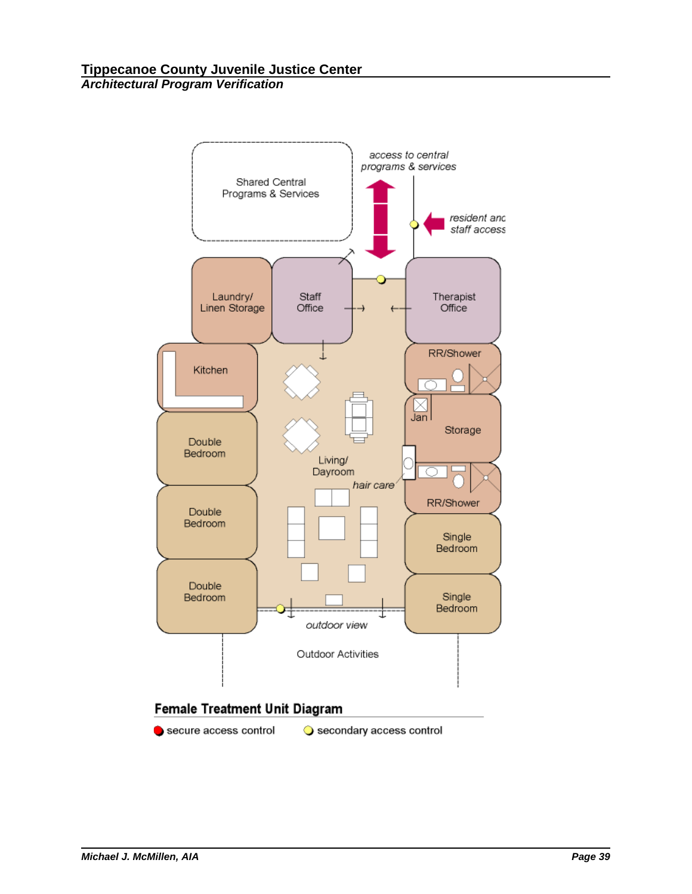Shared Central Programs & Services

access to central programs & services

resident and staff access

Laundry/ Linen Storage

Staff Office

Therapist Office

Kitchen

RR/Shower

Jan

Storage

Double Bedroom

Living/ Dayroom

hair care

RR/Shower

Double Bedroom

Single Bedroom

Double Bedroom

Single Bedroom

outdoor view

Outdoor Activities

**Female Treatment Unit Diagram**

secure access control   secondary access control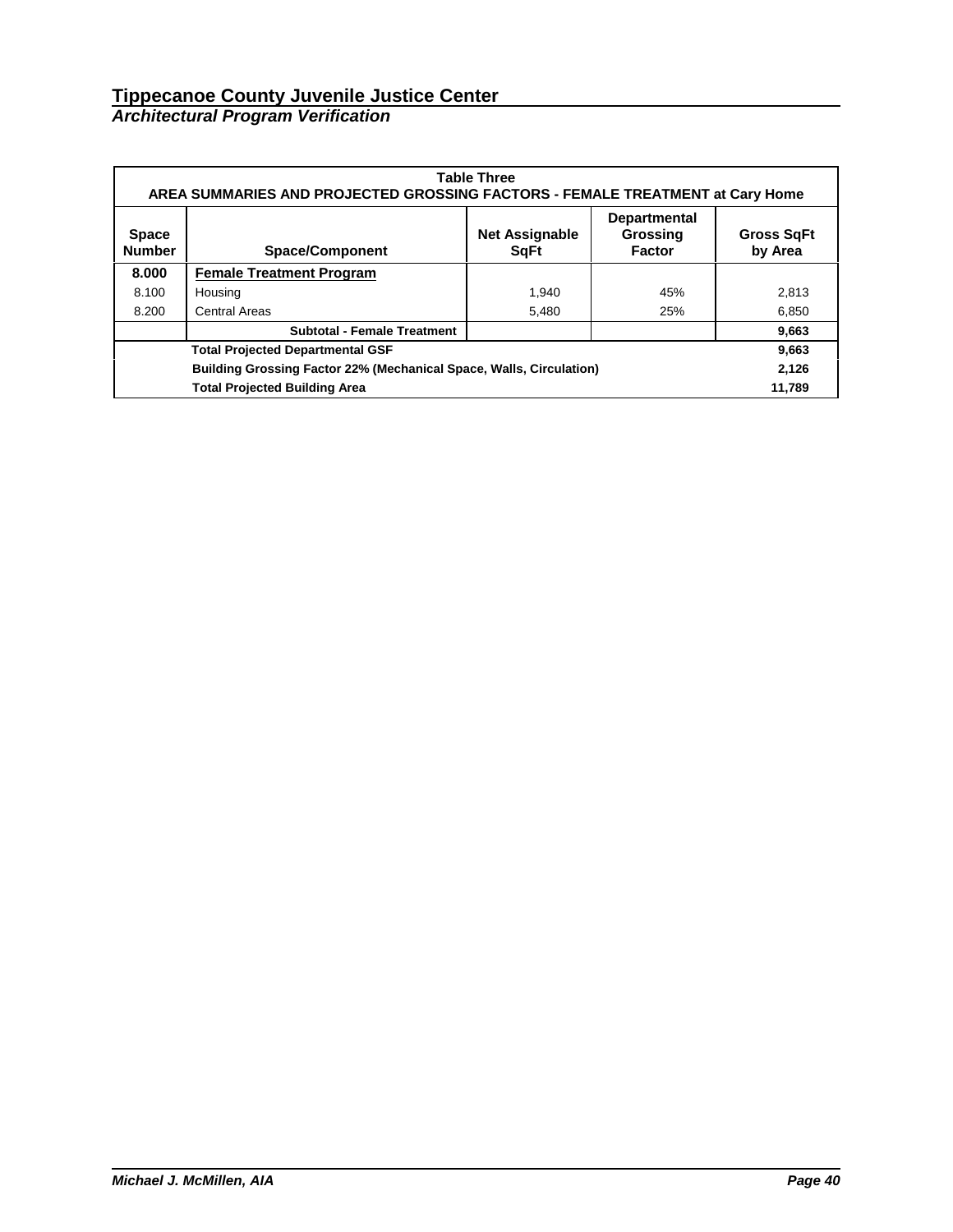# Tippecanoe County Juvenile Justice Center

***Architectual Program Verification***

| Table Three<br>AREA SUMMARIES AND PROJECTED GROSSING FACTORS - FEMALE TREATMENT at Cary Home | | | | |
|---|---|---|---|---|
| **Space Number** | **Space/Component** | **Net Assignable SqFt** | **Departmental Grossing Factor** | **Gross SqFt by Area** |
| **8.000** | **Female Treatment Program** | | | |
| 8.100 | Housing | 1,940 | 45% | 2,813 |
| 8.200 | Central Areas | 5,480 | 25% | 6,850 |
| | **Subtotal - Female Treatment** | | | **9,663** |
| | **Total Projected Departmental GSF** | | | **9,663** |
| | **Building Grossing Factor 22% (Mechanical Space, Walls, Circulation)** | | | **2,126** |
| | **Total Projected Building Area** | | | **11,789** |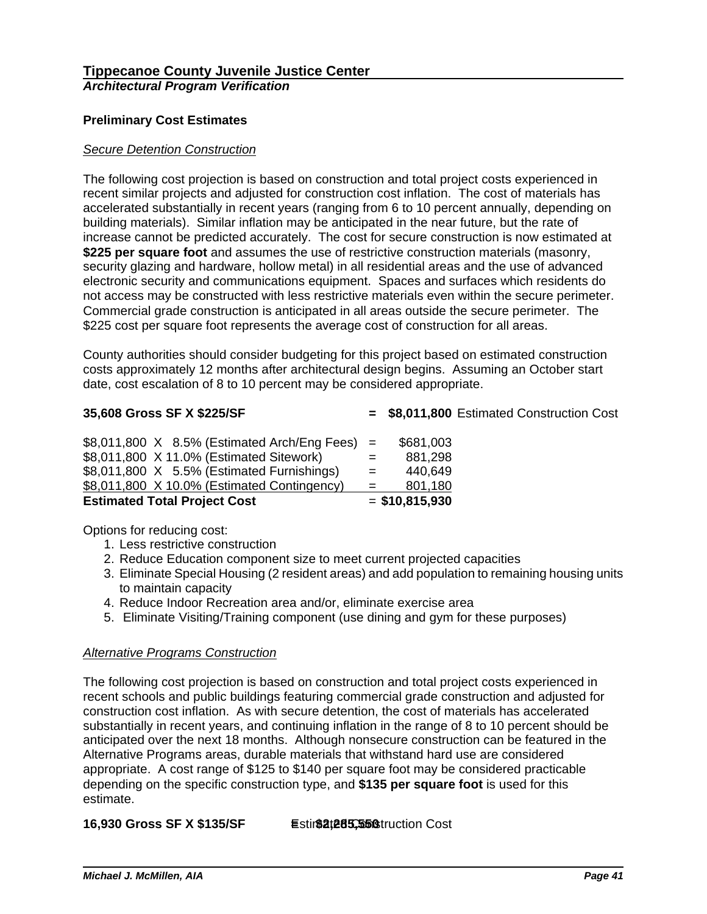## Preliminary Cost Estimates

*Secure Detention Construction*

The following cost projection is based on construction and total project costs experienced in recent similar projects and adjusted for construction cost inflation. The cost of materials has accelerated substantially in recent years (ranging from 6 to 10 percent annually, depending on building materials). Similar inflation may be anticipated in the near future, but the rate of increase cannot be predicted accurately. The cost for secure construction is now estimated at **$225 per square foot** and assumes the use of restrictive construction materials (masonry, security glazing and hardware, hollow metal) in all residential areas and the use of advanced electronic security and communications equipment. Spaces and surfaces which residents do not access may be constructed with less restrictive materials even within the secure perimeter. Commercial grade construction is anticipated in all areas outside the secure perimeter. The $225 cost per square foot represents the average cost of construction for all areas.

County authorities should consider budgeting for this project based on estimated construction costs approximately 12 months after architectural design begins. Assuming an October start date, cost escalation of 8 to 10 percent may be considered appropriate.

| | | | |
|---|---|---|---|
| **35,608 Gross SF X $225/SF** | **=** | **$8,011,800** | Estimated Construction Cost |
| $8,011,800 X 8.5% (Estimated Arch/Eng Fees) | = | $681,003 | |
| $8,011,800 X 11.0% (Estimated Sitework) | = | 881,298 | |
| $8,011,800 X 5.5% (Estimated Furnishings) | = | 440,649 | |
| $8,011,800 X 10.0% (Estimated Contingency) | = | 801,180 | |
| **Estimated Total Project Cost** | = | **$10,815,930** | |

Options for reducing cost:

1. Less restrictive construction
2. Reduce Education component size to meet current projected capacities
3. Eliminate Special Housing (2 resident areas) and add population to remaining housing units to maintain capacity
4. Reduce Indoor Recreation area and/or, eliminate exercise area
5. Eliminate Visiting/Training component (use dining and gym for these purposes)

*Alternative Programs Construction*

The following cost projection is based on construction and total project costs experienced in recent schools and public buildings featuring commercial grade construction and adjusted for construction cost inflation. As with secure detention, the cost of materials has accelerated substantially in recent years, and continuing inflation in the range of 8 to 10 percent should be anticipated over the next 18 months. Although nonsecure construction can be featured in the Alternative Programs areas, durable materials that withstand hard use are considered appropriate. A cost range of $125 to $140 per square foot may be considered practicable depending on the specific construction type, and **$135 per square foot** is used for this estimate.

| | | | |
|---|---|---|---|
| **16,930 Gross SF X $135/SF** | **=** | **$2,285,550** | Estimated Construction Cost |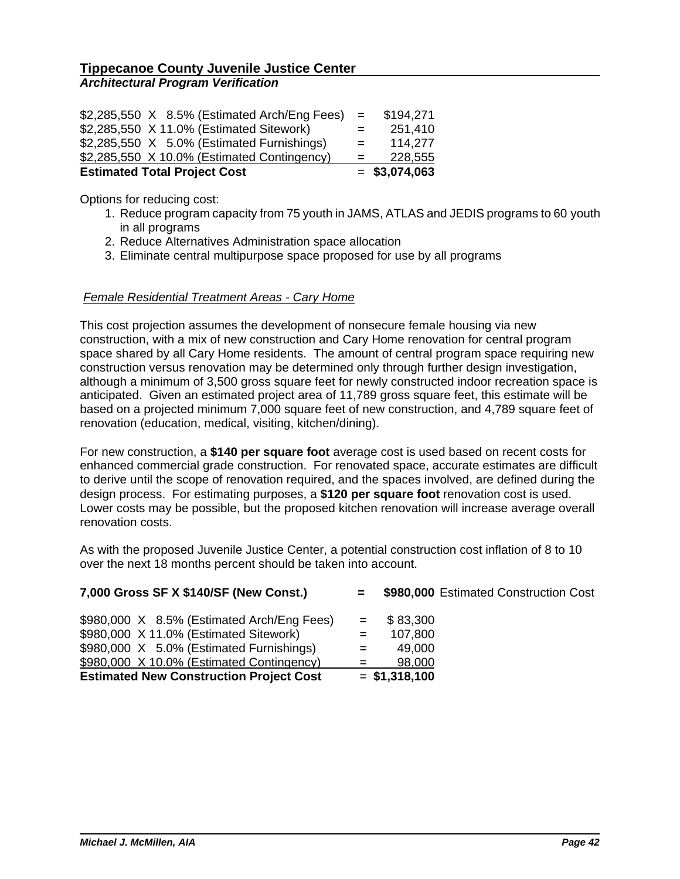| | | |
|---|---|---|
| $2,285,550 X 8.5% (Estimated Arch/Eng Fees) | = | $194,271 |
| $2,285,550 X 11.0% (Estimated Sitework) | = | 251,410 |
| $2,285,550 X 5.0% (Estimated Furnishings) | = | 114,277 |
| $2,285,550 X 10.0% (Estimated Contingency) | = | 228,555 |
| **Estimated Total Project Cost** | = | **$3,074,063** |

Options for reducing cost:

1. Reduce program capacity from 75 youth in JAMS, ATLAS and JEDIS programs to 60 youth in all programs
2. Reduce Alternatives Administration space allocation
3. Eliminate central multipurpose space proposed for use by all programs

*Female Residential Treatment Areas - Cary Home*

This cost projection assumes the development of nonsecure female housing via new construction, with a mix of new construction and Cary Home renovation for central program space shared by all Cary Home residents. The amount of central program space requiring new construction versus renovation may be determined only through further design investigation, although a minimum of 3,500 gross square feet for newly constructed indoor recreation space is anticipated. Given an estimated project area of 11,789 gross square feet, this estimate will be based on a projected minimum 7,000 square feet of new construction, and 4,789 square feet of renovation (education, medical, visiting, kitchen/dining).

For new construction, a **$140 per square foot** average cost is used based on recent costs for enhanced commercial grade construction. For renovated space, accurate estimates are difficult to derive until the scope of renovation required, and the spaces involved, are defined during the design process. For estimating purposes, a **$120 per square foot** renovation cost is used. Lower costs may be possible, but the proposed kitchen renovation will increase average overall renovation costs.

As with the proposed Juvenile Justice Center, a potential construction cost inflation of 8 to 10 over the next 18 months percent should be taken into account.

| | | | |
|---|---|---|---|
| **7,000 Gross SF X $140/SF (New Const.)** | **=** | **$980,000** | Estimated Construction Cost |
| $980,000 X 8.5% (Estimated Arch/Eng Fees) | = | $ 83,300 | |
| $980,000 X 11.0% (Estimated Sitework) | = | 107,800 | |
| $980,000 X 5.0% (Estimated Furnishings) | = | 49,000 | |
| $980,000 X 10.0% (Estimated Contingency) | = | 98,000 | |
| **Estimated New Construction Project Cost** | = | **$1,318,100** | |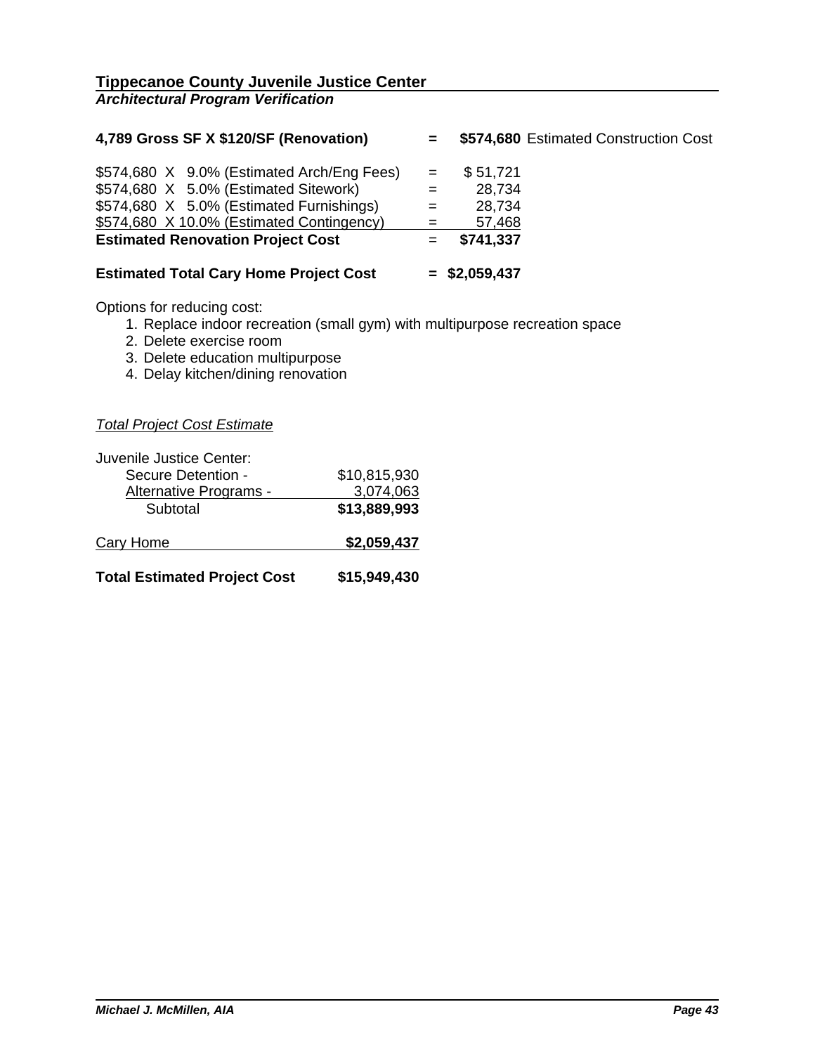**Tippecanoe County Juvenile Justice Center**
***Architectural Program Verification***

| | | | |
|---|---|---|---|
| **4,789 Gross SF X $120/SF (Renovation)** | **=** | **$574,680** | Estimated Construction Cost |
| $574,680 X 9.0% (Estimated Arch/Eng Fees) | = | $ 51,721 | |
| $574,680 X 5.0% (Estimated Sitework) | = | 28,734 | |
| $574,680 X 5.0% (Estimated Furnishings) | = | 28,734 | |
| $574,680 X 10.0% (Estimated Contingency) | = | 57,468 | |
| **Estimated Renovation Project Cost** | = | **$741,337** | |
| **Estimated Total Cary Home Project Cost** | **=** | **$2,059,437** | |

Options for reducing cost:

1. Replace indoor recreation (small gym) with multipurpose recreation space
2. Delete exercise room
3. Delete education multipurpose
4. Delay kitchen/dining renovation

*Total Project Cost Estimate*

| | |
|---|---|
| Juvenile Justice Center: | |
| Secure Detention - | $10,815,930 |
| Alternative Programs - | 3,074,063 |
| Subtotal | **$13,889,993** |
| Cary Home | **$2,059,437** |
| **Total Estimated Project Cost** | **$15,949,430** |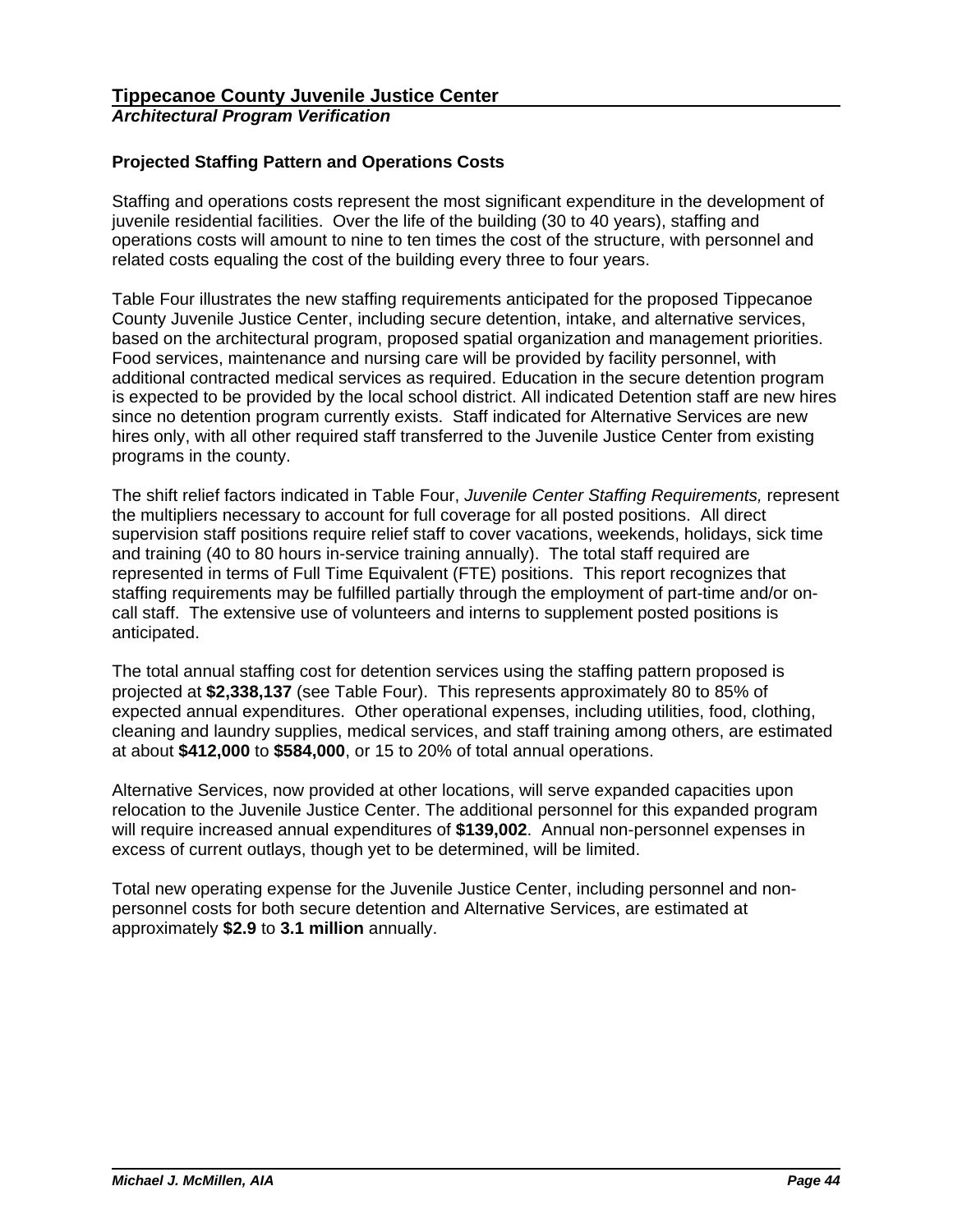## Projected Staffing Pattern and Operations Costs

Staffing and operations costs represent the most significant expenditure in the development of juvenile residential facilities. Over the life of the building (30 to 40 years), staffing and operations costs will amount to nine to ten times the cost of the structure, with personnel and related costs equaling the cost of the building every three to four years.

Table Four illustrates the new staffing requirements anticipated for the proposed Tippecanoe County Juvenile Justice Center, including secure detention, intake, and alternative services, based on the architectural program, proposed spatial organization and management priorities. Food services, maintenance and nursing care will be provided by facility personnel, with additional contracted medical services as required. Education in the secure detention program is expected to be provided by the local school district. All indicated Detention staff are new hires since no detention program currently exists. Staff indicated for Alternative Services are new hires only, with all other required staff transferred to the Juvenile Justice Center from existing programs in the county.

The shift relief factors indicated in Table Four, *Juvenile Center Staffing Requirements,* represent the multipliers necessary to account for full coverage for all posted positions. All direct supervision staff positions require relief staff to cover vacations, weekends, holidays, sick time and training (40 to 80 hours in-service training annually). The total staff required are represented in terms of Full Time Equivalent (FTE) positions. This report recognizes that staffing requirements may be fulfilled partially through the employment of part-time and/or on-call staff. The extensive use of volunteers and interns to supplement posted positions is anticipated.

The total annual staffing cost for detention services using the staffing pattern proposed is projected at **$2,338,137** (see Table Four). This represents approximately 80 to 85% of expected annual expenditures. Other operational expenses, including utilities, food, clothing, cleaning and laundry supplies, medical services, and staff training among others, are estimated at about **$412,000** to **$584,000**, or 15 to 20% of total annual operations.

Alternative Services, now provided at other locations, will serve expanded capacities upon relocation to the Juvenile Justice Center. The additional personnel for this expanded program will require increased annual expenditures of **$139,002**. Annual non-personnel expenses in excess of current outlays, though yet to be determined, will be limited.

Total new operating expense for the Juvenile Justice Center, including personnel and non-personnel costs for both secure detention and Alternative Services, are estimated at approximately **$2.9** to **3.1 million** annually.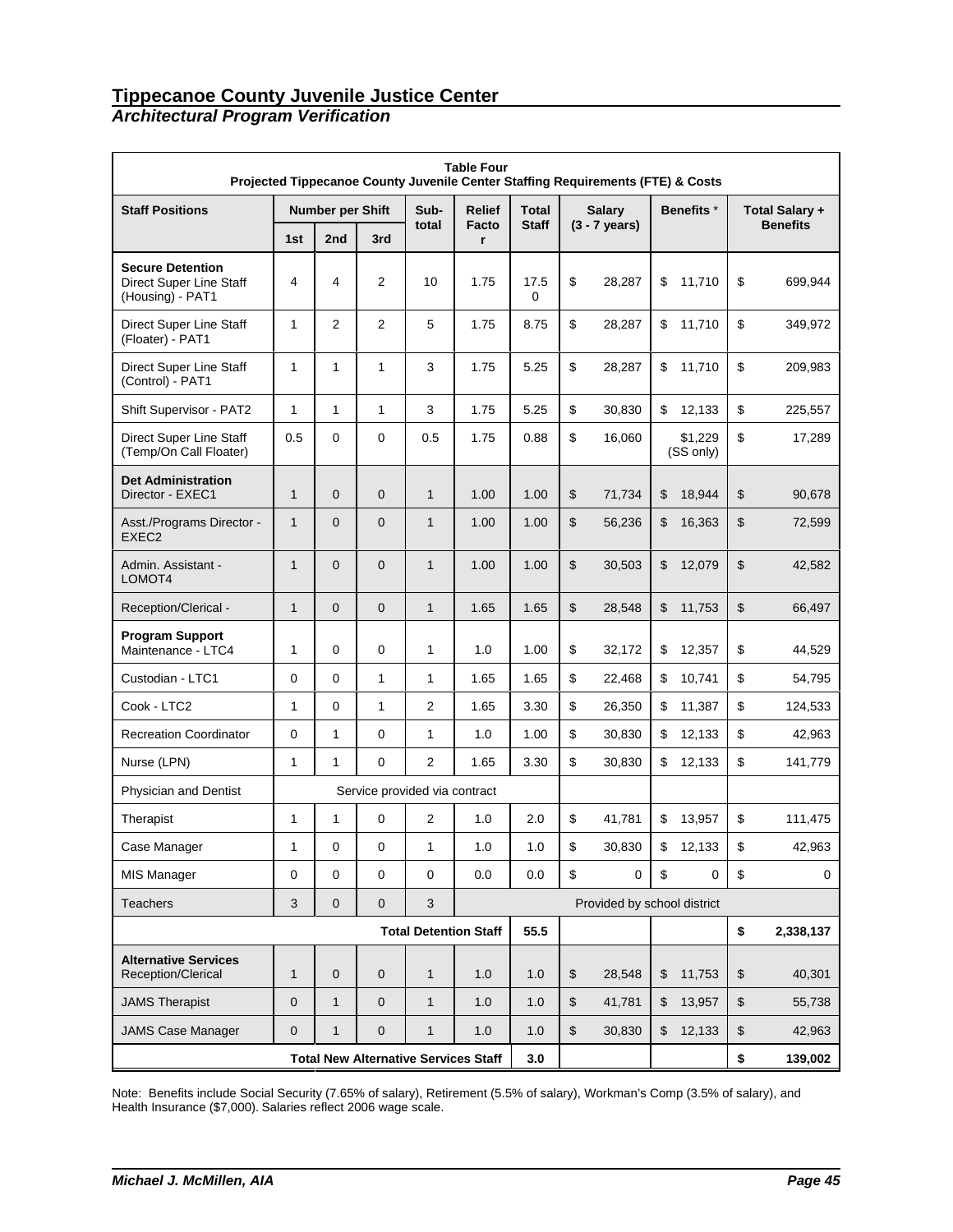# Tippecanoe County Juvenile Justice Center

## *Architectural Program Verification*

**Table Four**
**Projected Tippecanoe County Juvenile Center Staffing Requirements (FTE) & Costs**

| Staff Positions | Number per Shift | | | Sub-total | Relief Factor | Total Staff | Salary (3 - 7 years) | Benefits * | Total Salary + Benefits |
|---|---|---|---|---|---|---|---|---|---|
| | 1st | 2nd | 3rd | | | | | | |
| **Secure Detention** Direct Super Line Staff (Housing) - PAT1 | 4 | 4 | 2 | 10 | 1.75 | 17.50 | $ 28,287 | $ 11,710 | $ 699,944 |
| Direct Super Line Staff (Floater) - PAT1 | 1 | 2 | 2 | 5 | 1.75 | 8.75 | $ 28,287 | $ 11,710 | $ 349,972 |
| Direct Super Line Staff (Control) - PAT1 | 1 | 1 | 1 | 3 | 1.75 | 5.25 | $ 28,287 | $ 11,710 | $ 209,983 |
| Shift Supervisor - PAT2 | 1 | 1 | 1 | 3 | 1.75 | 5.25 | $ 30,830 | $ 12,133 | $ 225,557 |
| Direct Super Line Staff (Temp/On Call Floater) | 0.5 | 0 | 0 | 0.5 | 1.75 | 0.88 | $ 16,060 | $1,229 (SS only) | $ 17,289 |
| **Det Administration** Director - EXEC1 | 1 | 0 | 0 | 1 | 1.00 | 1.00 | $ 71,734 | $ 18,944 | $ 90,678 |
| Asst./Programs Director - EXEC2 | 1 | 0 | 0 | 1 | 1.00 | 1.00 | $ 56,236 | $ 16,363 | $ 72,599 |
| Admin. Assistant - LOMOT4 | 1 | 0 | 0 | 1 | 1.00 | 1.00 | $ 30,503 | $ 12,079 | $ 42,582 |
| Reception/Clerical - | 1 | 0 | 0 | 1 | 1.65 | 1.65 | $ 28,548 | $ 11,753 | $ 66,497 |
| **Program Support** Maintenance - LTC4 | 1 | 0 | 0 | 1 | 1.0 | 1.00 | $ 32,172 | $ 12,357 | $ 44,529 |
| Custodian - LTC1 | 0 | 0 | 1 | 1 | 1.65 | 1.65 | $ 22,468 | $ 10,741 | $ 54,795 |
| Cook - LTC2 | 1 | 0 | 1 | 2 | 1.65 | 3.30 | $ 26,350 | $ 11,387 | $ 124,533 |
| Recreation Coordinator | 0 | 1 | 0 | 1 | 1.0 | 1.00 | $ 30,830 | $ 12,133 | $ 42,963 |
| Nurse (LPN) | 1 | 1 | 0 | 2 | 1.65 | 3.30 | $ 30,830 | $ 12,133 | $ 141,779 |
| Physician and Dentist | Service provided via contract | | | | | | | | |
| Therapist | 1 | 1 | 0 | 2 | 1.0 | 2.0 | $ 41,781 | $ 13,957 | $ 111,475 |
| Case Manager | 1 | 0 | 0 | 1 | 1.0 | 1.0 | $ 30,830 | $ 12,133 | $ 42,963 |
| MIS Manager | 0 | 0 | 0 | 0 | 0.0 | 0.0 | $ 0 | $ 0 | $ 0 |
| Teachers | 3 | 0 | 0 | 3 | Provided by school district | | | | |
| **Total Detention Staff** | | | | | | **55.5** | | | **$ 2,338,137** |
| **Alternative Services** Reception/Clerical | 1 | 0 | 0 | 1 | 1.0 | 1.0 | $ 28,548 | $ 11,753 | $ 40,301 |
| JAMS Therapist | 0 | 1 | 0 | 1 | 1.0 | 1.0 | $ 41,781 | $ 13,957 | $ 55,738 |
| JAMS Case Manager | 0 | 1 | 0 | 1 | 1.0 | 1.0 | $ 30,830 | $ 12,133 | $ 42,963 |
| **Total New Alternative Services Staff** | | | | | | **3.0** | | | **$ 139,002** |

Note: Benefits include Social Security (7.65% of salary), Retirement (5.5% of salary), Workman's Comp (3.5% of salary), and Health Insurance ($7,000). Salaries reflect 2006 wage scale.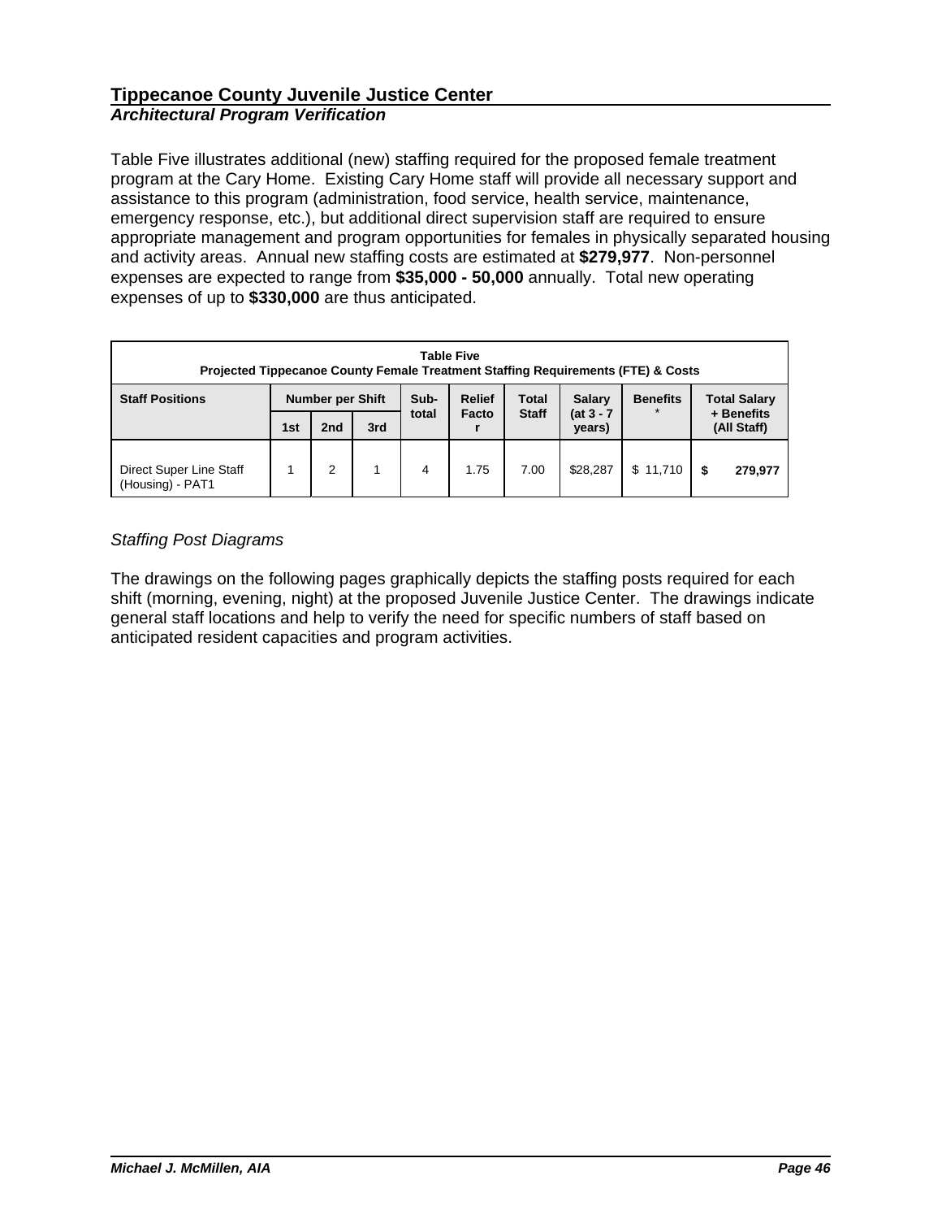Table Five illustrates additional (new) staffing required for the proposed female treatment program at the Cary Home. Existing Cary Home staff will provide all necessary support and assistance to this program (administration, food service, health service, maintenance, emergency response, etc.), but additional direct supervision staff are required to ensure appropriate management and program opportunities for females in physically separated housing and activity areas. Annual new staffing costs are estimated at **$279,977**. Non-personnel expenses are expected to range from **$35,000 - 50,000** annually. Total new operating expenses of up to **$330,000** are thus anticipated.

**Table Five**
**Projected Tippecanoe County Female Treatment Staffing Requirements (FTE) & Costs**

| Staff Positions | Number per Shift | | | Sub-total | Relief Factor | Total Staff | Salary (at 3 - 7 years) | Benefits * | Total Salary + Benefits (All Staff) |
|---|---|---|---|---|---|---|---|---|---|
| | 1st | 2nd | 3rd | | | | | | |
| Direct Super Line Staff (Housing) - PAT1 | 1 | 2 | 1 | 4 | 1.75 | 7.00 | $28,287 | $ 11,710 | **$ 279,977** |

*Staffing Post Diagrams*

The drawings on the following pages graphically depicts the staffing posts required for each shift (morning, evening, night) at the proposed Juvenile Justice Center. The drawings indicate general staff locations and help to verify the need for specific numbers of staff based on anticipated resident capacities and program activities.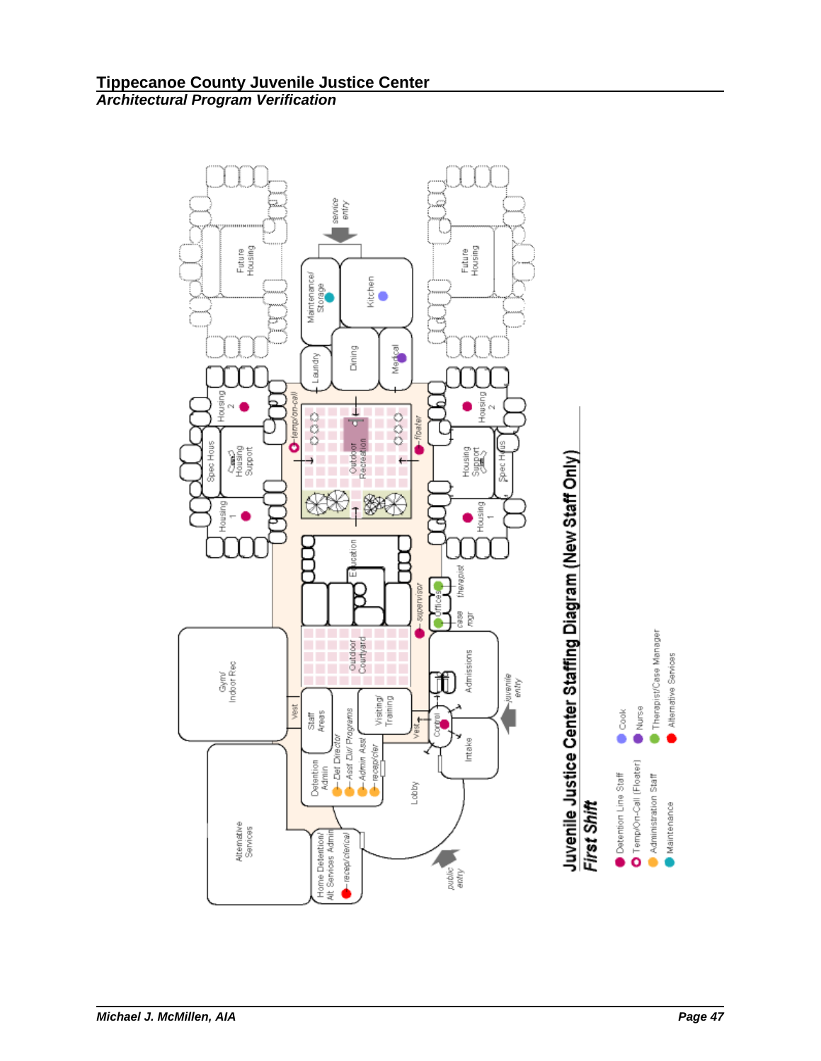**Juvenile Justice Center Staffing Diagram (New Staff Only)**

***First Shift***

- Detention Line Staff
- Temp/On-Call (Floater)
- Administration Staff
- Maintenance
- Cook
- Nurse
- Therapist/Case Manager
- Alternative Services

Future Housing

service entry

Future Housing

Maintenance/ Storage

Kitchen

Laundry

Dining

Medical

Housing 2

temp/on-call

floater

Housing 2

Spec Hous

Housing Support

Outdoor Recreation

Housing Support

Spec Hous

Housing 1

Housing 1

Education

supervisor

Offices

therapist

case mgr

Gym/ Indoor Rec

Outdoor Courtyard

Admissions

Vest

Staff Areas

Visiting/ Training

juvenile entry

Vest

Control

Detention Admin

Det Director

Asst Dir/ Programs

Admin Asst

recep/cler

Intake

Lobby

Alternative Services

Home Detention/ Alt Services Admin

recep/clerical

public entry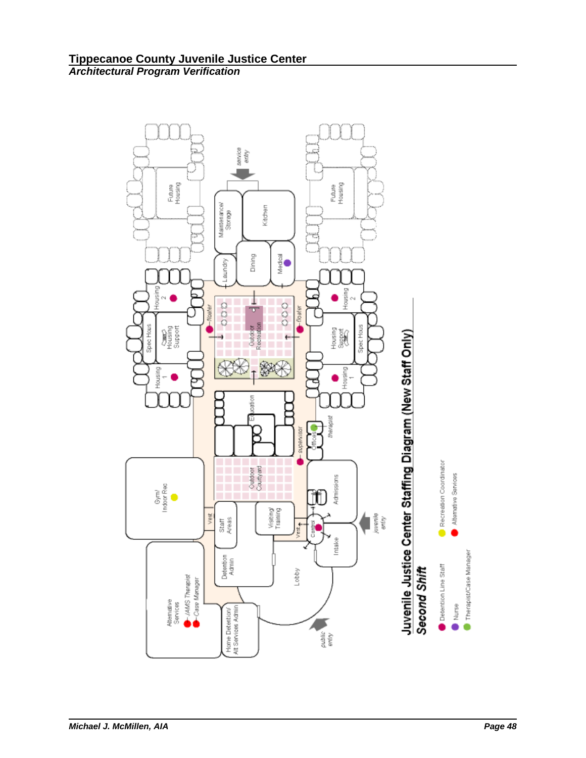## Tippecanoe County Juvenile Justice Center
*Architectural Program Verification*

Future Housing

service entry

Maintenance/ Storage

Kitchen

Future Housing

Laundry

Dining

Medical

Housing 2

Housing 2

Spec Hous

Housing Support

floater

Outdoor Recreation

floater

Housing Support

Spec Hous

Housing 1

Housing 1

Education

Gym/ Indoor Rec

supervisor

Offices

therapist

Outdoor Courtyard

Admissions

Vest

Staff Areas

Visiting/ Training

Vest

Control

juvenile entry

Detention Admin

Intake

Lobby

Alternative Services

JAMS Therapist

Case Manager

Home Detention/ Alt Services Admin

public entry

**Juvenile Justice Center Staffing Diagram (New Staff Only)**

***Second Shift***

- Detention Line Staff
- Nurse
- Therapist/Case Manager
- Recreation Coordinator
- Alternative Services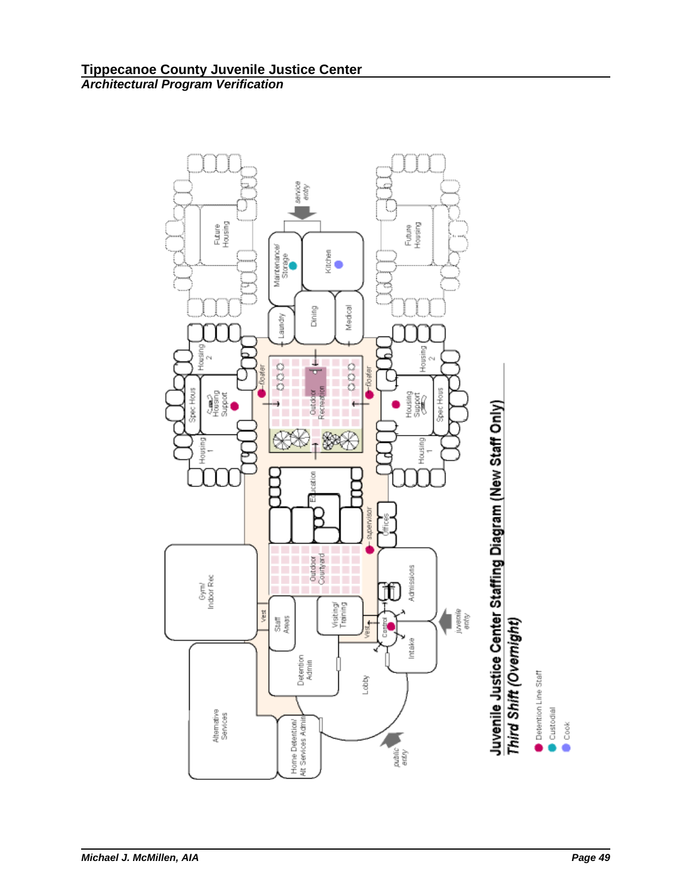## Juvenile Justice Center Staffing Diagram (New Staff Only)

### *Third Shift (Overnight)*

- Detention Line Staff
- Custodial
- Cook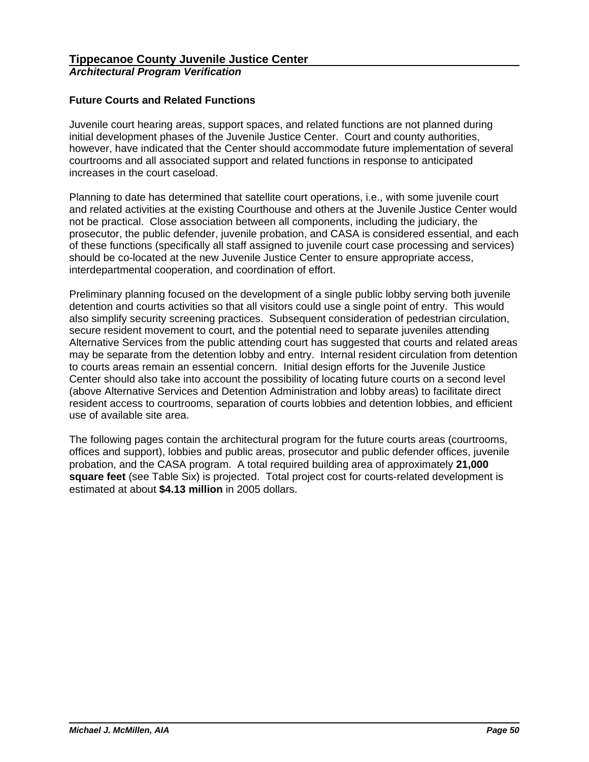## Future Courts and Related Functions

Juvenile court hearing areas, support spaces, and related functions are not planned during initial development phases of the Juvenile Justice Center. Court and county authorities, however, have indicated that the Center should accommodate future implementation of several courtrooms and all associated support and related functions in response to anticipated increases in the court caseload.

Planning to date has determined that satellite court operations, i.e., with some juvenile court and related activities at the existing Courthouse and others at the Juvenile Justice Center would not be practical. Close association between all components, including the judiciary, the prosecutor, the public defender, juvenile probation, and CASA is considered essential, and each of these functions (specifically all staff assigned to juvenile court case processing and services) should be co-located at the new Juvenile Justice Center to ensure appropriate access, interdepartmental cooperation, and coordination of effort.

Preliminary planning focused on the development of a single public lobby serving both juvenile detention and courts activities so that all visitors could use a single point of entry. This would also simplify security screening practices. Subsequent consideration of pedestrian circulation, secure resident movement to court, and the potential need to separate juveniles attending Alternative Services from the public attending court has suggested that courts and related areas may be separate from the detention lobby and entry. Internal resident circulation from detention to courts areas remain an essential concern. Initial design efforts for the Juvenile Justice Center should also take into account the possibility of locating future courts on a second level (above Alternative Services and Detention Administration and lobby areas) to facilitate direct resident access to courtrooms, separation of courts lobbies and detention lobbies, and efficient use of available site area.

The following pages contain the architectural program for the future courts areas (courtrooms, offices and support), lobbies and public areas, prosecutor and public defender offices, juvenile probation, and the CASA program. A total required building area of approximately **21,000 square feet** (see Table Six) is projected. Total project cost for courts-related development is estimated at about **$4.13 million** in 2005 dollars.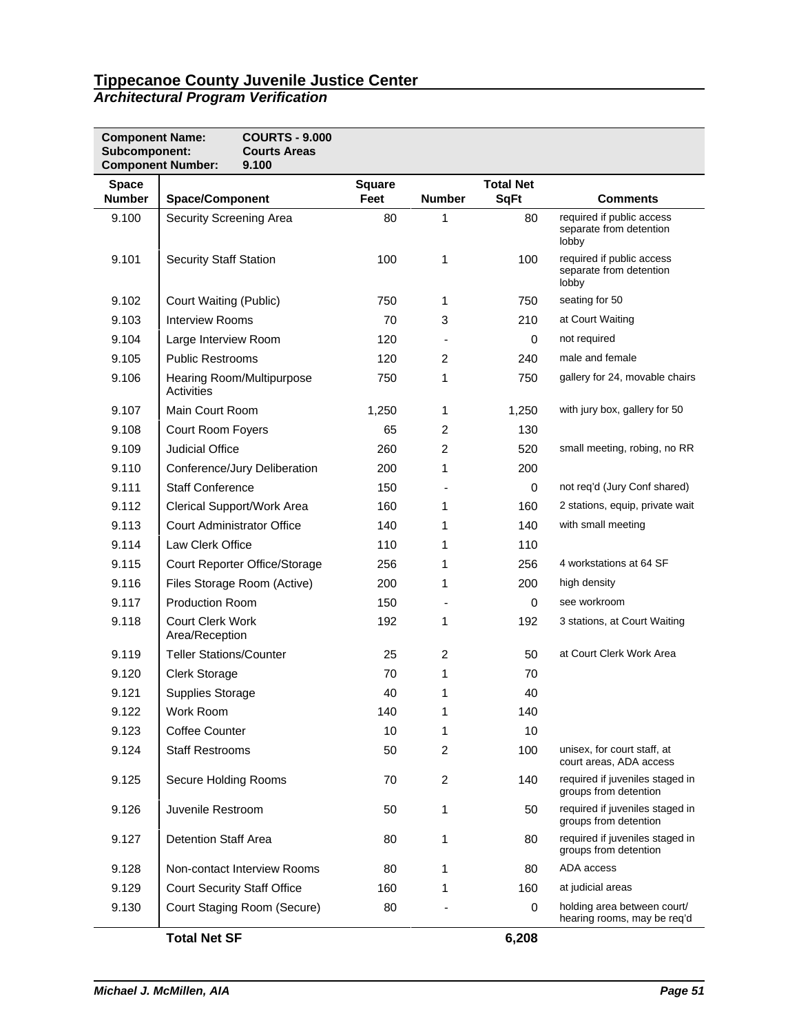# Tippecanoe County Juvenile Justice Center

## *Architectural Program Verification*

**Component Name:** **COURTS - 9.000**
**Subcomponent:** **Courts Areas**
**Component Number:** **9.100**

| Space Number | Space/Component | Square Feet | Number | Total Net SqFt | Comments |
|---|---|---|---|---|---|
| 9.100 | Security Screening Area | 80 | 1 | 80 | required if public access separate from detention lobby |
| 9.101 | Security Staff Station | 100 | 1 | 100 | required if public access separate from detention lobby |
| 9.102 | Court Waiting (Public) | 750 | 1 | 750 | seating for 50 |
| 9.103 | Interview Rooms | 70 | 3 | 210 | at Court Waiting |
| 9.104 | Large Interview Room | 120 | - | 0 | not required |
| 9.105 | Public Restrooms | 120 | 2 | 240 | male and female |
| 9.106 | Hearing Room/Multipurpose Activities | 750 | 1 | 750 | gallery for 24, movable chairs |
| 9.107 | Main Court Room | 1,250 | 1 | 1,250 | with jury box, gallery for 50 |
| 9.108 | Court Room Foyers | 65 | 2 | 130 | |
| 9.109 | Judicial Office | 260 | 2 | 520 | small meeting, robing, no RR |
| 9.110 | Conference/Jury Deliberation | 200 | 1 | 200 | |
| 9.111 | Staff Conference | 150 | - | 0 | not req'd (Jury Conf shared) |
| 9.112 | Clerical Support/Work Area | 160 | 1 | 160 | 2 stations, equip, private wait |
| 9.113 | Court Administrator Office | 140 | 1 | 140 | with small meeting |
| 9.114 | Law Clerk Office | 110 | 1 | 110 | |
| 9.115 | Court Reporter Office/Storage | 256 | 1 | 256 | 4 workstations at 64 SF |
| 9.116 | Files Storage Room (Active) | 200 | 1 | 200 | high density |
| 9.117 | Production Room | 150 | - | 0 | see workroom |
| 9.118 | Court Clerk Work Area/Reception | 192 | 1 | 192 | 3 stations, at Court Waiting |
| 9.119 | Teller Stations/Counter | 25 | 2 | 50 | at Court Clerk Work Area |
| 9.120 | Clerk Storage | 70 | 1 | 70 | |
| 9.121 | Supplies Storage | 40 | 1 | 40 | |
| 9.122 | Work Room | 140 | 1 | 140 | |
| 9.123 | Coffee Counter | 10 | 1 | 10 | |
| 9.124 | Staff Restrooms | 50 | 2 | 100 | unisex, for court staff, at court areas, ADA access |
| 9.125 | Secure Holding Rooms | 70 | 2 | 140 | required if juveniles staged in groups from detention |
| 9.126 | Juvenile Restroom | 50 | 1 | 50 | required if juveniles staged in groups from detention |
| 9.127 | Detention Staff Area | 80 | 1 | 80 | required if juveniles staged in groups from detention |
| 9.128 | Non-contact Interview Rooms | 80 | 1 | 80 | ADA access |
| 9.129 | Court Security Staff Office | 160 | 1 | 160 | at judicial areas |
| 9.130 | Court Staging Room (Secure) | 80 | - | 0 | holding area between court/ hearing rooms, may be req'd |
| | **Total Net SF** | | | **6,208** | |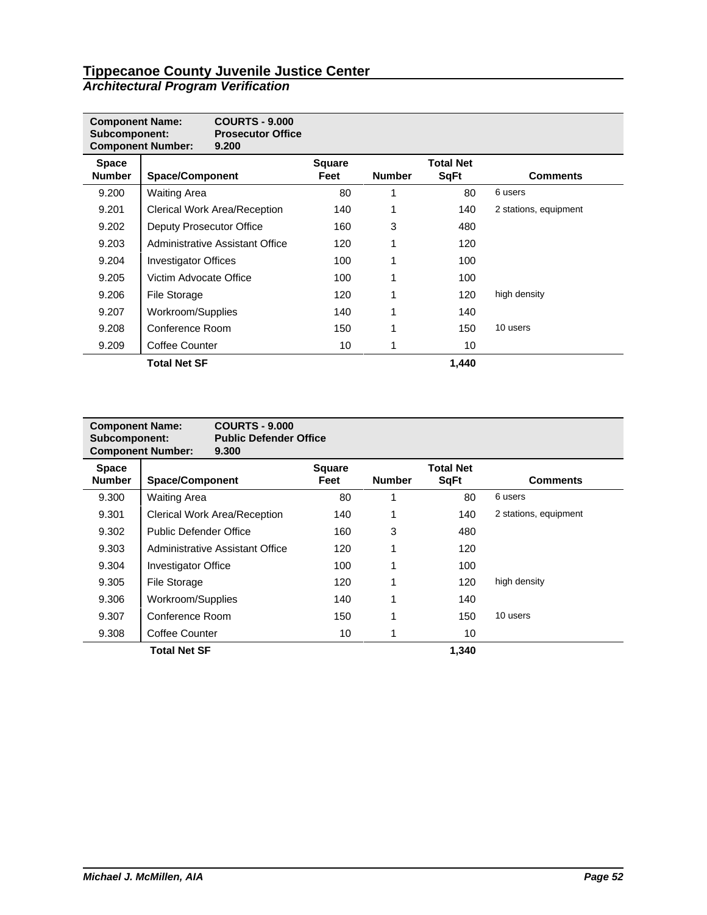| Component Name: | COURTS - 9.000 | | | | |
|---|---|---|---|---|---|
| Subcomponent: | Prosecutor Office | | | | |
| Component Number: | 9.200 | | | | |
| **Space Number** | **Space/Component** | **Square Feet** | **Number** | **Total Net SqFt** | **Comments** |
| 9.200 | Waiting Area | 80 | 1 | 80 | 6 users |
| 9.201 | Clerical Work Area/Reception | 140 | 1 | 140 | 2 stations, equipment |
| 9.202 | Deputy Prosecutor Office | 160 | 3 | 480 | |
| 9.203 | Administrative Assistant Office | 120 | 1 | 120 | |
| 9.204 | Investigator Offices | 100 | 1 | 100 | |
| 9.205 | Victim Advocate Office | 100 | 1 | 100 | |
| 9.206 | File Storage | 120 | 1 | 120 | high density |
| 9.207 | Workroom/Supplies | 140 | 1 | 140 | |
| 9.208 | Conference Room | 150 | 1 | 150 | 10 users |
| 9.209 | Coffee Counter | 10 | 1 | 10 | |
| | **Total Net SF** | | | **1,440** | |

| Component Name: | COURTS - 9.000 | | | | |
|---|---|---|---|---|---|
| Subcomponent: | Public Defender Office | | | | |
| Component Number: | 9.300 | | | | |
| **Space Number** | **Space/Component** | **Square Feet** | **Number** | **Total Net SqFt** | **Comments** |
| 9.300 | Waiting Area | 80 | 1 | 80 | 6 users |
| 9.301 | Clerical Work Area/Reception | 140 | 1 | 140 | 2 stations, equipment |
| 9.302 | Public Defender Office | 160 | 3 | 480 | |
| 9.303 | Administrative Assistant Office | 120 | 1 | 120 | |
| 9.304 | Investigator Office | 100 | 1 | 100 | |
| 9.305 | File Storage | 120 | 1 | 120 | high density |
| 9.306 | Workroom/Supplies | 140 | 1 | 140 | |
| 9.307 | Conference Room | 150 | 1 | 150 | 10 users |
| 9.308 | Coffee Counter | 10 | 1 | 10 | |
| | **Total Net SF** | | | **1,340** | |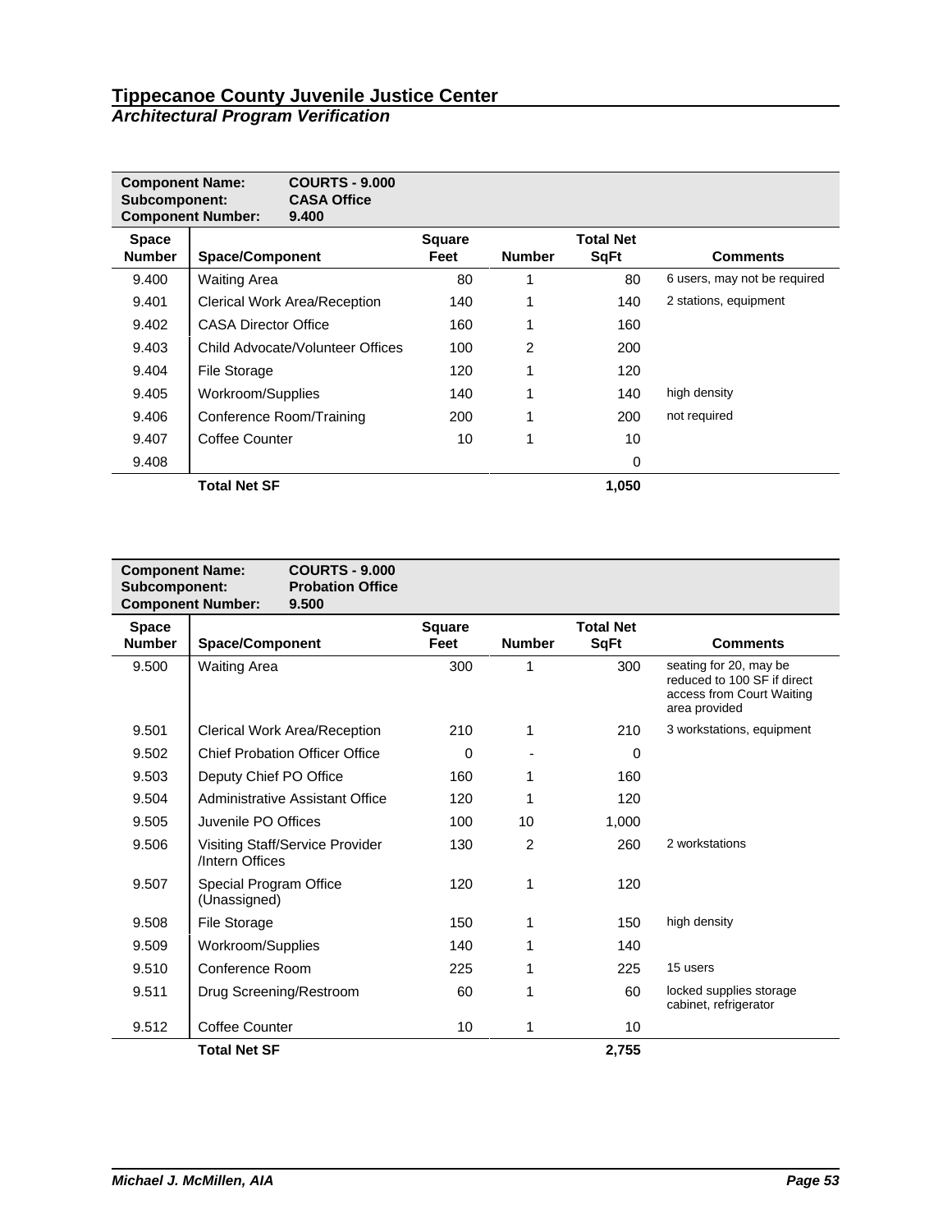## Tippecanoe County Juvenile Justice Center
### *Architectural Program Verification*

| **Component Name:** | **COURTS - 9.000** | | | | |
|---|---|---|---|---|---|
| **Subcomponent:** | **CASA Office** | | | | |
| **Component Number:** | **9.400** | | | | |
| **Space Number** | **Space/Component** | **Square Feet** | **Number** | **Total Net SqFt** | **Comments** |
| 9.400 | Waiting Area | 80 | 1 | 80 | 6 users, may not be required |
| 9.401 | Clerical Work Area/Reception | 140 | 1 | 140 | 2 stations, equipment |
| 9.402 | CASA Director Office | 160 | 1 | 160 | |
| 9.403 | Child Advocate/Volunteer Offices | 100 | 2 | 200 | |
| 9.404 | File Storage | 120 | 1 | 120 | |
| 9.405 | Workroom/Supplies | 140 | 1 | 140 | high density |
| 9.406 | Conference Room/Training | 200 | 1 | 200 | not required |
| 9.407 | Coffee Counter | 10 | 1 | 10 | |
| 9.408 | | | | 0 | |
| | **Total Net SF** | | | **1,050** | |

| **Component Name:** | **COURTS - 9.000** | | | | |
|---|---|---|---|---|---|
| **Subcomponent:** | **Probation Office** | | | | |
| **Component Number:** | **9.500** | | | | |
| **Space Number** | **Space/Component** | **Square Feet** | **Number** | **Total Net SqFt** | **Comments** |
| 9.500 | Waiting Area | 300 | 1 | 300 | seating for 20, may be reduced to 100 SF if direct access from Court Waiting area provided |
| 9.501 | Clerical Work Area/Reception | 210 | 1 | 210 | 3 workstations, equipment |
| 9.502 | Chief Probation Officer Office | 0 | - | 0 | |
| 9.503 | Deputy Chief PO Office | 160 | 1 | 160 | |
| 9.504 | Administrative Assistant Office | 120 | 1 | 120 | |
| 9.505 | Juvenile PO Offices | 100 | 10 | 1,000 | |
| 9.506 | Visiting Staff/Service Provider /Intern Offices | 130 | 2 | 260 | 2 workstations |
| 9.507 | Special Program Office (Unassigned) | 120 | 1 | 120 | |
| 9.508 | File Storage | 150 | 1 | 150 | high density |
| 9.509 | Workroom/Supplies | 140 | 1 | 140 | |
| 9.510 | Conference Room | 225 | 1 | 225 | 15 users |
| 9.511 | Drug Screening/Restroom | 60 | 1 | 60 | locked supplies storage cabinet, refrigerator |
| 9.512 | Coffee Counter | 10 | 1 | 10 | |
| | **Total Net SF** | | | **2,755** | |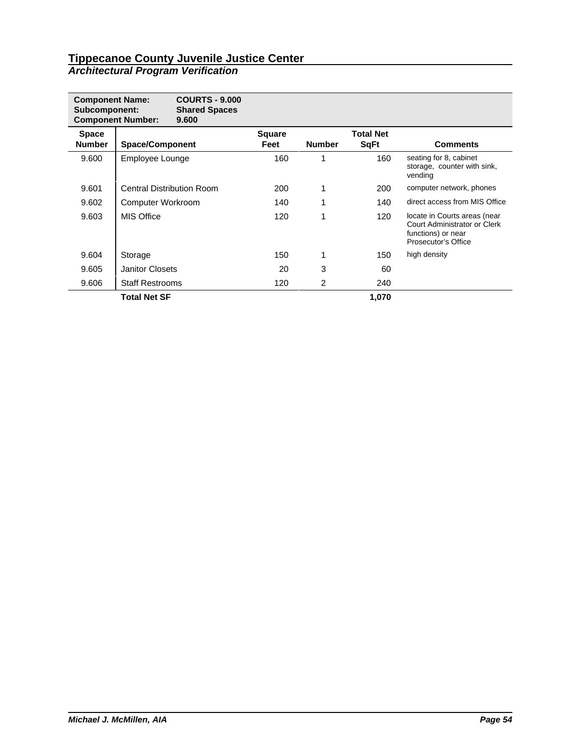# Tippecanoe County Juvenile Justice Center

## *Architectual Program Verification*

**Component Name:** COURTS - 9.000
**Subcomponent:** Shared Spaces
**Component Number:** 9.600

| Space Number | Space/Component | Square Feet | Number | Total Net SqFt | Comments |
|---|---|---|---|---|---|
| 9.600 | Employee Lounge | 160 | 1 | 160 | seating for 8, cabinet storage, counter with sink, vending |
| 9.601 | Central Distribution Room | 200 | 1 | 200 | computer network, phones |
| 9.602 | Computer Workroom | 140 | 1 | 140 | direct access from MIS Office |
| 9.603 | MIS Office | 120 | 1 | 120 | locate in Courts areas (near Court Administrator or Clerk functions) or near Prosecutor's Office |
| 9.604 | Storage | 150 | 1 | 150 | high density |
| 9.605 | Janitor Closets | 20 | 3 | 60 | |
| 9.606 | Staff Restrooms | 120 | 2 | 240 | |
| | **Total Net SF** | | | **1,070** | |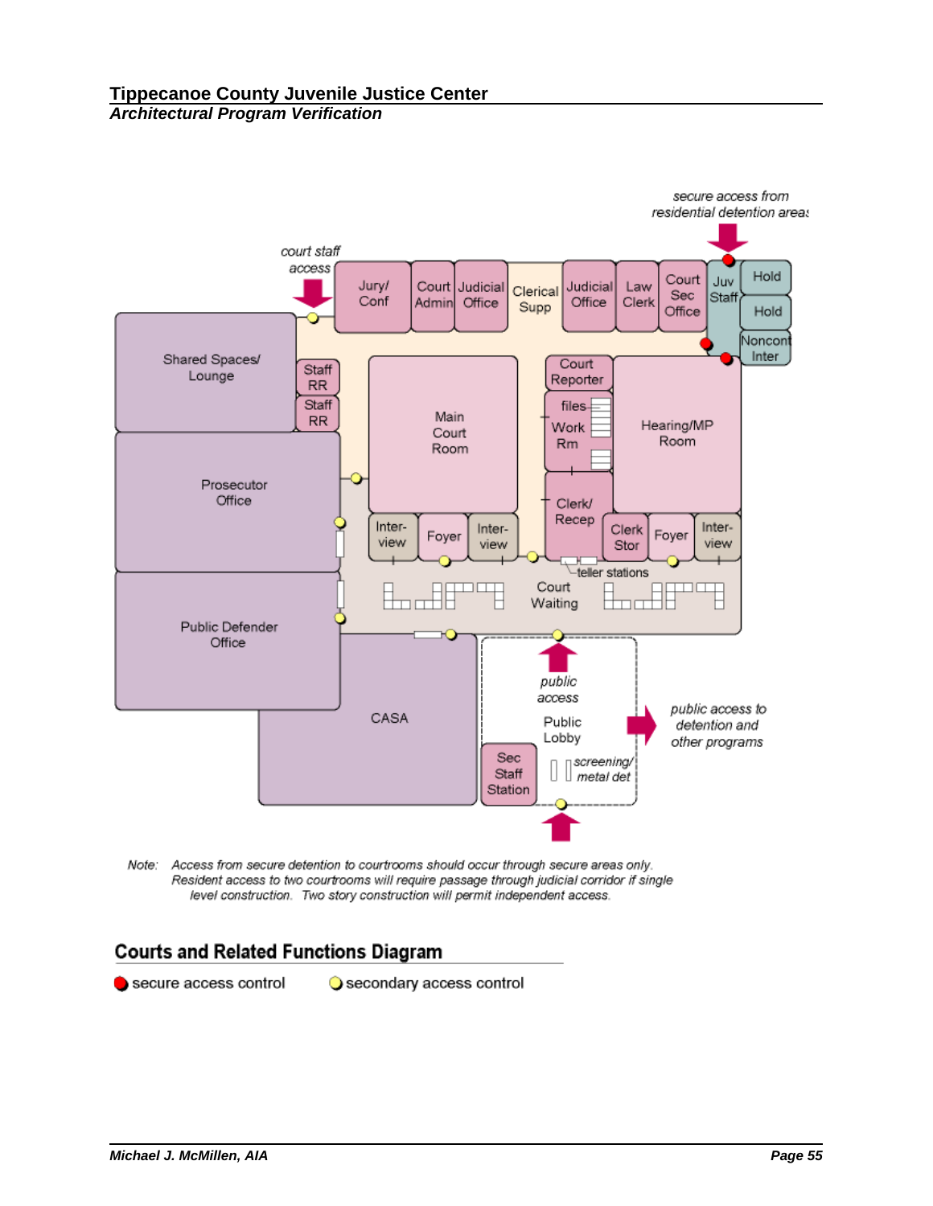**Tippecanoe County Juvenile Justice Center**
***Architectural Program Verification***

secure access from residential detention areas

court staff access

Jury/ Conf | Court Admin | Judicial Office | Clerical Supp | Judicial Office | Law Clerk | Court Sec Office | Juv Staff | Hold | Hold | Noncont Inter

Shared Spaces/ Lounge | Staff RR | Staff RR | Main Court Room | Court Reporter | files | Work Rm | Hearing/MP Room

Prosecutor Office | Inter-view | Foyer | Inter-view | Clerk/ Recep | Clerk Stor | Foyer | Inter-view

teller stations

Court Waiting

Public Defender Office

CASA

public access

Public Lobby

public access to detention and other programs

Sec Staff Station

screening/ metal det

Note: *Access from secure detention to courtrooms should occur through secure areas only. Resident access to two courtrooms will require passage through judicial corridor if single level construction. Two story construction will permit independent access.*

## Courts and Related Functions Diagram

secure access control    secondary access control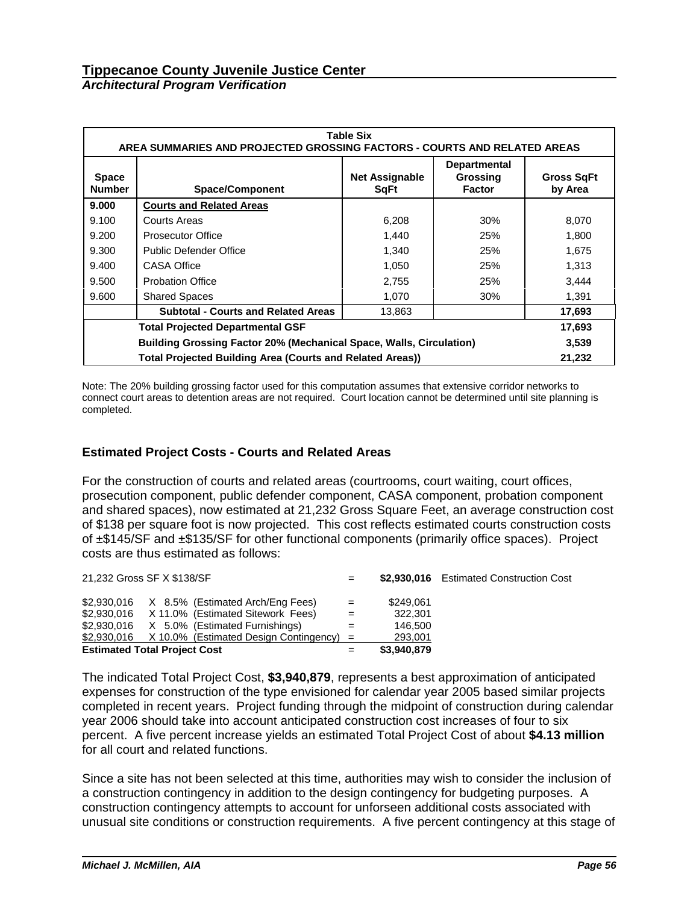## Tippecanoe County Juvenile Justice Center

***Architectural Program Verification***

| Table Six<br>AREA SUMMARIES AND PROJECTED GROSSING FACTORS - COURTS AND RELATED AREAS | | | | |
|---|---|---|---|---|
| **Space Number** | **Space/Component** | **Net Assignable SqFt** | **Departmental Grossing Factor** | **Gross SqFt by Area** |
| **9.000** | **<u>Courts and Related Areas</u>** | | | |
| 9.100 | Courts Areas | 6,208 | 30% | 8,070 |
| 9.200 | Prosecutor Office | 1,440 | 25% | 1,800 |
| 9.300 | Public Defender Office | 1,340 | 25% | 1,675 |
| 9.400 | CASA Office | 1,050 | 25% | 1,313 |
| 9.500 | Probation Office | 2,755 | 25% | 3,444 |
| 9.600 | Shared Spaces | 1,070 | 30% | 1,391 |
| | **Subtotal - Courts and Related Areas** | 13,863 | | **17,693** |
| | **Total Projected Departmental GSF** | | | **17,693** |
| | **Building Grossing Factor 20% (Mechanical Space, Walls, Circulation)** | | | **3,539** |
| | **Total Projected Building Area (Courts and Related Areas))** | | | **21,232** |

Note: The 20% building grossing factor used for this computation assumes that extensive corridor networks to connect court areas to detention areas are not required. Court location cannot be determined until site planning is completed.

### Estimated Project Costs - Courts and Related Areas

For the construction of courts and related areas (courtrooms, court waiting, court offices, prosecution component, public defender component, CASA component, probation component and shared spaces), now estimated at 21,232 Gross Square Feet, an average construction cost of $138 per square foot is now projected. This cost reflects estimated courts construction costs of ±$145/SF and ±$135/SF for other functional components (primarily office spaces). Project costs are thus estimated as follows:

| | | | | |
|---|---|---|---|---|
| 21,232 Gross SF X $138/SF | | = | **$2,930,016** | Estimated Construction Cost |
| $2,930,016 | X 8.5% (Estimated Arch/Eng Fees) | = | $249,061 | |
| $2,930,016 | X 11.0% (Estimated Sitework Fees) | = | 322,301 | |
| $2,930,016 | X 5.0% (Estimated Furnishings) | = | 146,500 | |
| $2,930,016 | X 10.0% (Estimated Design Contingency) | = | 293,001 | |
| **Estimated Total Project Cost** | | = | **$3,940,879** | |

The indicated Total Project Cost, **$3,940,879**, represents a best approximation of anticipated expenses for construction of the type envisioned for calendar year 2005 based similar projects completed in recent years. Project funding through the midpoint of construction during calendar year 2006 should take into account anticipated construction cost increases of four to six percent. A five percent increase yields an estimated Total Project Cost of about **$4.13 million** for all court and related functions.

Since a site has not been selected at this time, authorities may wish to consider the inclusion of a construction contingency in addition to the design contingency for budgeting purposes. A construction contingency attempts to account for unforseen additional costs associated with unusual site conditions or construction requirements. A five percent contingency at this stage of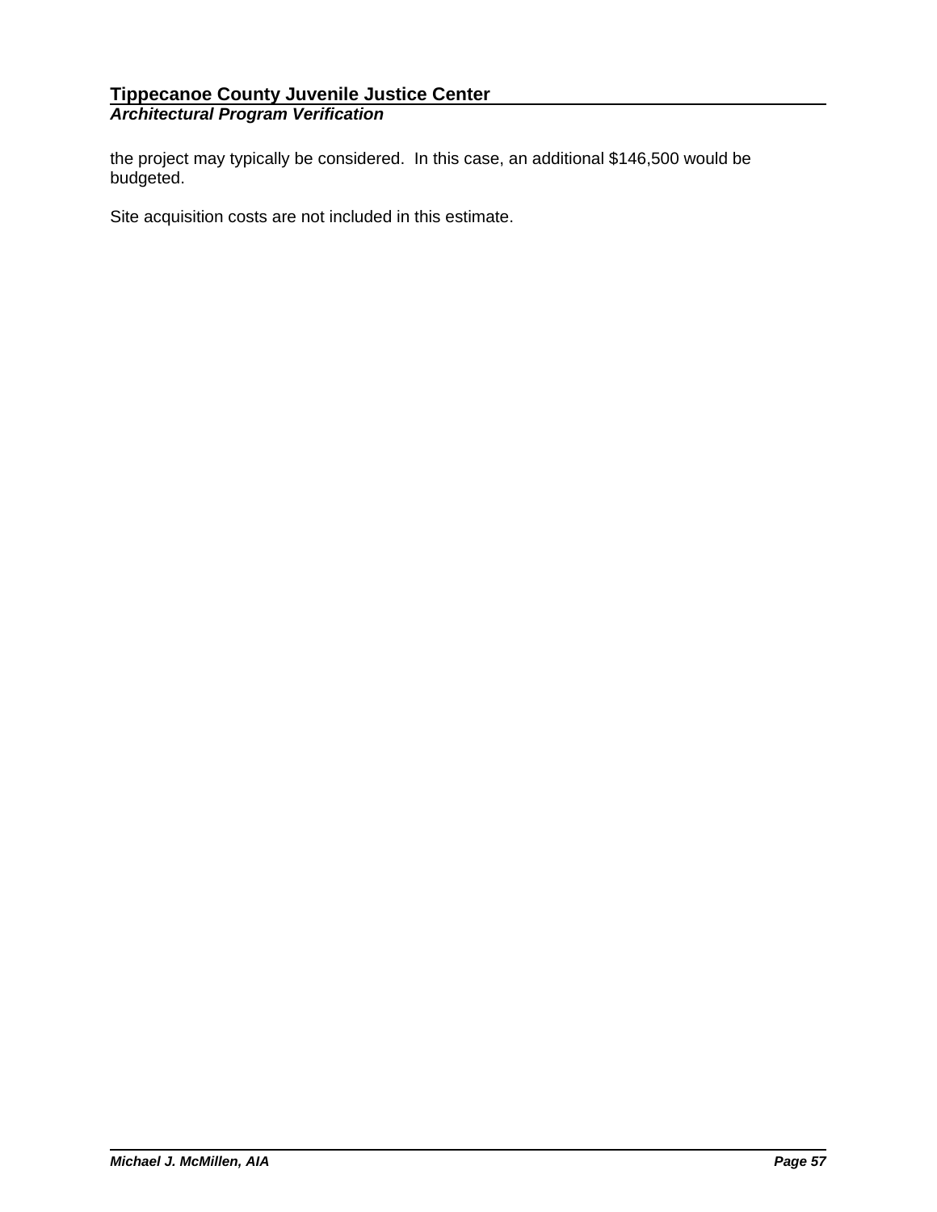the project may typically be considered. In this case, an additional $146,500 would be budgeted.

Site acquisition costs are not included in this estimate.